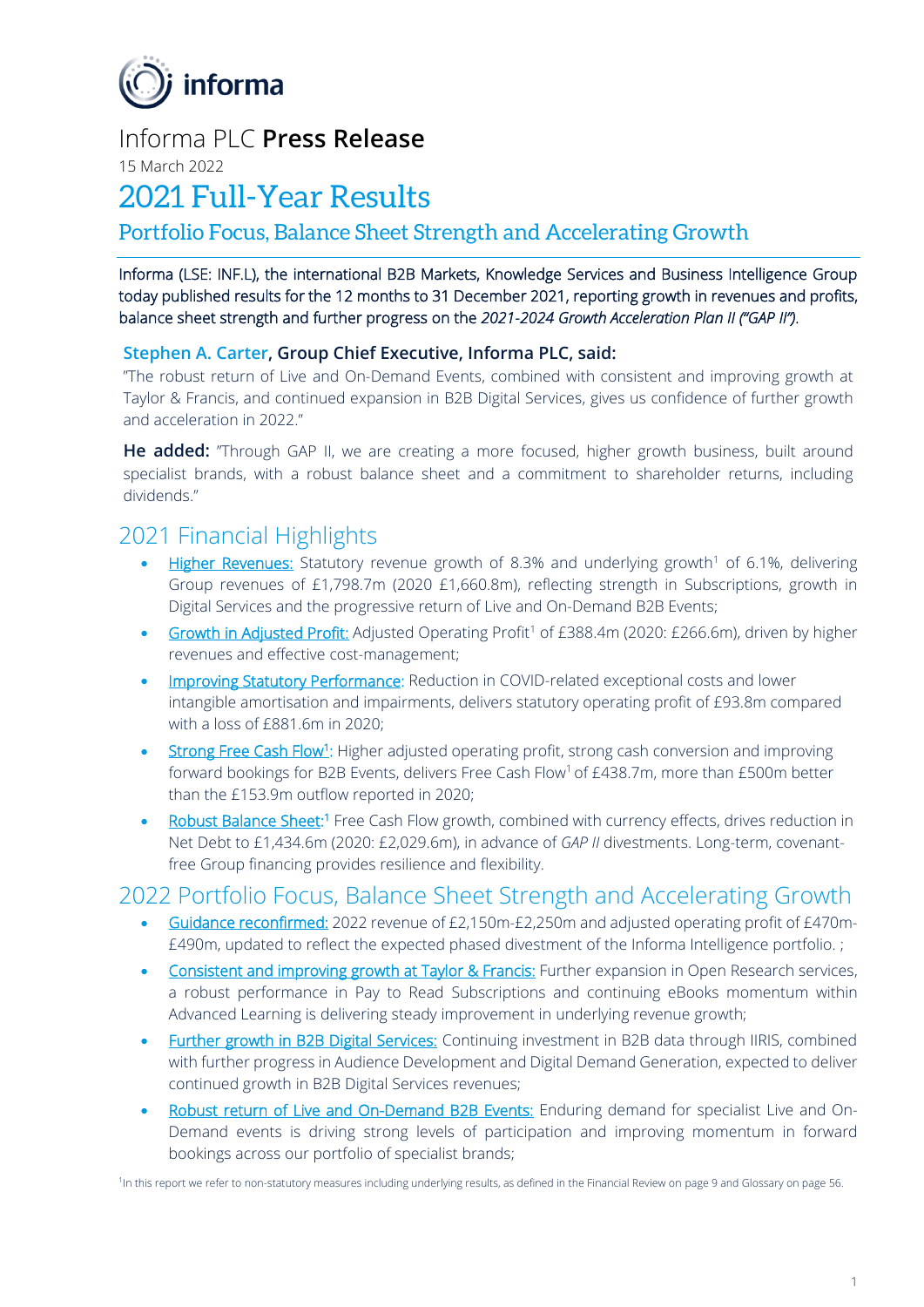Informa PLC **Press Release**

15 March 2022

# 2021 Full-Year Results

## Portfolio Focus, Balance Sheet Strength and Accelerating Growth

Informa (LSE: INF.L), the international B2B Markets, Knowledge Services and Business Intelligence Group today published results for the 12 months to 31 December 2021, reporting growth in revenues and profits, balance sheet strength and further progress on the *2021-2024 Growth Acceleration Plan II ("GAP II")*.

**Stephen A. Carter, Group Chief Executive, Informa PLC, said:**

"The robust return of Live and On-Demand Events, combined with consistent and improving growth at Taylor & Francis, and continued expansion in B2B Digital Services, gives us confidence of further growth and acceleration in 2022."

**He added:** "Through GAP II, we are creating a more focused, higher growth business, built around specialist brands, with a robust balance sheet and a commitment to shareholder returns, including dividends."

## 2021 Financial Highlights

- Higher Revenues: Statutory revenue growth of 8.3% and underlying growth[1] of 6.1%, delivering Group revenues of £1,798.7m (2020 £1,660.8m), reflecting strength in Subscriptions, growth in Digital Services and the progressive return of Live and On-Demand B2B Events;
- Growth in Adjusted Profit: Adjusted Operating Profit[1] of £388.4m (2020: £266.6m), driven by higher revenues and effective cost-management;
- Improving Statutory Performance: Reduction in COVID-related exceptional costs and lower intangible amortisation and impairments, delivers statutory operating profit of £93.8m compared with a loss of £881.6m in 2020;
- Strong Free Cash Flow[1]: Higher adjusted operating profit, strong cash conversion and improving forward bookings for B2B Events, delivers Free Cash Flow[1] of £438.7m, more than £500m better than the £153.9m outflow reported in 2020;
- Robust Balance Sheet:[1] Free Cash Flow growth, combined with currency effects, drives reduction in Net Debt to £1,434.6m (2020: £2,029.6m), in advance of *GAP II* divestments. Long-term, covenant-free Group financing provides resilience and flexibility.

## 2022 Portfolio Focus, Balance Sheet Strength and Accelerating Growth

- Guidance reconfirmed: 2022 revenue of £2,150m-£2,250m and adjusted operating profit of £470m-£490m, updated to reflect the expected phased divestment of the Informa Intelligence portfolio. ;
- Consistent and improving growth at Taylor & Francis: Further expansion in Open Research services, a robust performance in Pay to Read Subscriptions and continuing eBooks momentum within Advanced Learning is delivering steady improvement in underlying revenue growth;
- Further growth in B2B Digital Services: Continuing investment in B2B data through IIRIS, combined with further progress in Audience Development and Digital Demand Generation, expected to deliver continued growth in B2B Digital Services revenues;
- Robust return of Live and On-Demand B2B Events: Enduring demand for specialist Live and On-Demand events is driving strong levels of participation and improving momentum in forward bookings across our portfolio of specialist brands;

[1]In this report we refer to non-statutory measures including underlying results, as defined in the Financial Review on page 9 and Glossary on page 56.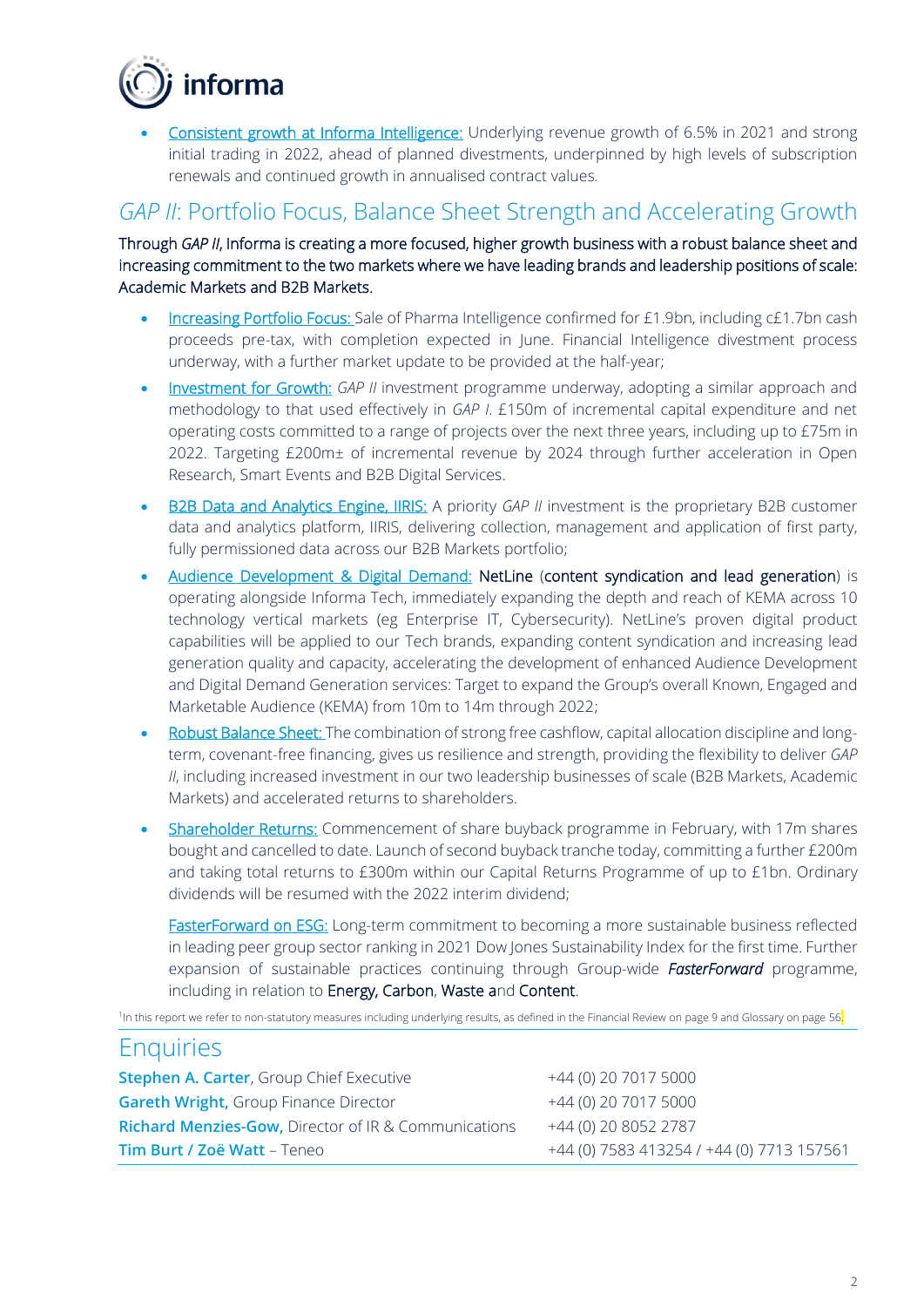- Consistent growth at Informa Intelligence: Underlying revenue growth of 6.5% in 2021 and strong initial trading in 2022, ahead of planned divestments, underpinned by high levels of subscription renewals and continued growth in annualised contract values.

## *GAP II*: Portfolio Focus, Balance Sheet Strength and Accelerating Growth

Through *GAP II*, Informa is creating a more focused, higher growth business with a robust balance sheet and increasing commitment to the two markets where we have leading brands and leadership positions of scale: Academic Markets and B2B Markets.

- Increasing Portfolio Focus: Sale of Pharma Intelligence confirmed for £1.9bn, including c£1.7bn cash proceeds pre-tax, with completion expected in June. Financial Intelligence divestment process underway, with a further market update to be provided at the half-year;
- Investment for Growth: *GAP II* investment programme underway, adopting a similar approach and methodology to that used effectively in *GAP I*. £150m of incremental capital expenditure and net operating costs committed to a range of projects over the next three years, including up to £75m in 2022. Targeting £200m± of incremental revenue by 2024 through further acceleration in Open Research, Smart Events and B2B Digital Services.
- B2B Data and Analytics Engine, IIRIS: A priority *GAP II* investment is the proprietary B2B customer data and analytics platform, IIRIS, delivering collection, management and application of first party, fully permissioned data across our B2B Markets portfolio;
- Audience Development & Digital Demand: NetLine (content syndication and lead generation) is operating alongside Informa Tech, immediately expanding the depth and reach of KEMA across 10 technology vertical markets (eg Enterprise IT, Cybersecurity). NetLine's proven digital product capabilities will be applied to our Tech brands, expanding content syndication and increasing lead generation quality and capacity, accelerating the development of enhanced Audience Development and Digital Demand Generation services: Target to expand the Group's overall Known, Engaged and Marketable Audience (KEMA) from 10m to 14m through 2022;
- Robust Balance Sheet: The combination of strong free cashflow, capital allocation discipline and long-term, covenant-free financing, gives us resilience and strength, providing the flexibility to deliver *GAP II*, including increased investment in our two leadership businesses of scale (B2B Markets, Academic Markets) and accelerated returns to shareholders.
- Shareholder Returns: Commencement of share buyback programme in February, with 17m shares bought and cancelled to date. Launch of second buyback tranche today, committing a further £200m and taking total returns to £300m within our Capital Returns Programme of up to £1bn. Ordinary dividends will be resumed with the 2022 interim dividend;

  FasterForward on ESG: Long-term commitment to becoming a more sustainable business reflected in leading peer group sector ranking in 2021 Dow Jones Sustainability Index for the first time. Further expansion of sustainable practices continuing through Group-wide ***FasterForward*** programme, including in relation to Energy, Carbon, Waste and Content.

[1]In this report we refer to non-statutory measures including underlying results, as defined in the Financial Review on page 9 and Glossary on page 56.

## Enquiries

| | |
|---|---|
| **Stephen A. Carter**, Group Chief Executive | +44 (0) 20 7017 5000 |
| **Gareth Wright**, Group Finance Director | +44 (0) 20 7017 5000 |
| **Richard Menzies-Gow,** Director of IR & Communications | +44 (0) 20 8052 2787 |
| **Tim Burt / Zoë Watt** – Teneo | +44 (0) 7583 413254 / +44 (0) 7713 157561 |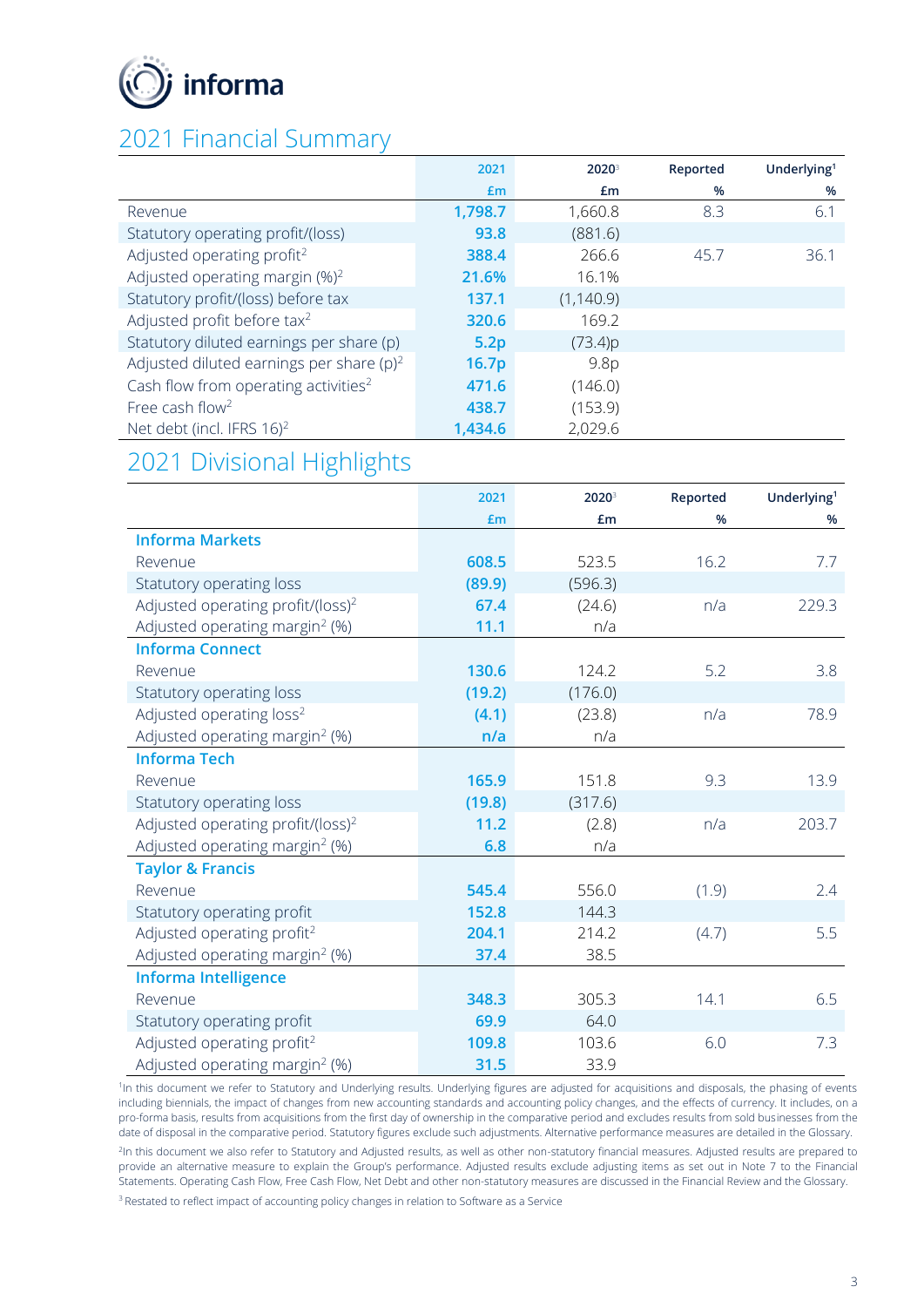informa

# 2021 Financial Summary

| | 2021 £m | 2020[3] £m | Reported % | Underlying[1] % |
|---|---|---|---|---|
| Revenue | **1,798.7** | 1,660.8 | 8.3 | 6.1 |
| Statutory operating profit/(loss) | **93.8** | (881.6) | | |
| Adjusted operating profit[2] | **388.4** | 266.6 | 45.7 | 36.1 |
| Adjusted operating margin (%)[2] | **21.6%** | 16.1% | | |
| Statutory profit/(loss) before tax | **137.1** | (1,140.9) | | |
| Adjusted profit before tax[2] | **320.6** | 169.2 | | |
| Statutory diluted earnings per share (p) | **5.2p** | (73.4)p | | |
| Adjusted diluted earnings per share (p)[2] | **16.7p** | 9.8p | | |
| Cash flow from operating activities[2] | **471.6** | (146.0) | | |
| Free cash flow[2] | **438.7** | (153.9) | | |
| Net debt (incl. IFRS 16)[2] | **1,434.6** | 2,029.6 | | |

# 2021 Divisional Highlights

| | 2021 £m | 2020[3] £m | Reported % | Underlying[1] % |
|---|---|---|---|---|
| **Informa Markets** | | | | |
| Revenue | **608.5** | 523.5 | 16.2 | 7.7 |
| Statutory operating loss | **(89.9)** | (596.3) | | |
| Adjusted operating profit/(loss)[2] | **67.4** | (24.6) | n/a | 229.3 |
| Adjusted operating margin[2] (%) | **11.1** | n/a | | |
| **Informa Connect** | | | | |
| Revenue | **130.6** | 124.2 | 5.2 | 3.8 |
| Statutory operating loss | **(19.2)** | (176.0) | | |
| Adjusted operating loss[2] | **(4.1)** | (23.8) | n/a | 78.9 |
| Adjusted operating margin[2] (%) | **n/a** | n/a | | |
| **Informa Tech** | | | | |
| Revenue | **165.9** | 151.8 | 9.3 | 13.9 |
| Statutory operating loss | **(19.8)** | (317.6) | | |
| Adjusted operating profit/(loss)[2] | **11.2** | (2.8) | n/a | 203.7 |
| Adjusted operating margin[2] (%) | **6.8** | n/a | | |
| **Taylor & Francis** | | | | |
| Revenue | **545.4** | 556.0 | (1.9) | 2.4 |
| Statutory operating profit | **152.8** | 144.3 | | |
| Adjusted operating profit[2] | **204.1** | 214.2 | (4.7) | 5.5 |
| Adjusted operating margin[2] (%) | **37.4** | 38.5 | | |
| **Informa Intelligence** | | | | |
| Revenue | **348.3** | 305.3 | 14.1 | 6.5 |
| Statutory operating profit | **69.9** | 64.0 | | |
| Adjusted operating profit[2] | **109.8** | 103.6 | 6.0 | 7.3 |
| Adjusted operating margin[2] (%) | **31.5** | 33.9 | | |

[1]In this document we refer to Statutory and Underlying results. Underlying figures are adjusted for acquisitions and disposals, the phasing of events including biennials, the impact of changes from new accounting standards and accounting policy changes, and the effects of currency. It includes, on a pro-forma basis, results from acquisitions from the first day of ownership in the comparative period and excludes results from sold businesses from the date of disposal in the comparative period. Statutory figures exclude such adjustments. Alternative performance measures are detailed in the Glossary.

[2]In this document we also refer to Statutory and Adjusted results, as well as other non-statutory financial measures. Adjusted results are prepared to provide an alternative measure to explain the Group's performance. Adjusted results exclude adjusting items as set out in Note 7 to the Financial Statements. Operating Cash Flow, Free Cash Flow, Net Debt and other non-statutory measures are discussed in the Financial Review and the Glossary.

[3] Restated to reflect impact of accounting policy changes in relation to Software as a Service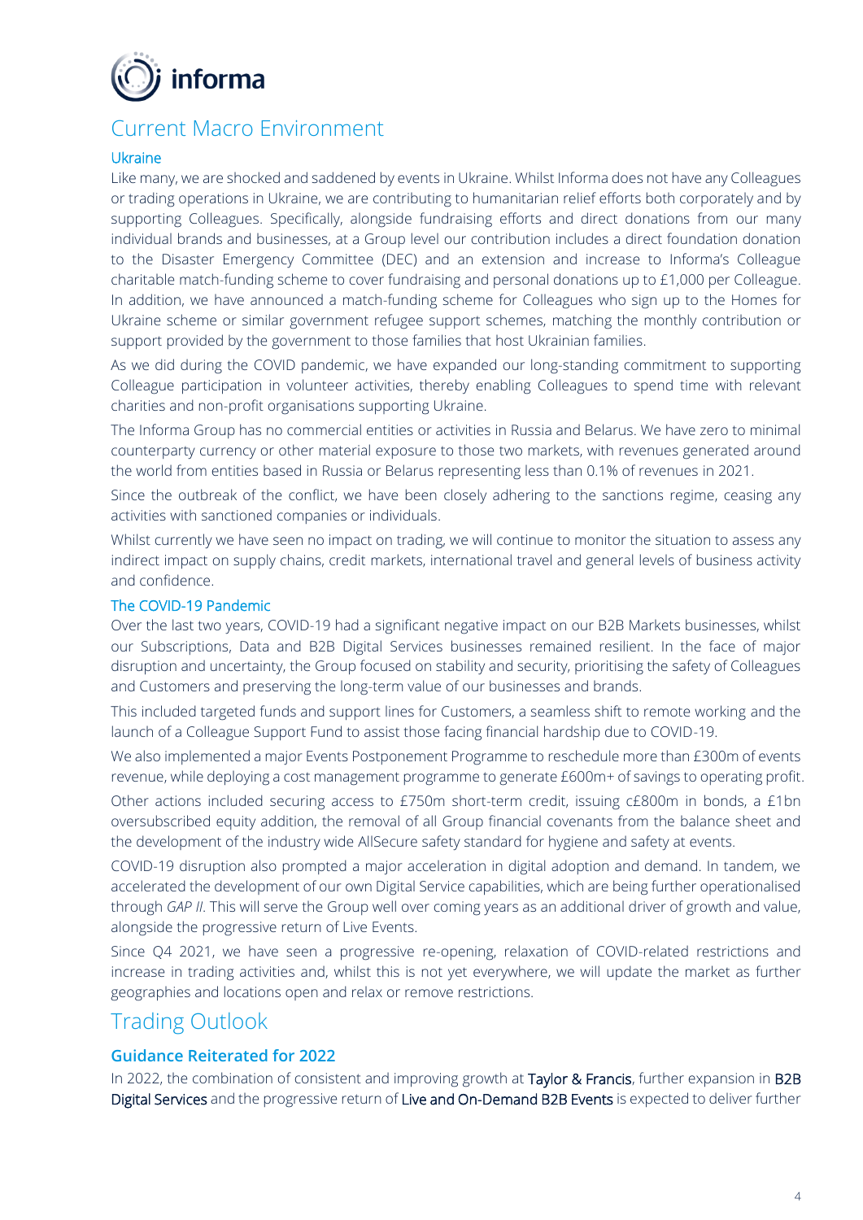# Current Macro Environment

### Ukraine

Like many, we are shocked and saddened by events in Ukraine. Whilst Informa does not have any Colleagues or trading operations in Ukraine, we are contributing to humanitarian relief efforts both corporately and by supporting Colleagues. Specifically, alongside fundraising efforts and direct donations from our many individual brands and businesses, at a Group level our contribution includes a direct foundation donation to the Disaster Emergency Committee (DEC) and an extension and increase to Informa's Colleague charitable match-funding scheme to cover fundraising and personal donations up to £1,000 per Colleague. In addition, we have announced a match-funding scheme for Colleagues who sign up to the Homes for Ukraine scheme or similar government refugee support schemes, matching the monthly contribution or support provided by the government to those families that host Ukrainian families.

As we did during the COVID pandemic, we have expanded our long-standing commitment to supporting Colleague participation in volunteer activities, thereby enabling Colleagues to spend time with relevant charities and non-profit organisations supporting Ukraine.

The Informa Group has no commercial entities or activities in Russia and Belarus. We have zero to minimal counterparty currency or other material exposure to those two markets, with revenues generated around the world from entities based in Russia or Belarus representing less than 0.1% of revenues in 2021.

Since the outbreak of the conflict, we have been closely adhering to the sanctions regime, ceasing any activities with sanctioned companies or individuals.

Whilst currently we have seen no impact on trading, we will continue to monitor the situation to assess any indirect impact on supply chains, credit markets, international travel and general levels of business activity and confidence.

### The COVID-19 Pandemic

Over the last two years, COVID-19 had a significant negative impact on our B2B Markets businesses, whilst our Subscriptions, Data and B2B Digital Services businesses remained resilient. In the face of major disruption and uncertainty, the Group focused on stability and security, prioritising the safety of Colleagues and Customers and preserving the long-term value of our businesses and brands.

This included targeted funds and support lines for Customers, a seamless shift to remote working and the launch of a Colleague Support Fund to assist those facing financial hardship due to COVID-19.

We also implemented a major Events Postponement Programme to reschedule more than £300m of events revenue, while deploying a cost management programme to generate £600m+ of savings to operating profit.

Other actions included securing access to £750m short-term credit, issuing c£800m in bonds, a £1bn oversubscribed equity addition, the removal of all Group financial covenants from the balance sheet and the development of the industry wide AllSecure safety standard for hygiene and safety at events.

COVID-19 disruption also prompted a major acceleration in digital adoption and demand. In tandem, we accelerated the development of our own Digital Service capabilities, which are being further operationalised through *GAP II*. This will serve the Group well over coming years as an additional driver of growth and value, alongside the progressive return of Live Events.

Since Q4 2021, we have seen a progressive re-opening, relaxation of COVID-related restrictions and increase in trading activities and, whilst this is not yet everywhere, we will update the market as further geographies and locations open and relax or remove restrictions.

# Trading Outlook

### Guidance Reiterated for 2022

In 2022, the combination of consistent and improving growth at Taylor & Francis, further expansion in B2B Digital Services and the progressive return of Live and On-Demand B2B Events is expected to deliver further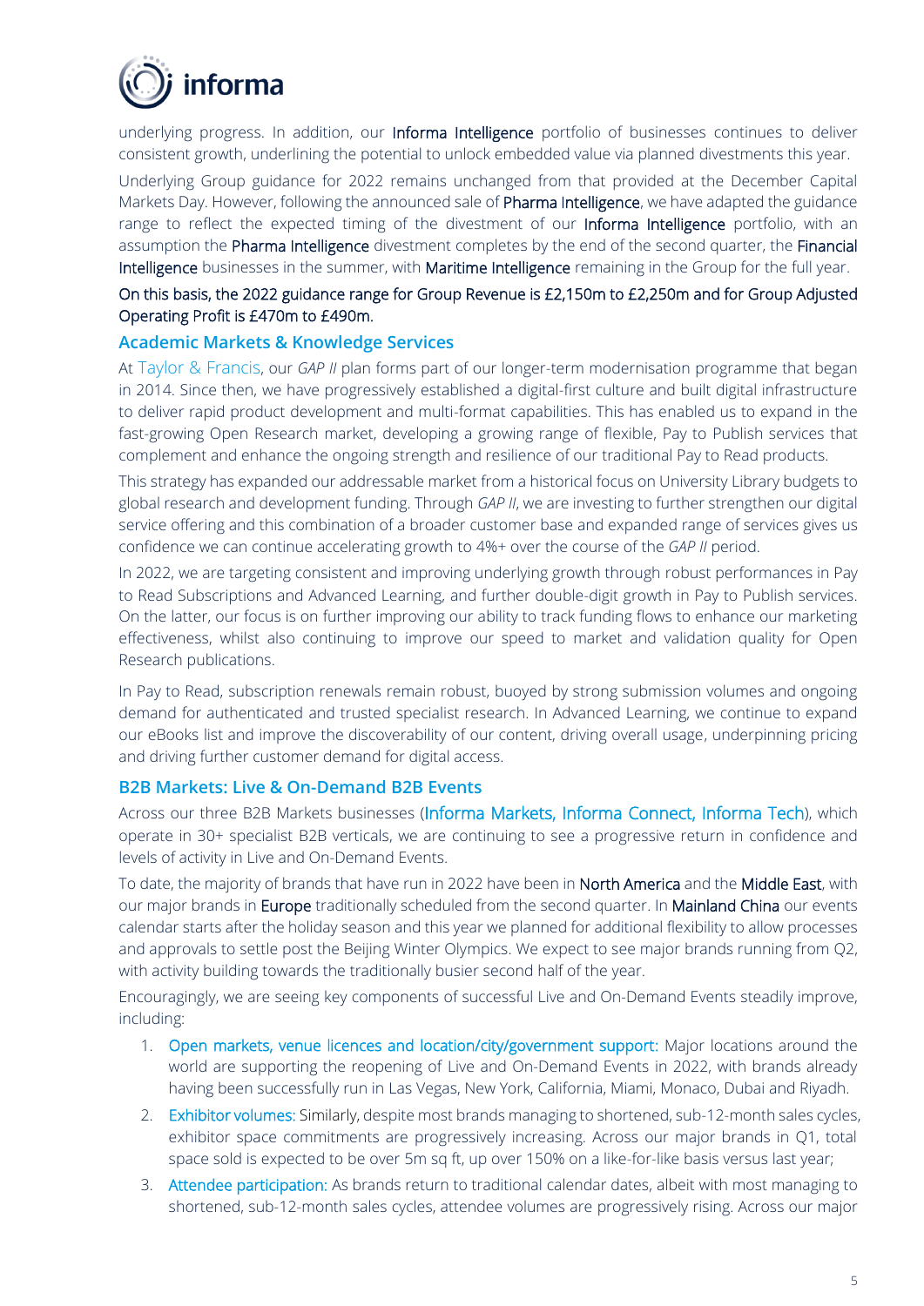underlying progress. In addition, our Informa Intelligence portfolio of businesses continues to deliver consistent growth, underlining the potential to unlock embedded value via planned divestments this year.

Underlying Group guidance for 2022 remains unchanged from that provided at the December Capital Markets Day. However, following the announced sale of Pharma Intelligence, we have adapted the guidance range to reflect the expected timing of the divestment of our Informa Intelligence portfolio, with an assumption the Pharma Intelligence divestment completes by the end of the second quarter, the Financial Intelligence businesses in the summer, with Maritime Intelligence remaining in the Group for the full year.

On this basis, the 2022 guidance range for Group Revenue is £2,150m to £2,250m and for Group Adjusted Operating Profit is £470m to £490m.

### Academic Markets & Knowledge Services

At Taylor & Francis, our *GAP II* plan forms part of our longer-term modernisation programme that began in 2014. Since then, we have progressively established a digital-first culture and built digital infrastructure to deliver rapid product development and multi-format capabilities. This has enabled us to expand in the fast-growing Open Research market, developing a growing range of flexible, Pay to Publish services that complement and enhance the ongoing strength and resilience of our traditional Pay to Read products.

This strategy has expanded our addressable market from a historical focus on University Library budgets to global research and development funding. Through *GAP II*, we are investing to further strengthen our digital service offering and this combination of a broader customer base and expanded range of services gives us confidence we can continue accelerating growth to 4%+ over the course of the *GAP II* period.

In 2022, we are targeting consistent and improving underlying growth through robust performances in Pay to Read Subscriptions and Advanced Learning, and further double-digit growth in Pay to Publish services. On the latter, our focus is on further improving our ability to track funding flows to enhance our marketing effectiveness, whilst also continuing to improve our speed to market and validation quality for Open Research publications.

In Pay to Read, subscription renewals remain robust, buoyed by strong submission volumes and ongoing demand for authenticated and trusted specialist research. In Advanced Learning, we continue to expand our eBooks list and improve the discoverability of our content, driving overall usage, underpinning pricing and driving further customer demand for digital access.

### B2B Markets: Live & On-Demand B2B Events

Across our three B2B Markets businesses (Informa Markets, Informa Connect, Informa Tech), which operate in 30+ specialist B2B verticals, we are continuing to see a progressive return in confidence and levels of activity in Live and On-Demand Events.

To date, the majority of brands that have run in 2022 have been in North America and the Middle East, with our major brands in Europe traditionally scheduled from the second quarter. In Mainland China our events calendar starts after the holiday season and this year we planned for additional flexibility to allow processes and approvals to settle post the Beijing Winter Olympics. We expect to see major brands running from Q2, with activity building towards the traditionally busier second half of the year.

Encouragingly, we are seeing key components of successful Live and On-Demand Events steadily improve, including:

1. Open markets, venue licences and location/city/government support: Major locations around the world are supporting the reopening of Live and On-Demand Events in 2022, with brands already having been successfully run in Las Vegas, New York, California, Miami, Monaco, Dubai and Riyadh.
2. Exhibitor volumes: Similarly, despite most brands managing to shortened, sub-12-month sales cycles, exhibitor space commitments are progressively increasing. Across our major brands in Q1, total space sold is expected to be over 5m sq ft, up over 150% on a like-for-like basis versus last year;
3. Attendee participation: As brands return to traditional calendar dates, albeit with most managing to shortened, sub-12-month sales cycles, attendee volumes are progressively rising. Across our major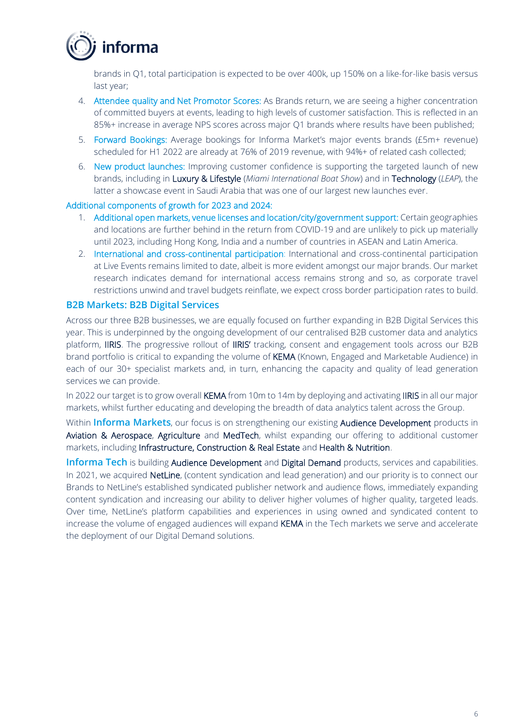brands in Q1, total participation is expected to be over 400k, up 150% on a like-for-like basis versus last year;

4. Attendee quality and Net Promotor Scores: As Brands return, we are seeing a higher concentration of committed buyers at events, leading to high levels of customer satisfaction. This is reflected in an 85%+ increase in average NPS scores across major Q1 brands where results have been published;
5. Forward Bookings: Average bookings for Informa Market's major events brands (£5m+ revenue) scheduled for H1 2022 are already at 76% of 2019 revenue, with 94%+ of related cash collected;
6. New product launches: Improving customer confidence is supporting the targeted launch of new brands, including in Luxury & Lifestyle (*Miami International Boat Show*) and in Technology (*LEAP*), the latter a showcase event in Saudi Arabia that was one of our largest new launches ever.

Additional components of growth for 2023 and 2024:

1. Additional open markets, venue licenses and location/city/government support: Certain geographies and locations are further behind in the return from COVID-19 and are unlikely to pick up materially until 2023, including Hong Kong, India and a number of countries in ASEAN and Latin America.
2. International and cross-continental participation: International and cross-continental participation at Live Events remains limited to date, albeit is more evident amongst our major brands. Our market research indicates demand for international access remains strong and so, as corporate travel restrictions unwind and travel budgets reinflate, we expect cross border participation rates to build.

## B2B Markets: B2B Digital Services

Across our three B2B businesses, we are equally focused on further expanding in B2B Digital Services this year. This is underpinned by the ongoing development of our centralised B2B customer data and analytics platform, IIRIS. The progressive rollout of IIRIS' tracking, consent and engagement tools across our B2B brand portfolio is critical to expanding the volume of KEMA (Known, Engaged and Marketable Audience) in each of our 30+ specialist markets and, in turn, enhancing the capacity and quality of lead generation services we can provide.

In 2022 our target is to grow overall KEMA from 10m to 14m by deploying and activating IIRIS in all our major markets, whilst further educating and developing the breadth of data analytics talent across the Group.

Within **Informa Markets**, our focus is on strengthening our existing Audience Development products in Aviation & Aerospace, Agriculture and MedTech, whilst expanding our offering to additional customer markets, including Infrastructure, Construction & Real Estate and Health & Nutrition.

**Informa Tech** is building Audience Development and Digital Demand products, services and capabilities. In 2021, we acquired NetLine, (content syndication and lead generation) and our priority is to connect our Brands to NetLine's established syndicated publisher network and audience flows, immediately expanding content syndication and increasing our ability to deliver higher volumes of higher quality, targeted leads. Over time, NetLine's platform capabilities and experiences in using owned and syndicated content to increase the volume of engaged audiences will expand KEMA in the Tech markets we serve and accelerate the deployment of our Digital Demand solutions.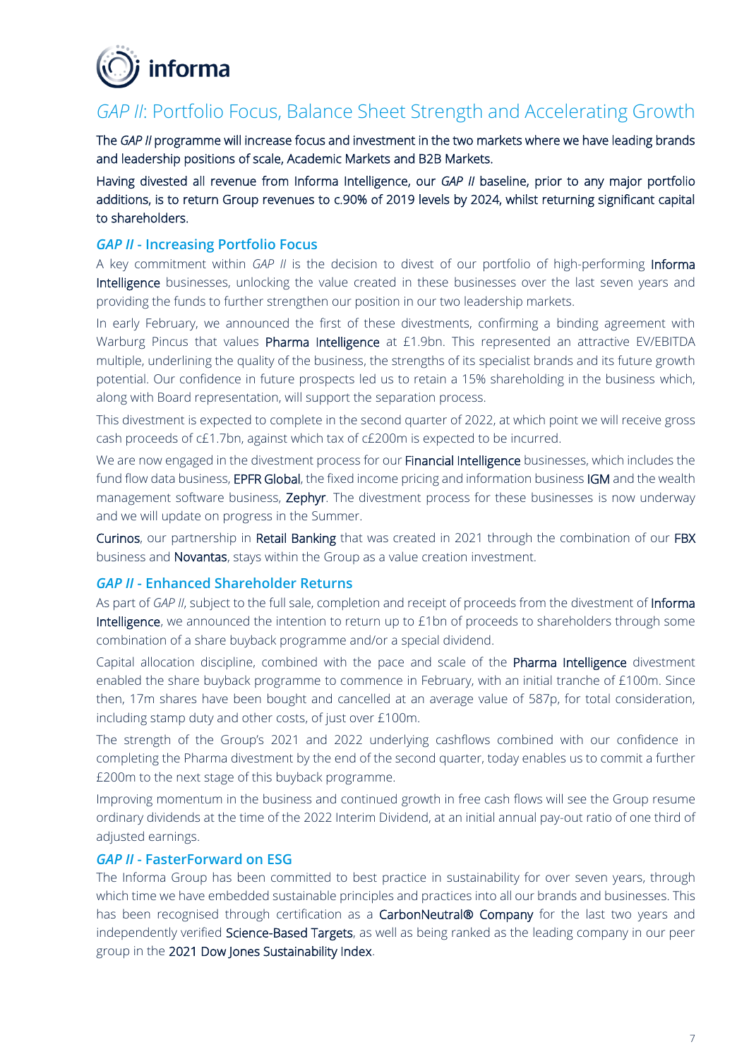# *GAP II*: Portfolio Focus, Balance Sheet Strength and Accelerating Growth

The *GAP II* programme will increase focus and investment in the two markets where we have leading brands and leadership positions of scale, Academic Markets and B2B Markets.

Having divested all revenue from Informa Intelligence, our *GAP II* baseline, prior to any major portfolio additions, is to return Group revenues to c.90% of 2019 levels by 2024, whilst returning significant capital to shareholders.

## *GAP II* - Increasing Portfolio Focus

A key commitment within *GAP II* is the decision to divest of our portfolio of high-performing Informa Intelligence businesses, unlocking the value created in these businesses over the last seven years and providing the funds to further strengthen our position in our two leadership markets.

In early February, we announced the first of these divestments, confirming a binding agreement with Warburg Pincus that values Pharma Intelligence at £1.9bn. This represented an attractive EV/EBITDA multiple, underlining the quality of the business, the strengths of its specialist brands and its future growth potential. Our confidence in future prospects led us to retain a 15% shareholding in the business which, along with Board representation, will support the separation process.

This divestment is expected to complete in the second quarter of 2022, at which point we will receive gross cash proceeds of c£1.7bn, against which tax of c£200m is expected to be incurred.

We are now engaged in the divestment process for our Financial Intelligence businesses, which includes the fund flow data business, EPFR Global, the fixed income pricing and information business IGM and the wealth management software business, Zephyr. The divestment process for these businesses is now underway and we will update on progress in the Summer.

Curinos, our partnership in Retail Banking that was created in 2021 through the combination of our FBX business and Novantas, stays within the Group as a value creation investment.

## *GAP II* - Enhanced Shareholder Returns

As part of *GAP II*, subject to the full sale, completion and receipt of proceeds from the divestment of Informa Intelligence, we announced the intention to return up to £1bn of proceeds to shareholders through some combination of a share buyback programme and/or a special dividend.

Capital allocation discipline, combined with the pace and scale of the Pharma Intelligence divestment enabled the share buyback programme to commence in February, with an initial tranche of £100m. Since then, 17m shares have been bought and cancelled at an average value of 587p, for total consideration, including stamp duty and other costs, of just over £100m.

The strength of the Group's 2021 and 2022 underlying cashflows combined with our confidence in completing the Pharma divestment by the end of the second quarter, today enables us to commit a further £200m to the next stage of this buyback programme.

Improving momentum in the business and continued growth in free cash flows will see the Group resume ordinary dividends at the time of the 2022 Interim Dividend, at an initial annual pay-out ratio of one third of adjusted earnings.

## *GAP II* - FasterForward on ESG

The Informa Group has been committed to best practice in sustainability for over seven years, through which time we have embedded sustainable principles and practices into all our brands and businesses. This has been recognised through certification as a CarbonNeutral® Company for the last two years and independently verified Science-Based Targets, as well as being ranked as the leading company in our peer group in the 2021 Dow Jones Sustainability Index.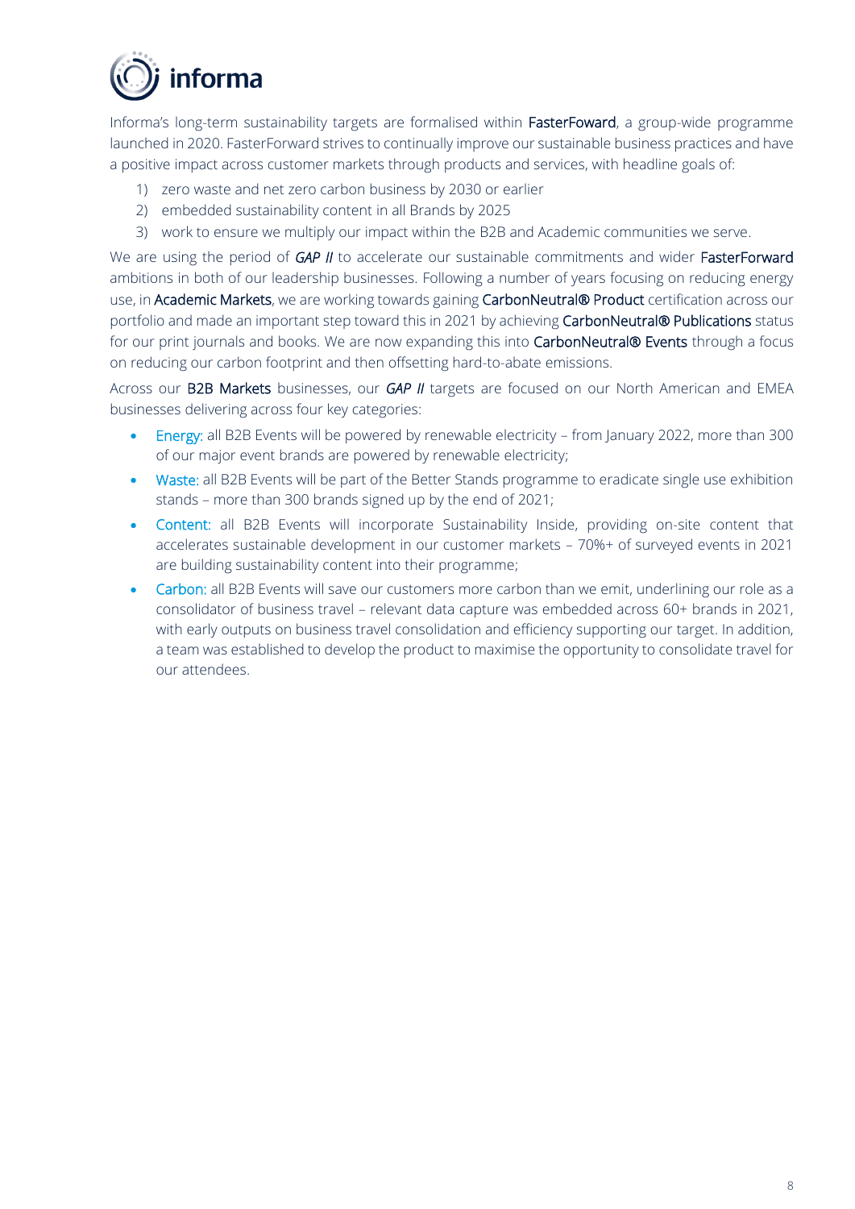Informa's long-term sustainability targets are formalised within FasterFoward, a group-wide programme launched in 2020. FasterForward strives to continually improve our sustainable business practices and have a positive impact across customer markets through products and services, with headline goals of:

1) zero waste and net zero carbon business by 2030 or earlier
2) embedded sustainability content in all Brands by 2025
3) work to ensure we multiply our impact within the B2B and Academic communities we serve.

We are using the period of ***GAP II*** to accelerate our sustainable commitments and wider FasterForward ambitions in both of our leadership businesses. Following a number of years focusing on reducing energy use, in Academic Markets, we are working towards gaining CarbonNeutral® Product certification across our portfolio and made an important step toward this in 2021 by achieving CarbonNeutral® Publications status for our print journals and books. We are now expanding this into CarbonNeutral® Events through a focus on reducing our carbon footprint and then offsetting hard-to-abate emissions.

Across our B2B Markets businesses, our ***GAP II*** targets are focused on our North American and EMEA businesses delivering across four key categories:

- Energy: all B2B Events will be powered by renewable electricity – from January 2022, more than 300 of our major event brands are powered by renewable electricity;
- Waste: all B2B Events will be part of the Better Stands programme to eradicate single use exhibition stands – more than 300 brands signed up by the end of 2021;
- Content: all B2B Events will incorporate Sustainability Inside, providing on-site content that accelerates sustainable development in our customer markets – 70%+ of surveyed events in 2021 are building sustainability content into their programme;
- Carbon: all B2B Events will save our customers more carbon than we emit, underlining our role as a consolidator of business travel – relevant data capture was embedded across 60+ brands in 2021, with early outputs on business travel consolidation and efficiency supporting our target. In addition, a team was established to develop the product to maximise the opportunity to consolidate travel for our attendees.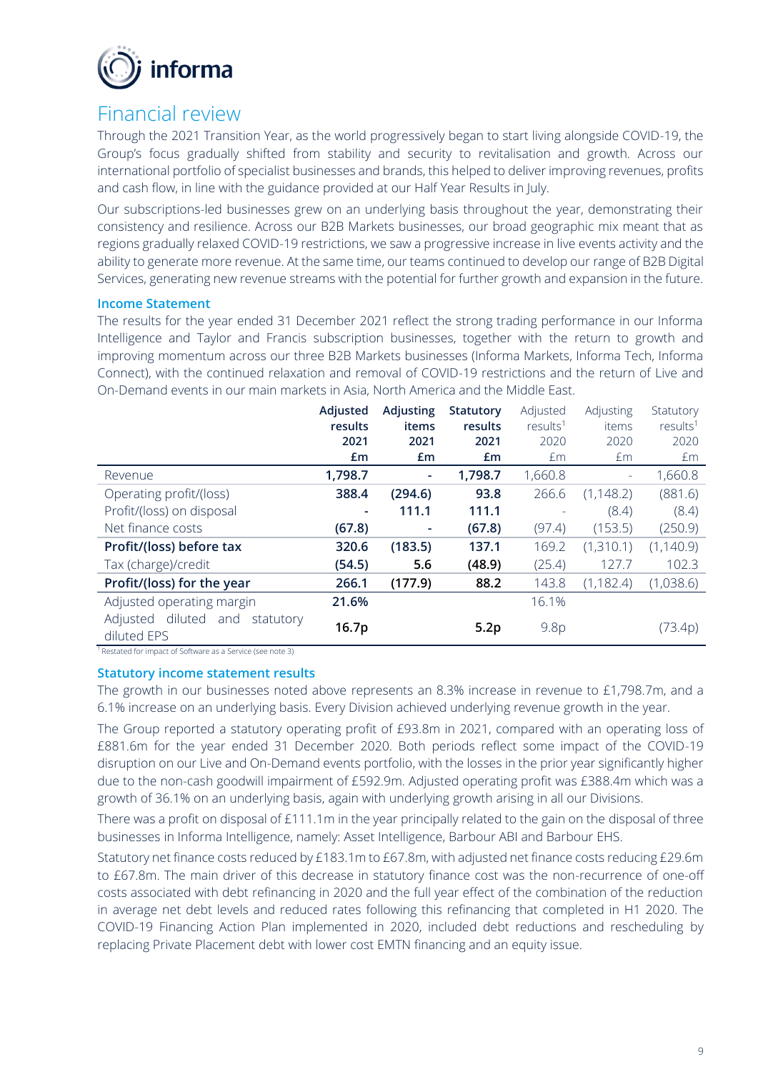# Financial review

Through the 2021 Transition Year, as the world progressively began to start living alongside COVID-19, the Group's focus gradually shifted from stability and security to revitalisation and growth. Across our international portfolio of specialist businesses and brands, this helped to deliver improving revenues, profits and cash flow, in line with the guidance provided at our Half Year Results in July.

Our subscriptions-led businesses grew on an underlying basis throughout the year, demonstrating their consistency and resilience. Across our B2B Markets businesses, our broad geographic mix meant that as regions gradually relaxed COVID-19 restrictions, we saw a progressive increase in live events activity and the ability to generate more revenue. At the same time, our teams continued to develop our range of B2B Digital Services, generating new revenue streams with the potential for further growth and expansion in the future.

### Income Statement

The results for the year ended 31 December 2021 reflect the strong trading performance in our Informa Intelligence and Taylor and Francis subscription businesses, together with the return to growth and improving momentum across our three B2B Markets businesses (Informa Markets, Informa Tech, Informa Connect), with the continued relaxation and removal of COVID-19 restrictions and the return of Live and On-Demand events in our main markets in Asia, North America and the Middle East.

| | **Adjusted results 2021 £m** | **Adjusting items 2021 £m** | **Statutory results 2021 £m** | Adjusted results[1] 2020 £m | Adjusting items 2020 £m | Statutory results[1] 2020 £m |
|---|---|---|---|---|---|---|
| Revenue | **1,798.7** | **-** | **1,798.7** | 1,660.8 | - | 1,660.8 |
| Operating profit/(loss) | **388.4** | **(294.6)** | **93.8** | 266.6 | (1,148.2) | (881.6) |
| Profit/(loss) on disposal | **-** | **111.1** | **111.1** | - | (8.4) | (8.4) |
| Net finance costs | **(67.8)** | **-** | **(67.8)** | (97.4) | (153.5) | (250.9) |
| **Profit/(loss) before tax** | **320.6** | **(183.5)** | **137.1** | 169.2 | (1,310.1) | (1,140.9) |
| Tax (charge)/credit | **(54.5)** | **5.6** | **(48.9)** | (25.4) | 127.7 | 102.3 |
| **Profit/(loss) for the year** | **266.1** | **(177.9)** | **88.2** | 143.8 | (1,182.4) | (1,038.6) |
| Adjusted operating margin | **21.6%** | | | 16.1% | | |
| Adjusted diluted and statutory diluted EPS | **16.7p** | | **5.2p** | 9.8p | | (73.4p) |

[1] Restated for impact of Software as a Service (see note 3)

### Statutory income statement results

The growth in our businesses noted above represents an 8.3% increase in revenue to £1,798.7m, and a 6.1% increase on an underlying basis. Every Division achieved underlying revenue growth in the year.

The Group reported a statutory operating profit of £93.8m in 2021, compared with an operating loss of £881.6m for the year ended 31 December 2020. Both periods reflect some impact of the COVID-19 disruption on our Live and On-Demand events portfolio, with the losses in the prior year significantly higher due to the non-cash goodwill impairment of £592.9m. Adjusted operating profit was £388.4m which was a growth of 36.1% on an underlying basis, again with underlying growth arising in all our Divisions.

There was a profit on disposal of £111.1m in the year principally related to the gain on the disposal of three businesses in Informa Intelligence, namely: Asset Intelligence, Barbour ABI and Barbour EHS.

Statutory net finance costs reduced by £183.1m to £67.8m, with adjusted net finance costs reducing £29.6m to £67.8m. The main driver of this decrease in statutory finance cost was the non-recurrence of one-off costs associated with debt refinancing in 2020 and the full year effect of the combination of the reduction in average net debt levels and reduced rates following this refinancing that completed in H1 2020. The COVID-19 Financing Action Plan implemented in 2020, included debt reductions and rescheduling by replacing Private Placement debt with lower cost EMTN financing and an equity issue.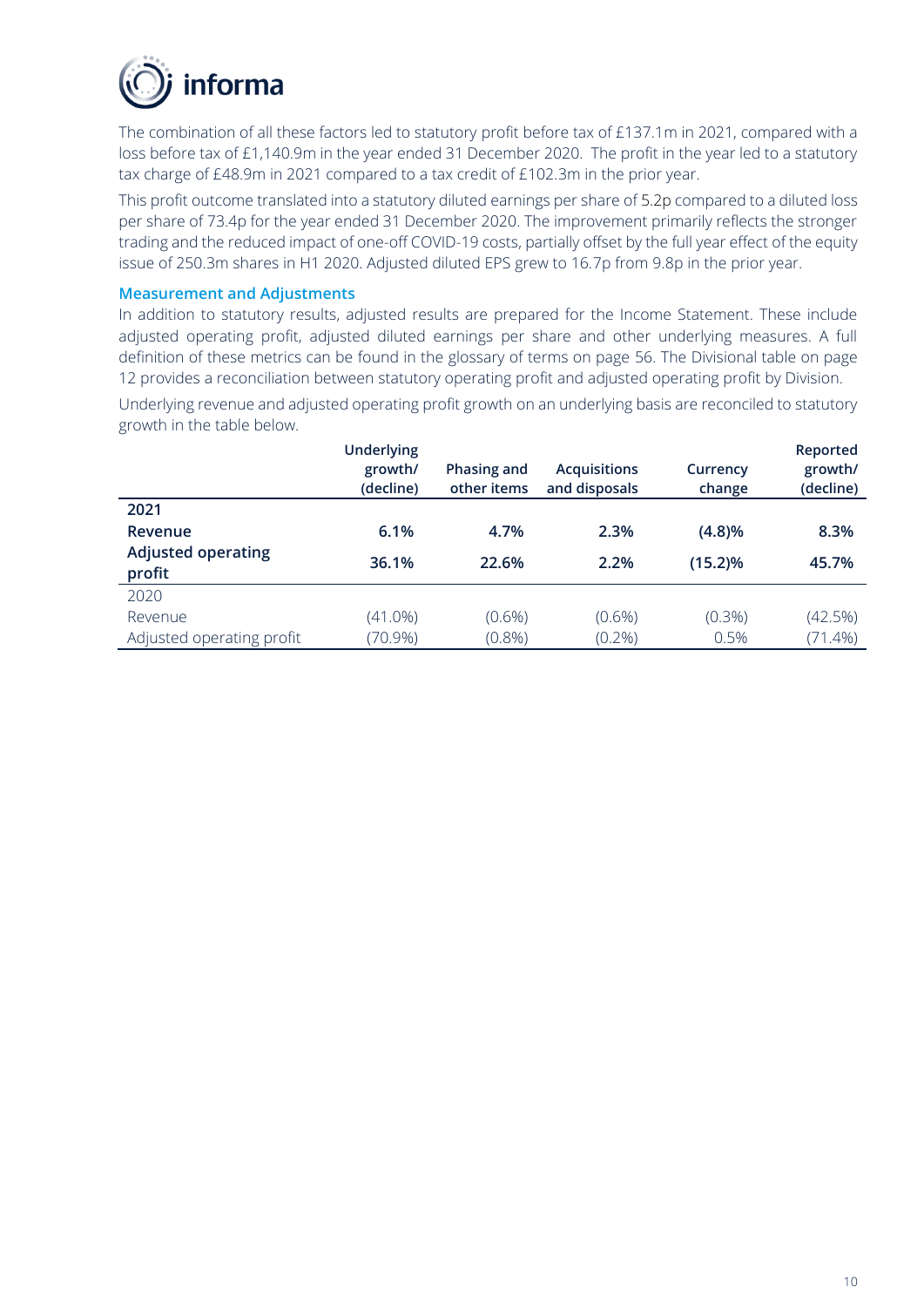The combination of all these factors led to statutory profit before tax of £137.1m in 2021, compared with a loss before tax of £1,140.9m in the year ended 31 December 2020. The profit in the year led to a statutory tax charge of £48.9m in 2021 compared to a tax credit of £102.3m in the prior year.

This profit outcome translated into a statutory diluted earnings per share of 5.2p compared to a diluted loss per share of 73.4p for the year ended 31 December 2020. The improvement primarily reflects the stronger trading and the reduced impact of one-off COVID-19 costs, partially offset by the full year effect of the equity issue of 250.3m shares in H1 2020. Adjusted diluted EPS grew to 16.7p from 9.8p in the prior year.

### Measurement and Adjustments

In addition to statutory results, adjusted results are prepared for the Income Statement. These include adjusted operating profit, adjusted diluted earnings per share and other underlying measures. A full definition of these metrics can be found in the glossary of terms on page 56. The Divisional table on page 12 provides a reconciliation between statutory operating profit and adjusted operating profit by Division.

Underlying revenue and adjusted operating profit growth on an underlying basis are reconciled to statutory growth in the table below.

| | Underlying growth/ (decline) | Phasing and other items | Acquisitions and disposals | Currency change | Reported growth/ (decline) |
|---|---|---|---|---|---|
| **2021** | | | | | |
| **Revenue** | **6.1%** | **4.7%** | **2.3%** | **(4.8)%** | **8.3%** |
| **Adjusted operating profit** | **36.1%** | **22.6%** | **2.2%** | **(15.2)%** | **45.7%** |
| 2020 | | | | | |
| Revenue | (41.0%) | (0.6%) | (0.6%) | (0.3%) | (42.5%) |
| Adjusted operating profit | (70.9%) | (0.8%) | (0.2%) | 0.5% | (71.4%) |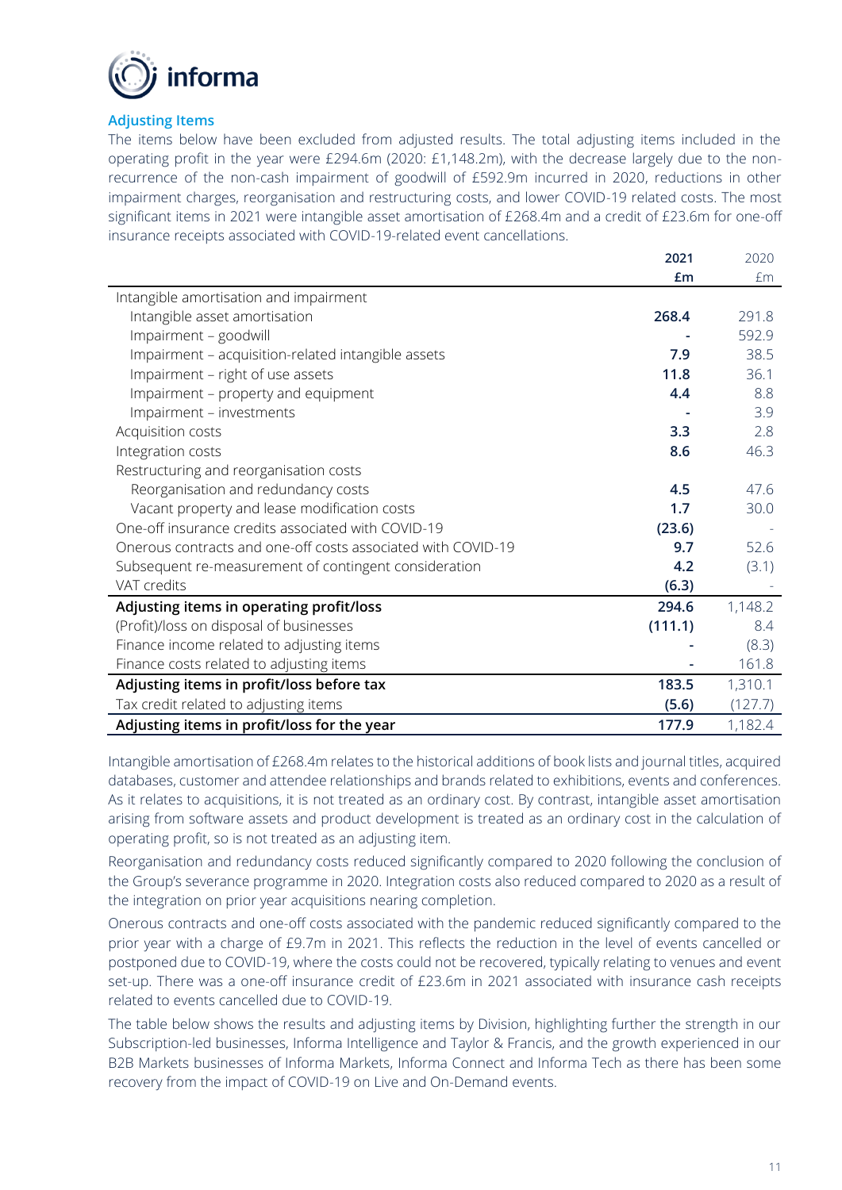## Adjusting Items

The items below have been excluded from adjusted results. The total adjusting items included in the operating profit in the year were £294.6m (2020: £1,148.2m), with the decrease largely due to the non-recurrence of the non-cash impairment of goodwill of £592.9m incurred in 2020, reductions in other impairment charges, reorganisation and restructuring costs, and lower COVID-19 related costs. The most significant items in 2021 were intangible asset amortisation of £268.4m and a credit of £23.6m for one-off insurance receipts associated with COVID-19-related event cancellations.

| | 2021 £m | 2020 £m |
|---|---|---|
| Intangible amortisation and impairment | | |
| Intangible asset amortisation | **268.4** | 291.8 |
| Impairment – goodwill | **-** | 592.9 |
| Impairment – acquisition-related intangible assets | **7.9** | 38.5 |
| Impairment – right of use assets | **11.8** | 36.1 |
| Impairment – property and equipment | **4.4** | 8.8 |
| Impairment – investments | **-** | 3.9 |
| Acquisition costs | **3.3** | 2.8 |
| Integration costs | **8.6** | 46.3 |
| Restructuring and reorganisation costs | | |
| Reorganisation and redundancy costs | **4.5** | 47.6 |
| Vacant property and lease modification costs | **1.7** | 30.0 |
| One-off insurance credits associated with COVID-19 | **(23.6)** | - |
| Onerous contracts and one-off costs associated with COVID-19 | **9.7** | 52.6 |
| Subsequent re-measurement of contingent consideration | **4.2** | (3.1) |
| VAT credits | **(6.3)** | - |
| **Adjusting items in operating profit/loss** | **294.6** | 1,148.2 |
| (Profit)/loss on disposal of businesses | **(111.1)** | 8.4 |
| Finance income related to adjusting items | **-** | (8.3) |
| Finance costs related to adjusting items | **-** | 161.8 |
| **Adjusting items in profit/loss before tax** | **183.5** | 1,310.1 |
| Tax credit related to adjusting items | **(5.6)** | (127.7) |
| **Adjusting items in profit/loss for the year** | **177.9** | 1,182.4 |

Intangible amortisation of £268.4m relates to the historical additions of book lists and journal titles, acquired databases, customer and attendee relationships and brands related to exhibitions, events and conferences. As it relates to acquisitions, it is not treated as an ordinary cost. By contrast, intangible asset amortisation arising from software assets and product development is treated as an ordinary cost in the calculation of operating profit, so is not treated as an adjusting item.

Reorganisation and redundancy costs reduced significantly compared to 2020 following the conclusion of the Group's severance programme in 2020. Integration costs also reduced compared to 2020 as a result of the integration on prior year acquisitions nearing completion.

Onerous contracts and one-off costs associated with the pandemic reduced significantly compared to the prior year with a charge of £9.7m in 2021. This reflects the reduction in the level of events cancelled or postponed due to COVID-19, where the costs could not be recovered, typically relating to venues and event set-up. There was a one-off insurance credit of £23.6m in 2021 associated with insurance cash receipts related to events cancelled due to COVID-19.

The table below shows the results and adjusting items by Division, highlighting further the strength in our Subscription-led businesses, Informa Intelligence and Taylor & Francis, and the growth experienced in our B2B Markets businesses of Informa Markets, Informa Connect and Informa Tech as there has been some recovery from the impact of COVID-19 on Live and On-Demand events.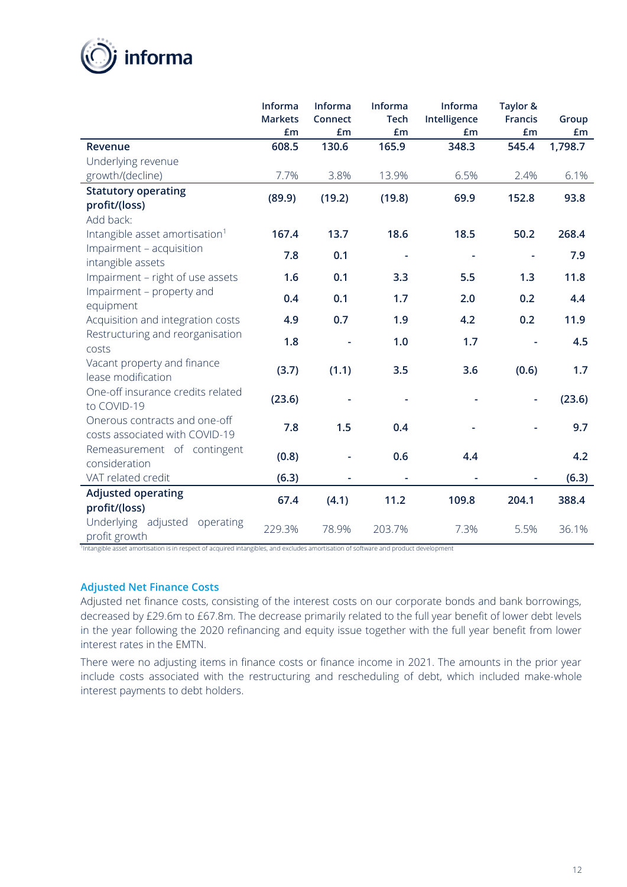|  | Informa Markets £m | Informa Connect £m | Informa Tech £m | Informa Intelligence £m | Taylor & Francis £m | Group £m |
|---|---|---|---|---|---|---|
| **Revenue** | **608.5** | **130.6** | **165.9** | **348.3** | **545.4** | **1,798.7** |
| Underlying revenue growth/(decline) | 7.7% | 3.8% | 13.9% | 6.5% | 2.4% | 6.1% |
| **Statutory operating profit/(loss)** | **(89.9)** | **(19.2)** | **(19.8)** | **69.9** | **152.8** | **93.8** |
| Add back: | | | | | | |
| Intangible asset amortisation[1] | **167.4** | **13.7** | **18.6** | **18.5** | **50.2** | **268.4** |
| Impairment – acquisition intangible assets | **7.8** | **0.1** | - | - | - | **7.9** |
| Impairment – right of use assets | **1.6** | **0.1** | **3.3** | **5.5** | **1.3** | **11.8** |
| Impairment – property and equipment | **0.4** | **0.1** | **1.7** | **2.0** | **0.2** | **4.4** |
| Acquisition and integration costs | **4.9** | **0.7** | **1.9** | **4.2** | **0.2** | **11.9** |
| Restructuring and reorganisation costs | **1.8** | - | **1.0** | **1.7** | - | **4.5** |
| Vacant property and finance lease modification | **(3.7)** | **(1.1)** | **3.5** | **3.6** | **(0.6)** | **1.7** |
| One-off insurance credits related to COVID-19 | **(23.6)** | - | - | - | - | **(23.6)** |
| Onerous contracts and one-off costs associated with COVID-19 | **7.8** | **1.5** | **0.4** | - | - | **9.7** |
| Remeasurement of contingent consideration | **(0.8)** | - | **0.6** | **4.4** | | **4.2** |
| VAT related credit | **(6.3)** | - | - | - | - | **(6.3)** |
| **Adjusted operating profit/(loss)** | **67.4** | **(4.1)** | **11.2** | **109.8** | **204.1** | **388.4** |
| Underlying adjusted operating profit growth | 229.3% | 78.9% | 203.7% | 7.3% | 5.5% | 36.1% |

[1]Intangible asset amortisation is in respect of acquired intangibles, and excludes amortisation of software and product development

### Adjusted Net Finance Costs

Adjusted net finance costs, consisting of the interest costs on our corporate bonds and bank borrowings, decreased by £29.6m to £67.8m. The decrease primarily related to the full year benefit of lower debt levels in the year following the 2020 refinancing and equity issue together with the full year benefit from lower interest rates in the EMTN.

There were no adjusting items in finance costs or finance income in 2021. The amounts in the prior year include costs associated with the restructuring and rescheduling of debt, which included make-whole interest payments to debt holders.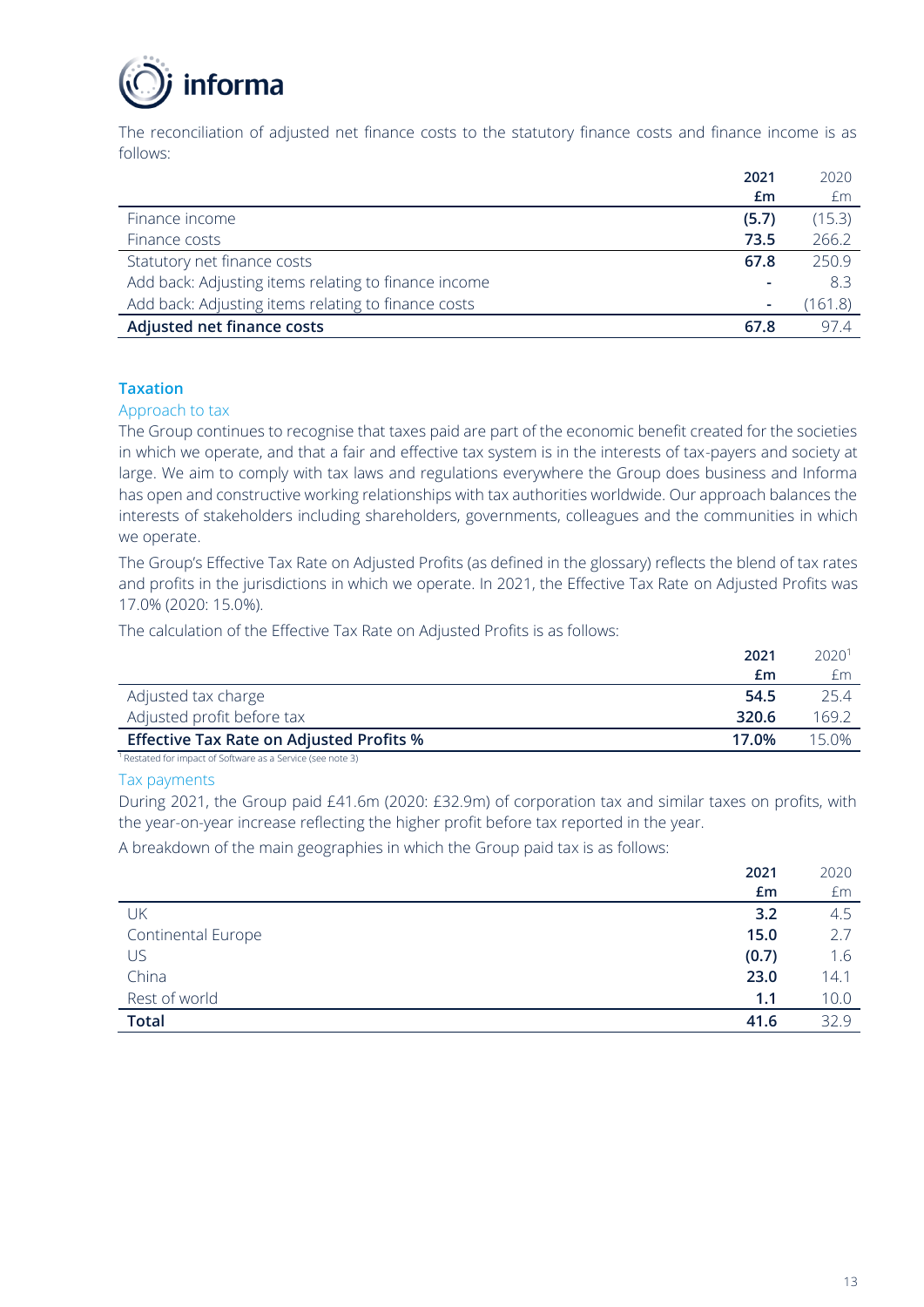The reconciliation of adjusted net finance costs to the statutory finance costs and finance income is as follows:

| | 2021 £m | 2020 £m |
|---|---|---|
| Finance income | **(5.7)** | (15.3) |
| Finance costs | **73.5** | 266.2 |
| Statutory net finance costs | **67.8** | 250.9 |
| Add back: Adjusting items relating to finance income | **-** | 8.3 |
| Add back: Adjusting items relating to finance costs | **-** | (161.8) |
| **Adjusted net finance costs** | **67.8** | 97.4 |

## Taxation

### Approach to tax

The Group continues to recognise that taxes paid are part of the economic benefit created for the societies in which we operate, and that a fair and effective tax system is in the interests of tax-payers and society at large. We aim to comply with tax laws and regulations everywhere the Group does business and Informa has open and constructive working relationships with tax authorities worldwide. Our approach balances the interests of stakeholders including shareholders, governments, colleagues and the communities in which we operate.

The Group's Effective Tax Rate on Adjusted Profits (as defined in the glossary) reflects the blend of tax rates and profits in the jurisdictions in which we operate. In 2021, the Effective Tax Rate on Adjusted Profits was 17.0% (2020: 15.0%).

The calculation of the Effective Tax Rate on Adjusted Profits is as follows:

| | 2021 £m | 2020[1] £m |
|---|---|---|
| Adjusted tax charge | **54.5** | 25.4 |
| Adjusted profit before tax | **320.6** | 169.2 |
| **Effective Tax Rate on Adjusted Profits %** | **17.0%** | 15.0% |

[1] Restated for impact of Software as a Service (see note 3)

### Tax payments

During 2021, the Group paid £41.6m (2020: £32.9m) of corporation tax and similar taxes on profits, with the year-on-year increase reflecting the higher profit before tax reported in the year.

A breakdown of the main geographies in which the Group paid tax is as follows:

| | 2021 £m | 2020 £m |
|---|---|---|
| UK | **3.2** | 4.5 |
| Continental Europe | **15.0** | 2.7 |
| US | **(0.7)** | 1.6 |
| China | **23.0** | 14.1 |
| Rest of world | **1.1** | 10.0 |
| **Total** | **41.6** | 32.9 |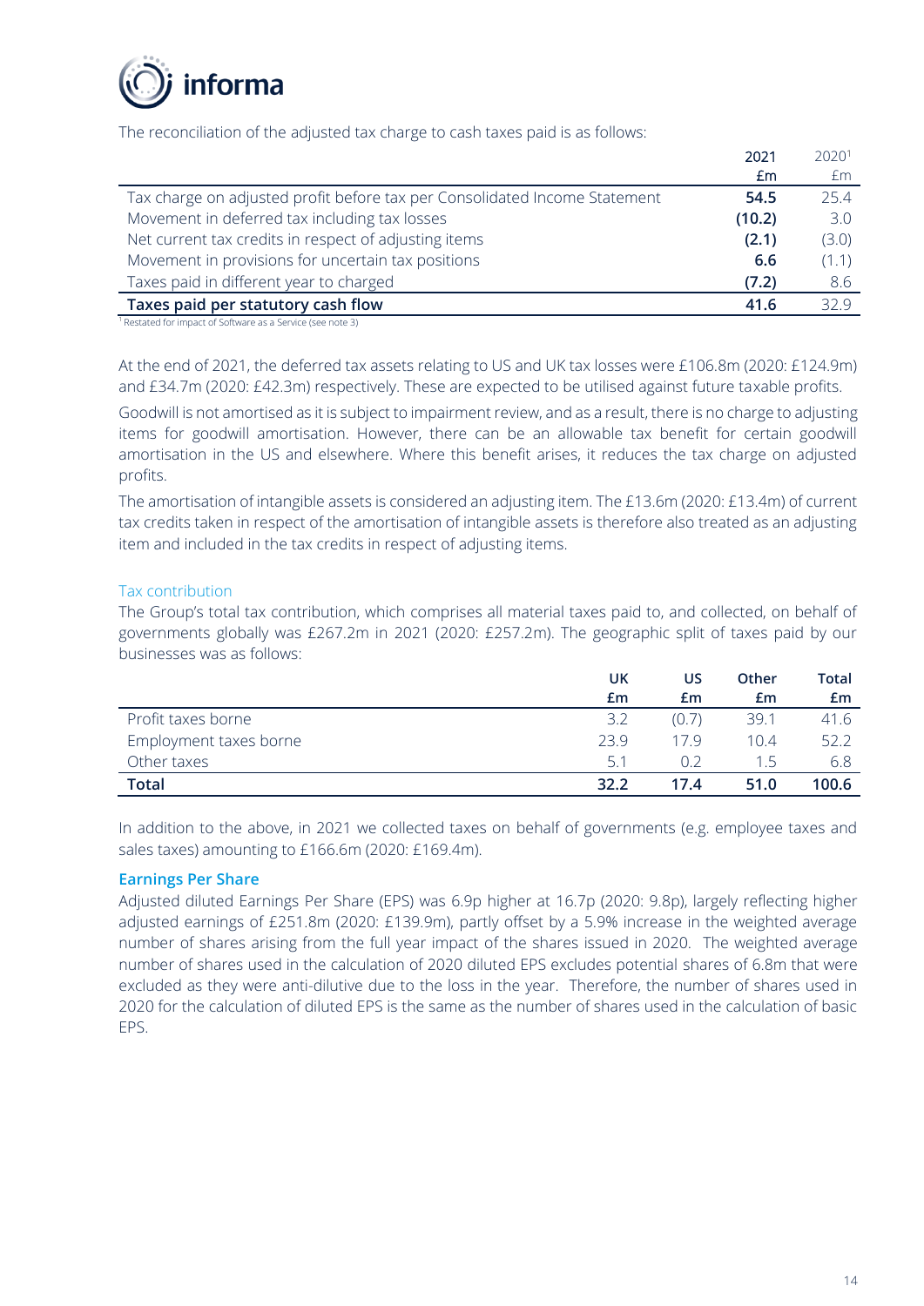The reconciliation of the adjusted tax charge to cash taxes paid is as follows:

| | 2021<br>£m | 2020[1]<br>£m |
|---|---|---|
| Tax charge on adjusted profit before tax per Consolidated Income Statement | **54.5** | 25.4 |
| Movement in deferred tax including tax losses | **(10.2)** | 3.0 |
| Net current tax credits in respect of adjusting items | **(2.1)** | (3.0) |
| Movement in provisions for uncertain tax positions | **6.6** | (1.1) |
| Taxes paid in different year to charged | **(7.2)** | 8.6 |
| **Taxes paid per statutory cash flow** | **41.6** | 32.9 |

[1] Restated for impact of Software as a Service (see note 3)

At the end of 2021, the deferred tax assets relating to US and UK tax losses were £106.8m (2020: £124.9m) and £34.7m (2020: £42.3m) respectively. These are expected to be utilised against future taxable profits.

Goodwill is not amortised as it is subject to impairment review, and as a result, there is no charge to adjusting items for goodwill amortisation. However, there can be an allowable tax benefit for certain goodwill amortisation in the US and elsewhere. Where this benefit arises, it reduces the tax charge on adjusted profits.

The amortisation of intangible assets is considered an adjusting item. The £13.6m (2020: £13.4m) of current tax credits taken in respect of the amortisation of intangible assets is therefore also treated as an adjusting item and included in the tax credits in respect of adjusting items.

### Tax contribution

The Group's total tax contribution, which comprises all material taxes paid to, and collected, on behalf of governments globally was £267.2m in 2021 (2020: £257.2m). The geographic split of taxes paid by our businesses was as follows:

| | UK<br>£m | US<br>£m | Other<br>£m | Total<br>£m |
|---|---|---|---|---|
| Profit taxes borne | 3.2 | (0.7) | 39.1 | 41.6 |
| Employment taxes borne | 23.9 | 17.9 | 10.4 | 52.2 |
| Other taxes | 5.1 | 0.2 | 1.5 | 6.8 |
| **Total** | **32.2** | **17.4** | **51.0** | **100.6** |

In addition to the above, in 2021 we collected taxes on behalf of governments (e.g. employee taxes and sales taxes) amounting to £166.6m (2020: £169.4m).

### Earnings Per Share

Adjusted diluted Earnings Per Share (EPS) was 6.9p higher at 16.7p (2020: 9.8p), largely reflecting higher adjusted earnings of £251.8m (2020: £139.9m), partly offset by a 5.9% increase in the weighted average number of shares arising from the full year impact of the shares issued in 2020. The weighted average number of shares used in the calculation of 2020 diluted EPS excludes potential shares of 6.8m that were excluded as they were anti-dilutive due to the loss in the year. Therefore, the number of shares used in 2020 for the calculation of diluted EPS is the same as the number of shares used in the calculation of basic EPS.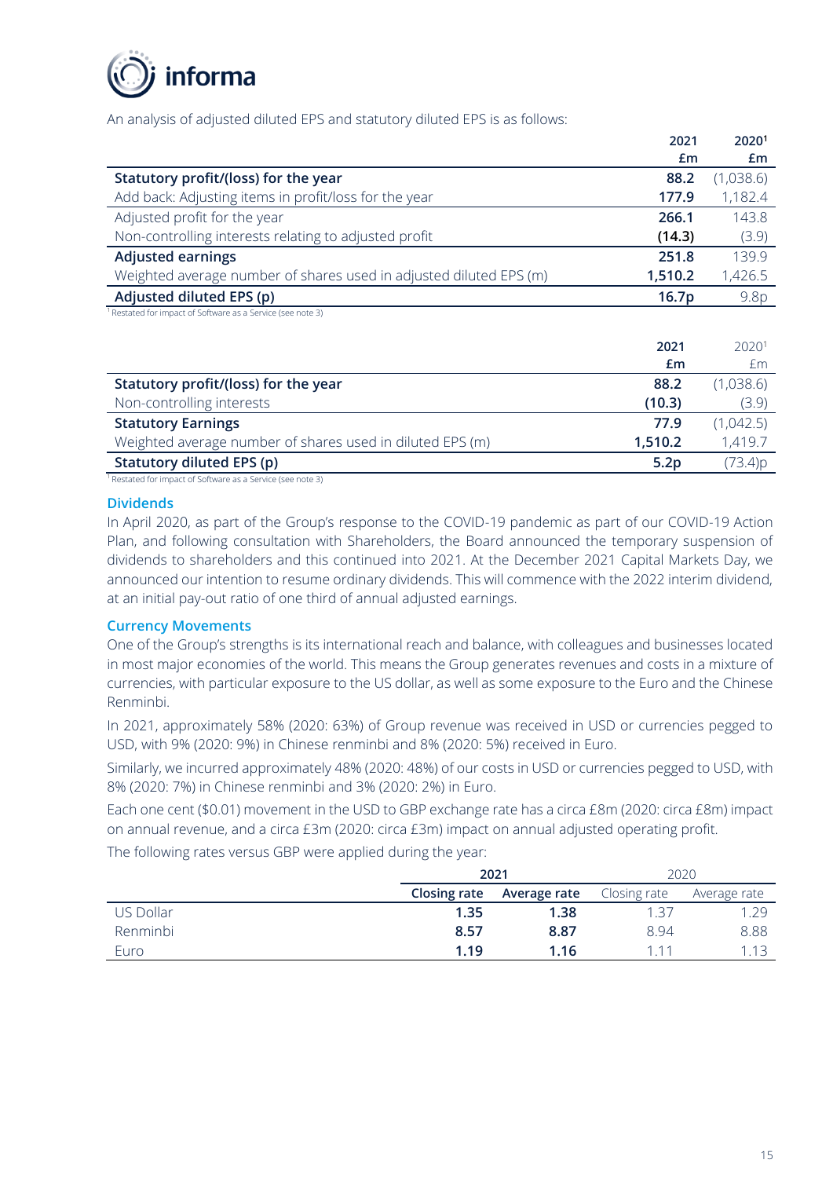An analysis of adjusted diluted EPS and statutory diluted EPS is as follows:

| | 2021 £m | 2020[1] £m |
|---|---|---|
| **Statutory profit/(loss) for the year** | **88.2** | (1,038.6) |
| Add back: Adjusting items in profit/loss for the year | **177.9** | 1,182.4 |
| Adjusted profit for the year | **266.1** | 143.8 |
| Non-controlling interests relating to adjusted profit | **(14.3)** | (3.9) |
| **Adjusted earnings** | **251.8** | 139.9 |
| Weighted average number of shares used in adjusted diluted EPS (m) | **1,510.2** | 1,426.5 |
| **Adjusted diluted EPS (p)** | **16.7p** | 9.8p |

[1] Restated for impact of Software as a Service (see note 3)

| | 2021 £m | 2020[1] £m |
|---|---|---|
| **Statutory profit/(loss) for the year** | **88.2** | (1,038.6) |
| Non-controlling interests | **(10.3)** | (3.9) |
| **Statutory Earnings** | **77.9** | (1,042.5) |
| Weighted average number of shares used in diluted EPS (m) | **1,510.2** | 1,419.7 |
| **Statutory diluted EPS (p)** | **5.2p** | (73.4)p |

[1] Restated for impact of Software as a Service (see note 3)

## Dividends

In April 2020, as part of the Group's response to the COVID-19 pandemic as part of our COVID-19 Action Plan, and following consultation with Shareholders, the Board announced the temporary suspension of dividends to shareholders and this continued into 2021. At the December 2021 Capital Markets Day, we announced our intention to resume ordinary dividends. This will commence with the 2022 interim dividend, at an initial pay-out ratio of one third of annual adjusted earnings.

## Currency Movements

One of the Group's strengths is its international reach and balance, with colleagues and businesses located in most major economies of the world. This means the Group generates revenues and costs in a mixture of currencies, with particular exposure to the US dollar, as well as some exposure to the Euro and the Chinese Renminbi.

In 2021, approximately 58% (2020: 63%) of Group revenue was received in USD or currencies pegged to USD, with 9% (2020: 9%) in Chinese renminbi and 8% (2020: 5%) received in Euro.

Similarly, we incurred approximately 48% (2020: 48%) of our costs in USD or currencies pegged to USD, with 8% (2020: 7%) in Chinese renminbi and 3% (2020: 2%) in Euro.

Each one cent ($0.01) movement in the USD to GBP exchange rate has a circa £8m (2020: circa £8m) impact on annual revenue, and a circa £3m (2020: circa £3m) impact on annual adjusted operating profit.

The following rates versus GBP were applied during the year:

| | 2021 | | 2020 | |
|---|---|---|---|---|
| | **Closing rate** | **Average rate** | Closing rate | Average rate |
| US Dollar | **1.35** | **1.38** | 1.37 | 1.29 |
| Renminbi | **8.57** | **8.87** | 8.94 | 8.88 |
| Euro | **1.19** | **1.16** | 1.11 | 1.13 |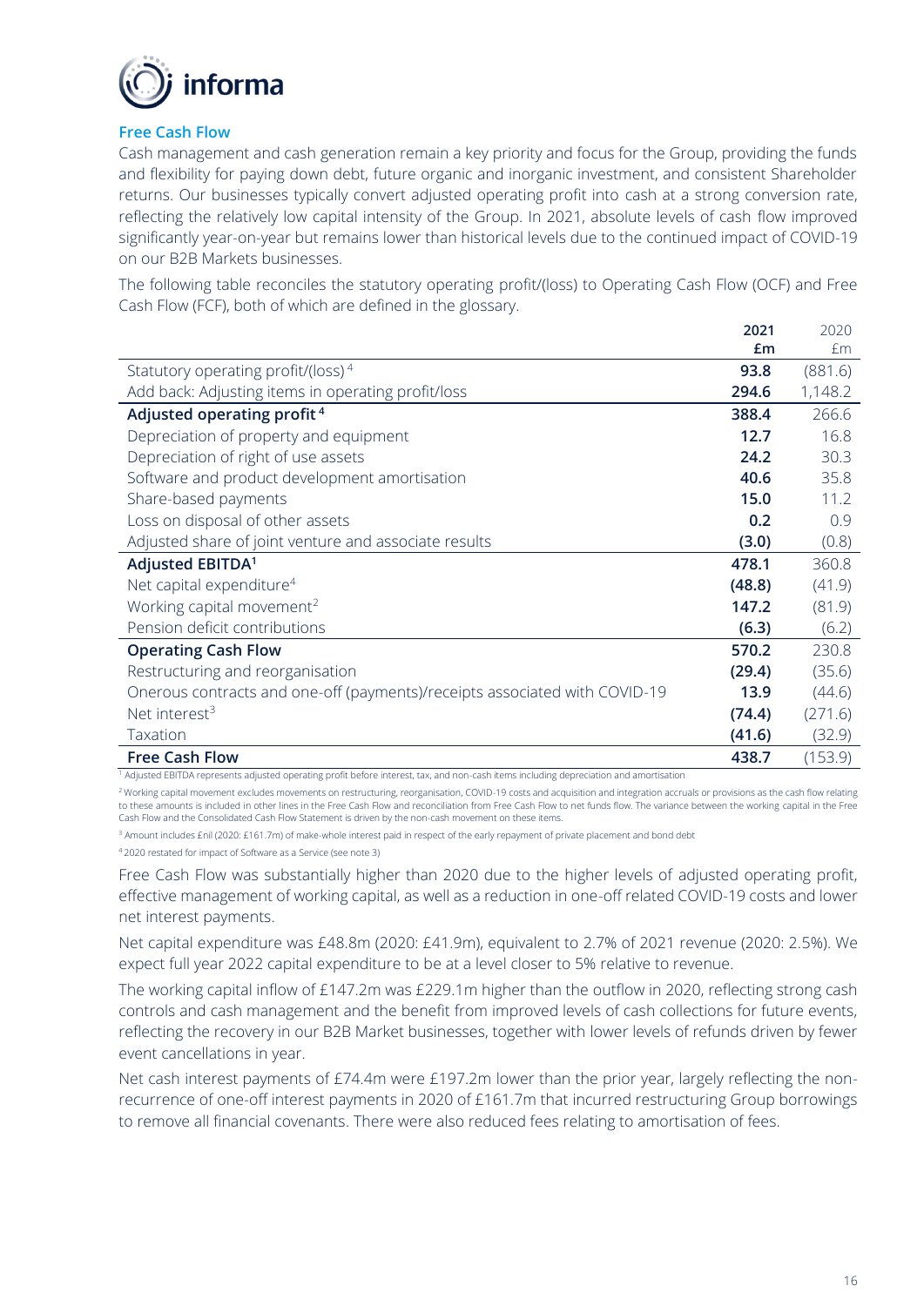## Free Cash Flow

Cash management and cash generation remain a key priority and focus for the Group, providing the funds and flexibility for paying down debt, future organic and inorganic investment, and consistent Shareholder returns. Our businesses typically convert adjusted operating profit into cash at a strong conversion rate, reflecting the relatively low capital intensity of the Group. In 2021, absolute levels of cash flow improved significantly year-on-year but remains lower than historical levels due to the continued impact of COVID-19 on our B2B Markets businesses.

The following table reconciles the statutory operating profit/(loss) to Operating Cash Flow (OCF) and Free Cash Flow (FCF), both of which are defined in the glossary.

| | 2021 £m | 2020 £m |
|---|---|---|
| Statutory operating profit/(loss)[4] | **93.8** | (881.6) |
| Add back: Adjusting items in operating profit/loss | **294.6** | 1,148.2 |
| **Adjusted operating profit[4]** | **388.4** | 266.6 |
| Depreciation of property and equipment | **12.7** | 16.8 |
| Depreciation of right of use assets | **24.2** | 30.3 |
| Software and product development amortisation | **40.6** | 35.8 |
| Share-based payments | **15.0** | 11.2 |
| Loss on disposal of other assets | **0.2** | 0.9 |
| Adjusted share of joint venture and associate results | **(3.0)** | (0.8) |
| **Adjusted EBITDA[1]** | **478.1** | 360.8 |
| Net capital expenditure[4] | **(48.8)** | (41.9) |
| Working capital movement[2] | **147.2** | (81.9) |
| Pension deficit contributions | **(6.3)** | (6.2) |
| **Operating Cash Flow** | **570.2** | 230.8 |
| Restructuring and reorganisation | **(29.4)** | (35.6) |
| Onerous contracts and one-off (payments)/receipts associated with COVID-19 | **13.9** | (44.6) |
| Net interest[3] | **(74.4)** | (271.6) |
| Taxation | **(41.6)** | (32.9) |
| **Free Cash Flow** | **438.7** | (153.9) |

[1] Adjusted EBITDA represents adjusted operating profit before interest, tax, and non-cash items including depreciation and amortisation

[2] Working capital movement excludes movements on restructuring, reorganisation, COVID-19 costs and acquisition and integration accruals or provisions as the cash flow relating to these amounts is included in other lines in the Free Cash Flow and reconciliation from Free Cash Flow to net funds flow. The variance between the working capital in the Free Cash Flow and the Consolidated Cash Flow Statement is driven by the non-cash movement on these items.

[3] Amount includes £nil (2020: £161.7m) of make-whole interest paid in respect of the early repayment of private placement and bond debt

[4] 2020 restated for impact of Software as a Service (see note 3)

Free Cash Flow was substantially higher than 2020 due to the higher levels of adjusted operating profit, effective management of working capital, as well as a reduction in one-off related COVID-19 costs and lower net interest payments.

Net capital expenditure was £48.8m (2020: £41.9m), equivalent to 2.7% of 2021 revenue (2020: 2.5%). We expect full year 2022 capital expenditure to be at a level closer to 5% relative to revenue.

The working capital inflow of £147.2m was £229.1m higher than the outflow in 2020, reflecting strong cash controls and cash management and the benefit from improved levels of cash collections for future events, reflecting the recovery in our B2B Market businesses, together with lower levels of refunds driven by fewer event cancellations in year.

Net cash interest payments of £74.4m were £197.2m lower than the prior year, largely reflecting the non-recurrence of one-off interest payments in 2020 of £161.7m that incurred restructuring Group borrowings to remove all financial covenants. There were also reduced fees relating to amortisation of fees.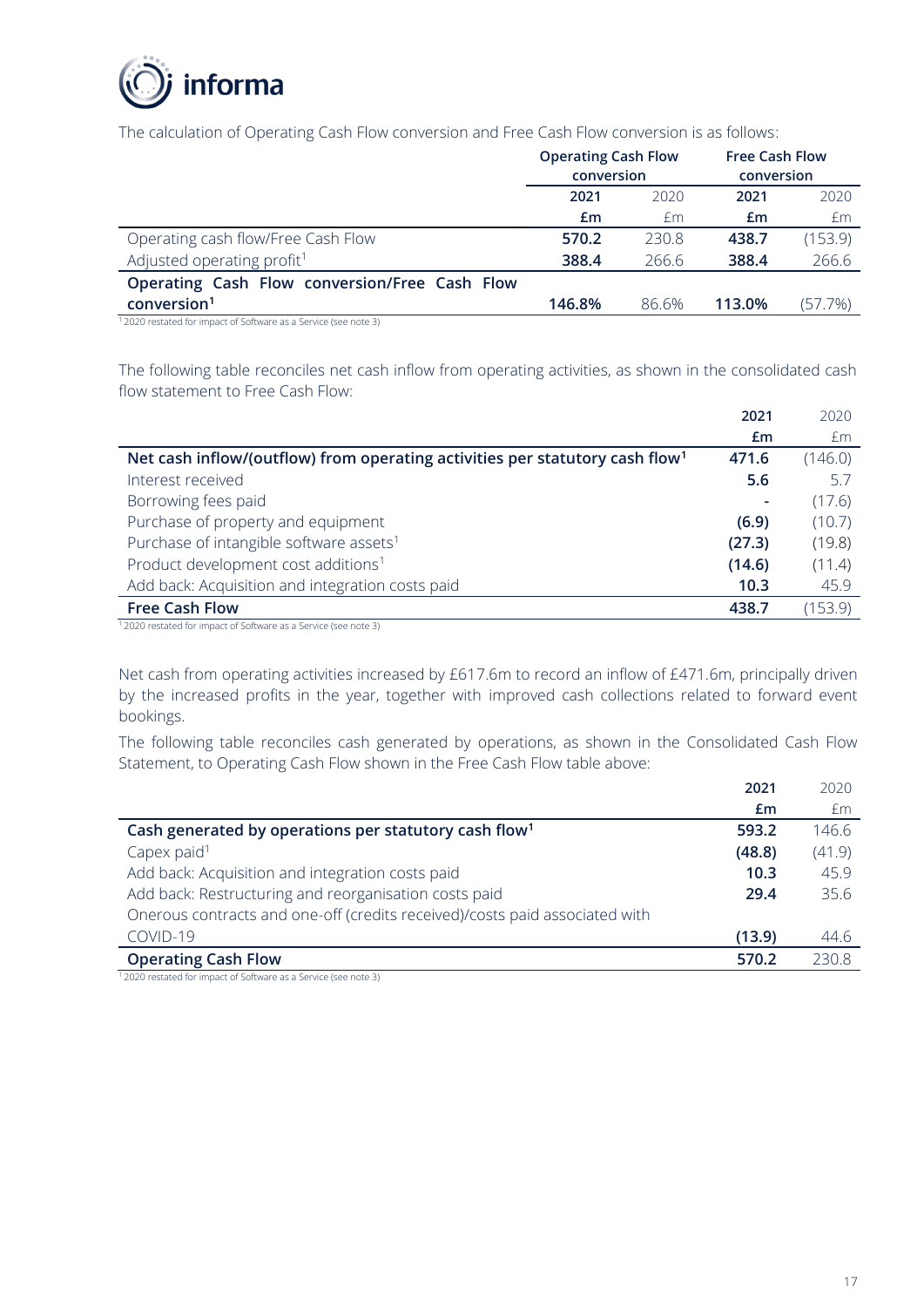The calculation of Operating Cash Flow conversion and Free Cash Flow conversion is as follows:

| | Operating Cash Flow conversion | | Free Cash Flow conversion | |
|---|---|---|---|---|
| | **2021** | 2020 | **2021** | 2020 |
| | **£m** | £m | **£m** | £m |
| Operating cash flow/Free Cash Flow | **570.2** | 230.8 | **438.7** | (153.9) |
| Adjusted operating profit[1] | **388.4** | 266.6 | **388.4** | 266.6 |
| **Operating Cash Flow conversion/Free Cash Flow conversion[1]** | **146.8%** | 86.6% | **113.0%** | (57.7%) |

[1] 2020 restated for impact of Software as a Service (see note 3)

The following table reconciles net cash inflow from operating activities, as shown in the consolidated cash flow statement to Free Cash Flow:

| | **2021** | 2020 |
|---|---|---|
| | **£m** | £m |
| **Net cash inflow/(outflow) from operating activities per statutory cash flow[1]** | **471.6** | (146.0) |
| Interest received | **5.6** | 5.7 |
| Borrowing fees paid | **-** | (17.6) |
| Purchase of property and equipment | **(6.9)** | (10.7) |
| Purchase of intangible software assets[1] | **(27.3)** | (19.8) |
| Product development cost additions[1] | **(14.6)** | (11.4) |
| Add back: Acquisition and integration costs paid | **10.3** | 45.9 |
| **Free Cash Flow** | **438.7** | (153.9) |

[1] 2020 restated for impact of Software as a Service (see note 3)

Net cash from operating activities increased by £617.6m to record an inflow of £471.6m, principally driven by the increased profits in the year, together with improved cash collections related to forward event bookings.

The following table reconciles cash generated by operations, as shown in the Consolidated Cash Flow Statement, to Operating Cash Flow shown in the Free Cash Flow table above:

| | **2021** | 2020 |
|---|---|---|
| | **£m** | £m |
| **Cash generated by operations per statutory cash flow[1]** | **593.2** | 146.6 |
| Capex paid[1] | **(48.8)** | (41.9) |
| Add back: Acquisition and integration costs paid | **10.3** | 45.9 |
| Add back: Restructuring and reorganisation costs paid | **29.4** | 35.6 |
| Onerous contracts and one-off (credits received)/costs paid associated with COVID-19 | **(13.9)** | 44.6 |
| **Operating Cash Flow** | **570.2** | 230.8 |

[1] 2020 restated for impact of Software as a Service (see note 3)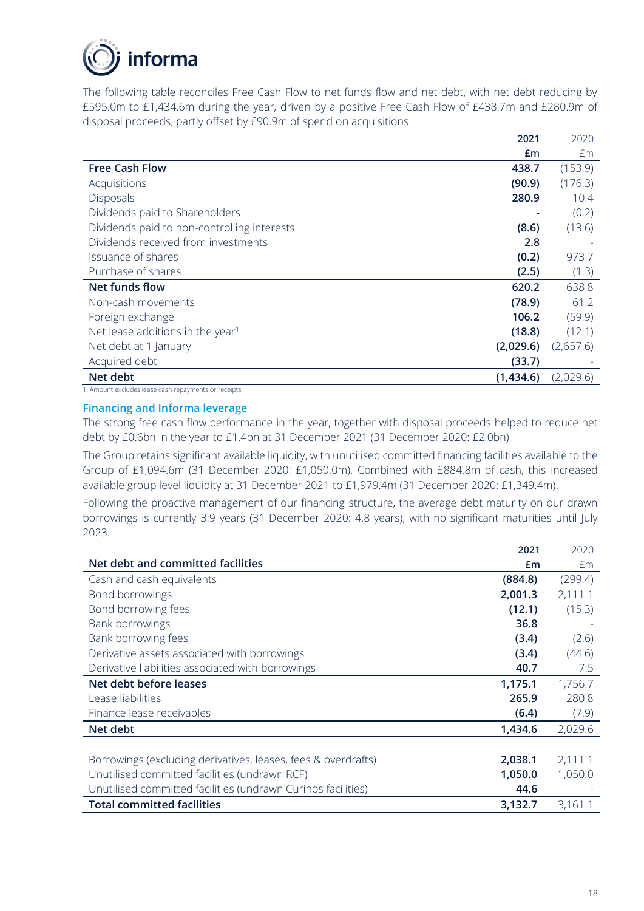The following table reconciles Free Cash Flow to net funds flow and net debt, with net debt reducing by £595.0m to £1,434.6m during the year, driven by a positive Free Cash Flow of £438.7m and £280.9m of disposal proceeds, partly offset by £90.9m of spend on acquisitions.

| | 2021 £m | 2020 £m |
|---|---|---|
| **Free Cash Flow** | **438.7** | (153.9) |
| Acquisitions | **(90.9)** | (176.3) |
| Disposals | **280.9** | 10.4 |
| Dividends paid to Shareholders | **-** | (0.2) |
| Dividends paid to non-controlling interests | **(8.6)** | (13.6) |
| Dividends received from investments | **2.8** | - |
| Issuance of shares | **(0.2)** | 973.7 |
| Purchase of shares | **(2.5)** | (1.3) |
| **Net funds flow** | **620.2** | 638.8 |
| Non-cash movements | **(78.9)** | 61.2 |
| Foreign exchange | **106.2** | (59.9) |
| Net lease additions in the year[1] | **(18.8)** | (12.1) |
| Net debt at 1 January | **(2,029.6)** | (2,657.6) |
| Acquired debt | **(33.7)** | - |
| **Net debt** | **(1,434.6)** | (2,029.6) |

1. Amount excludes lease cash repayments or receipts

### Financing and Informa leverage

The strong free cash flow performance in the year, together with disposal proceeds helped to reduce net debt by £0.6bn in the year to £1.4bn at 31 December 2021 (31 December 2020: £2.0bn).

The Group retains significant available liquidity, with unutilised committed financing facilities available to the Group of £1,094.6m (31 December 2020: £1,050.0m). Combined with £884.8m of cash, this increased available group level liquidity at 31 December 2021 to £1,979.4m (31 December 2020: £1,349.4m).

Following the proactive management of our financing structure, the average debt maturity on our drawn borrowings is currently 3.9 years (31 December 2020: 4.8 years), with no significant maturities until July 2023.

| **Net debt and committed facilities** | 2021 £m | 2020 £m |
|---|---|---|
| Cash and cash equivalents | **(884.8)** | (299.4) |
| Bond borrowings | **2,001.3** | 2,111.1 |
| Bond borrowing fees | **(12.1)** | (15.3) |
| Bank borrowings | **36.8** | - |
| Bank borrowing fees | **(3.4)** | (2.6) |
| Derivative assets associated with borrowings | **(3.4)** | (44.6) |
| Derivative liabilities associated with borrowings | **40.7** | 7.5 |
| **Net debt before leases** | **1,175.1** | 1,756.7 |
| Lease liabilities | **265.9** | 280.8 |
| Finance lease receivables | **(6.4)** | (7.9) |
| **Net debt** | **1,434.6** | 2,029.6 |
| | | |
| Borrowings (excluding derivatives, leases, fees & overdrafts) | **2,038.1** | 2,111.1 |
| Unutilised committed facilities (undrawn RCF) | **1,050.0** | 1,050.0 |
| Unutilised committed facilities (undrawn Curinos facilities) | **44.6** | - |
| **Total committed facilities** | **3,132.7** | 3,161.1 |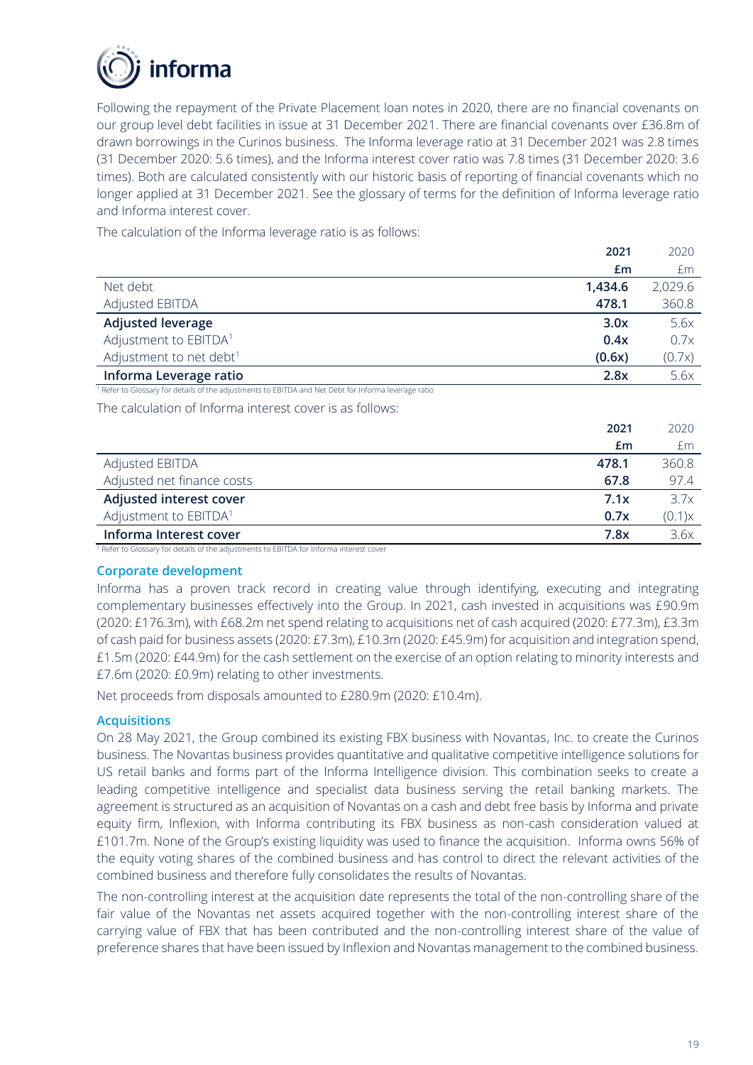Following the repayment of the Private Placement loan notes in 2020, there are no financial covenants on our group level debt facilities in issue at 31 December 2021. There are financial covenants over £36.8m of drawn borrowings in the Curinos business. The Informa leverage ratio at 31 December 2021 was 2.8 times (31 December 2020: 5.6 times), and the Informa interest cover ratio was 7.8 times (31 December 2020: 3.6 times). Both are calculated consistently with our historic basis of reporting of financial covenants which no longer applied at 31 December 2021. See the glossary of terms for the definition of Informa leverage ratio and Informa interest cover.

The calculation of the Informa leverage ratio is as follows:

| | 2021 | 2020 |
|---|---|---|
| | £m | £m |
| Net debt | 1,434.6 | 2,029.6 |
| Adjusted EBITDA | 478.1 | 360.8 |
| **Adjusted leverage** | **3.0x** | 5.6x |
| Adjustment to EBITDA[1] | 0.4x | 0.7x |
| Adjustment to net debt[1] | (0.6x) | (0.7x) |
| **Informa Leverage ratio** | **2.8x** | 5.6x |

[1] Refer to Glossary for details of the adjustments to EBITDA and Net Debt for Informa leverage ratio

The calculation of Informa interest cover is as follows:

| | 2021 | 2020 |
|---|---|---|
| | £m | £m |
| Adjusted EBITDA | 478.1 | 360.8 |
| Adjusted net finance costs | 67.8 | 97.4 |
| **Adjusted interest cover** | **7.1x** | 3.7x |
| Adjustment to EBITDA[1] | 0.7x | (0.1)x |
| **Informa Interest cover** | **7.8x** | 3.6x |

[1] Refer to Glossary for details of the adjustments to EBITDA for Informa interest cover

### Corporate development

Informa has a proven track record in creating value through identifying, executing and integrating complementary businesses effectively into the Group. In 2021, cash invested in acquisitions was £90.9m (2020: £176.3m), with £68.2m net spend relating to acquisitions net of cash acquired (2020: £77.3m), £3.3m of cash paid for business assets (2020: £7.3m), £10.3m (2020: £45.9m) for acquisition and integration spend, £1.5m (2020: £44.9m) for the cash settlement on the exercise of an option relating to minority interests and £7.6m (2020: £0.9m) relating to other investments.

Net proceeds from disposals amounted to £280.9m (2020: £10.4m).

### Acquisitions

On 28 May 2021, the Group combined its existing FBX business with Novantas, Inc. to create the Curinos business. The Novantas business provides quantitative and qualitative competitive intelligence solutions for US retail banks and forms part of the Informa Intelligence division. This combination seeks to create a leading competitive intelligence and specialist data business serving the retail banking markets. The agreement is structured as an acquisition of Novantas on a cash and debt free basis by Informa and private equity firm, Inflexion, with Informa contributing its FBX business as non-cash consideration valued at £101.7m. None of the Group's existing liquidity was used to finance the acquisition. Informa owns 56% of the equity voting shares of the combined business and has control to direct the relevant activities of the combined business and therefore fully consolidates the results of Novantas.

The non-controlling interest at the acquisition date represents the total of the non-controlling share of the fair value of the Novantas net assets acquired together with the non-controlling interest share of the carrying value of FBX that has been contributed and the non-controlling interest share of the value of preference shares that have been issued by Inflexion and Novantas management to the combined business.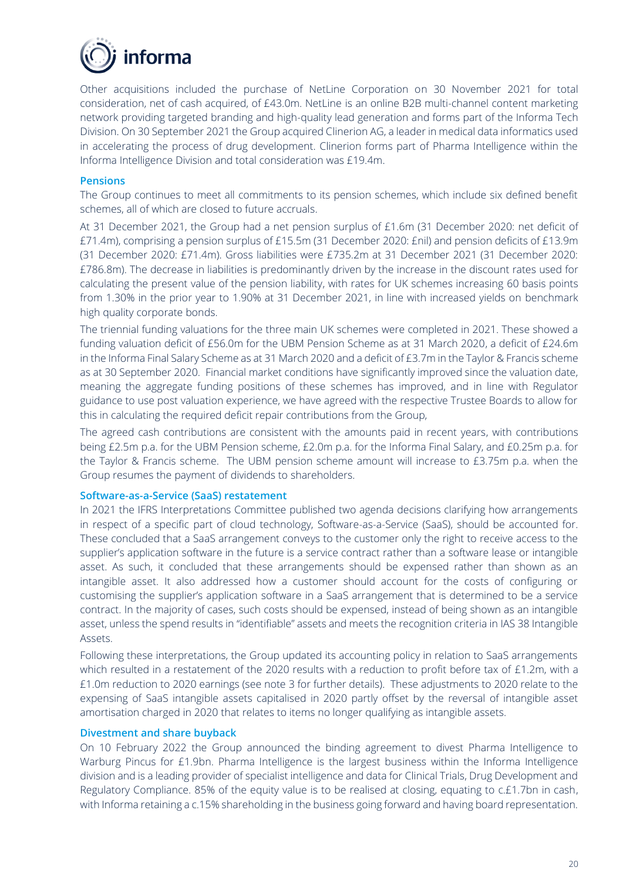Other acquisitions included the purchase of NetLine Corporation on 30 November 2021 for total consideration, net of cash acquired, of £43.0m. NetLine is an online B2B multi-channel content marketing network providing targeted branding and high-quality lead generation and forms part of the Informa Tech Division. On 30 September 2021 the Group acquired Clinerion AG, a leader in medical data informatics used in accelerating the process of drug development. Clinerion forms part of Pharma Intelligence within the Informa Intelligence Division and total consideration was £19.4m.

### Pensions

The Group continues to meet all commitments to its pension schemes, which include six defined benefit schemes, all of which are closed to future accruals.

At 31 December 2021, the Group had a net pension surplus of £1.6m (31 December 2020: net deficit of £71.4m), comprising a pension surplus of £15.5m (31 December 2020: £nil) and pension deficits of £13.9m (31 December 2020: £71.4m). Gross liabilities were £735.2m at 31 December 2021 (31 December 2020: £786.8m). The decrease in liabilities is predominantly driven by the increase in the discount rates used for calculating the present value of the pension liability, with rates for UK schemes increasing 60 basis points from 1.30% in the prior year to 1.90% at 31 December 2021, in line with increased yields on benchmark high quality corporate bonds.

The triennial funding valuations for the three main UK schemes were completed in 2021. These showed a funding valuation deficit of £56.0m for the UBM Pension Scheme as at 31 March 2020, a deficit of £24.6m in the Informa Final Salary Scheme as at 31 March 2020 and a deficit of £3.7m in the Taylor & Francis scheme as at 30 September 2020. Financial market conditions have significantly improved since the valuation date, meaning the aggregate funding positions of these schemes has improved, and in line with Regulator guidance to use post valuation experience, we have agreed with the respective Trustee Boards to allow for this in calculating the required deficit repair contributions from the Group,

The agreed cash contributions are consistent with the amounts paid in recent years, with contributions being £2.5m p.a. for the UBM Pension scheme, £2.0m p.a. for the Informa Final Salary, and £0.25m p.a. for the Taylor & Francis scheme. The UBM pension scheme amount will increase to £3.75m p.a. when the Group resumes the payment of dividends to shareholders.

### Software-as-a-Service (SaaS) restatement

In 2021 the IFRS Interpretations Committee published two agenda decisions clarifying how arrangements in respect of a specific part of cloud technology, Software-as-a-Service (SaaS), should be accounted for. These concluded that a SaaS arrangement conveys to the customer only the right to receive access to the supplier's application software in the future is a service contract rather than a software lease or intangible asset. As such, it concluded that these arrangements should be expensed rather than shown as an intangible asset. It also addressed how a customer should account for the costs of configuring or customising the supplier's application software in a SaaS arrangement that is determined to be a service contract. In the majority of cases, such costs should be expensed, instead of being shown as an intangible asset, unless the spend results in "identifiable" assets and meets the recognition criteria in IAS 38 Intangible Assets.

Following these interpretations, the Group updated its accounting policy in relation to SaaS arrangements which resulted in a restatement of the 2020 results with a reduction to profit before tax of £1.2m, with a £1.0m reduction to 2020 earnings (see note 3 for further details). These adjustments to 2020 relate to the expensing of SaaS intangible assets capitalised in 2020 partly offset by the reversal of intangible asset amortisation charged in 2020 that relates to items no longer qualifying as intangible assets.

### Divestment and share buyback

On 10 February 2022 the Group announced the binding agreement to divest Pharma Intelligence to Warburg Pincus for £1.9bn. Pharma Intelligence is the largest business within the Informa Intelligence division and is a leading provider of specialist intelligence and data for Clinical Trials, Drug Development and Regulatory Compliance. 85% of the equity value is to be realised at closing, equating to c.£1.7bn in cash, with Informa retaining a c.15% shareholding in the business going forward and having board representation.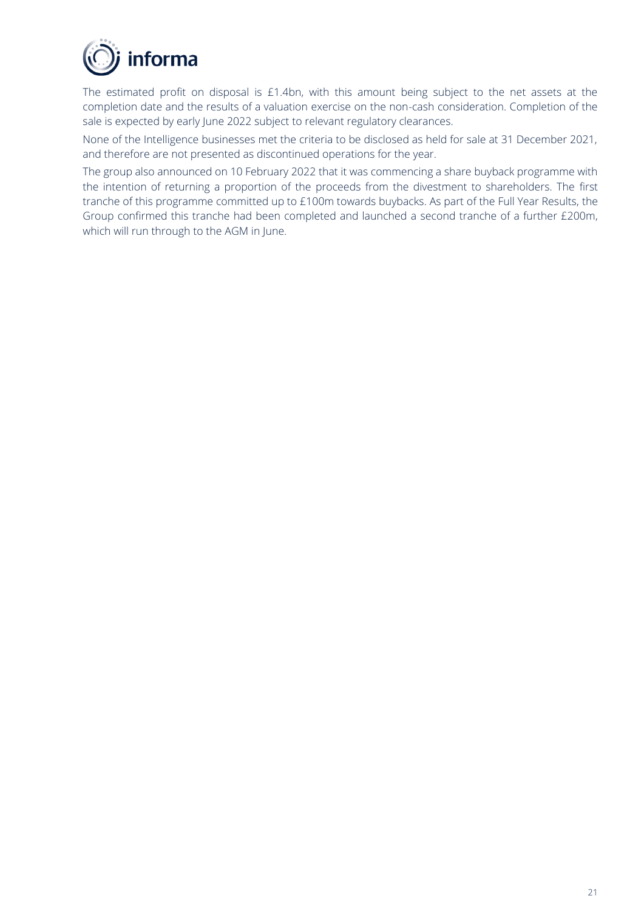The estimated profit on disposal is £1.4bn, with this amount being subject to the net assets at the completion date and the results of a valuation exercise on the non-cash consideration. Completion of the sale is expected by early June 2022 subject to relevant regulatory clearances.

None of the Intelligence businesses met the criteria to be disclosed as held for sale at 31 December 2021, and therefore are not presented as discontinued operations for the year.

The group also announced on 10 February 2022 that it was commencing a share buyback programme with the intention of returning a proportion of the proceeds from the divestment to shareholders. The first tranche of this programme committed up to £100m towards buybacks. As part of the Full Year Results, the Group confirmed this tranche had been completed and launched a second tranche of a further £200m, which will run through to the AGM in June.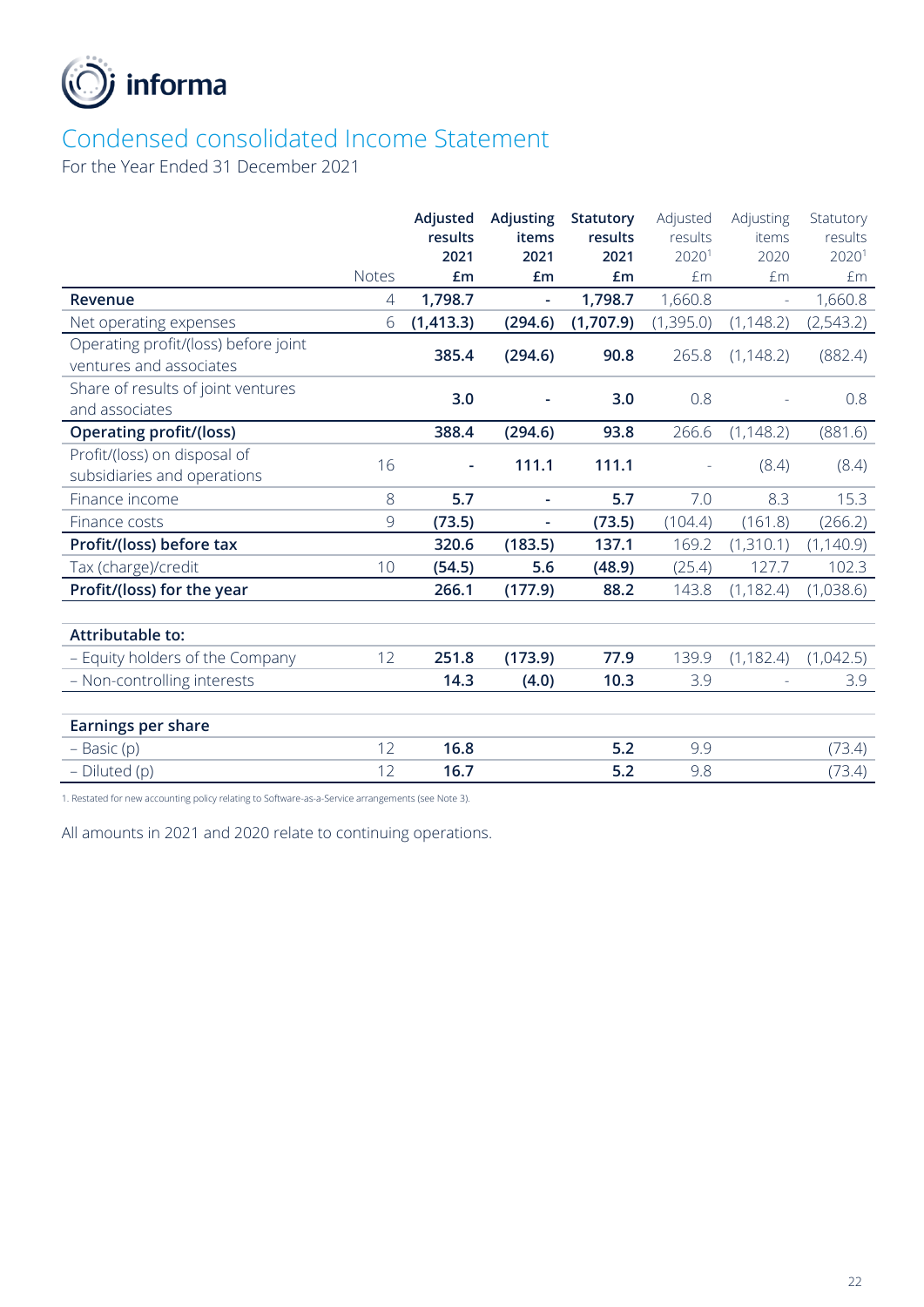informa

# Condensed consolidated Income Statement

For the Year Ended 31 December 2021

| | Notes | **Adjusted results 2021 £m** | **Adjusting items 2021 £m** | **Statutory results 2021 £m** | Adjusted results 2020[1] £m | Adjusting items 2020 £m | Statutory results 2020[1] £m |
|---|---|---|---|---|---|---|---|
| **Revenue** | 4 | **1,798.7** | **-** | **1,798.7** | 1,660.8 | - | 1,660.8 |
| Net operating expenses | 6 | **(1,413.3)** | **(294.6)** | **(1,707.9)** | (1,395.0) | (1,148.2) | (2,543.2) |
| Operating profit/(loss) before joint ventures and associates | | **385.4** | **(294.6)** | **90.8** | 265.8 | (1,148.2) | (882.4) |
| Share of results of joint ventures and associates | | **3.0** | **-** | **3.0** | 0.8 | - | 0.8 |
| **Operating profit/(loss)** | | **388.4** | **(294.6)** | **93.8** | 266.6 | (1,148.2) | (881.6) |
| Profit/(loss) on disposal of subsidiaries and operations | 16 | **-** | **111.1** | **111.1** | - | (8.4) | (8.4) |
| Finance income | 8 | **5.7** | **-** | **5.7** | 7.0 | 8.3 | 15.3 |
| Finance costs | 9 | **(73.5)** | **-** | **(73.5)** | (104.4) | (161.8) | (266.2) |
| **Profit/(loss) before tax** | | **320.6** | **(183.5)** | **137.1** | 169.2 | (1,310.1) | (1,140.9) |
| Tax (charge)/credit | 10 | **(54.5)** | **5.6** | **(48.9)** | (25.4) | 127.7 | 102.3 |
| **Profit/(loss) for the year** | | **266.1** | **(177.9)** | **88.2** | 143.8 | (1,182.4) | (1,038.6) |
| | | | | | | | |
| **Attributable to:** | | | | | | | |
| – Equity holders of the Company | 12 | **251.8** | **(173.9)** | **77.9** | 139.9 | (1,182.4) | (1,042.5) |
| – Non-controlling interests | | **14.3** | **(4.0)** | **10.3** | 3.9 | - | 3.9 |
| | | | | | | | |
| **Earnings per share** | | | | | | | |
| – Basic (p) | 12 | **16.8** | | **5.2** | 9.9 | | (73.4) |
| – Diluted (p) | 12 | **16.7** | | **5.2** | 9.8 | | (73.4) |

1. Restated for new accounting policy relating to Software-as-a-Service arrangements (see Note 3).

All amounts in 2021 and 2020 relate to continuing operations.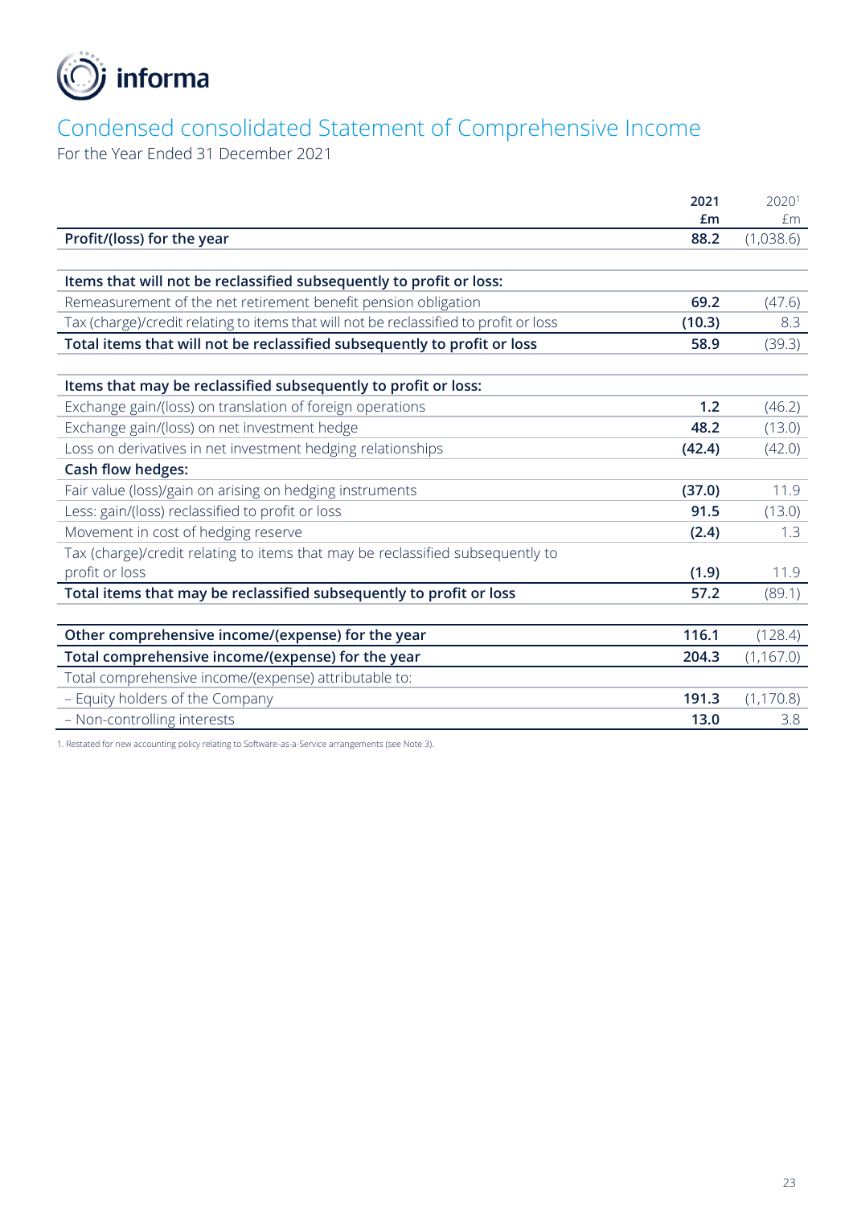# Condensed consolidated Statement of Comprehensive Income

For the Year Ended 31 December 2021

| | 2021 £m | 2020[1] £m |
|---|---|---|
| **Profit/(loss) for the year** | **88.2** | (1,038.6) |
| | | |
| **Items that will not be reclassified subsequently to profit or loss:** | | |
| Remeasurement of the net retirement benefit pension obligation | **69.2** | (47.6) |
| Tax (charge)/credit relating to items that will not be reclassified to profit or loss | **(10.3)** | 8.3 |
| **Total items that will not be reclassified subsequently to profit or loss** | **58.9** | (39.3) |
| | | |
| **Items that may be reclassified subsequently to profit or loss:** | | |
| Exchange gain/(loss) on translation of foreign operations | **1.2** | (46.2) |
| Exchange gain/(loss) on net investment hedge | **48.2** | (13.0) |
| Loss on derivatives in net investment hedging relationships | **(42.4)** | (42.0) |
| **Cash flow hedges:** | | |
| Fair value (loss)/gain on arising on hedging instruments | **(37.0)** | 11.9 |
| Less: gain/(loss) reclassified to profit or loss | **91.5** | (13.0) |
| Movement in cost of hedging reserve | **(2.4)** | 1.3 |
| Tax (charge)/credit relating to items that may be reclassified subsequently to profit or loss | **(1.9)** | 11.9 |
| **Total items that may be reclassified subsequently to profit or loss** | **57.2** | (89.1) |
| | | |
| **Other comprehensive income/(expense) for the year** | **116.1** | (128.4) |
| **Total comprehensive income/(expense) for the year** | **204.3** | (1,167.0) |
| Total comprehensive income/(expense) attributable to: | | |
| – Equity holders of the Company | **191.3** | (1,170.8) |
| – Non-controlling interests | **13.0** | 3.8 |

1. Restated for new accounting policy relating to Software-as-a-Service arrangements (see Note 3).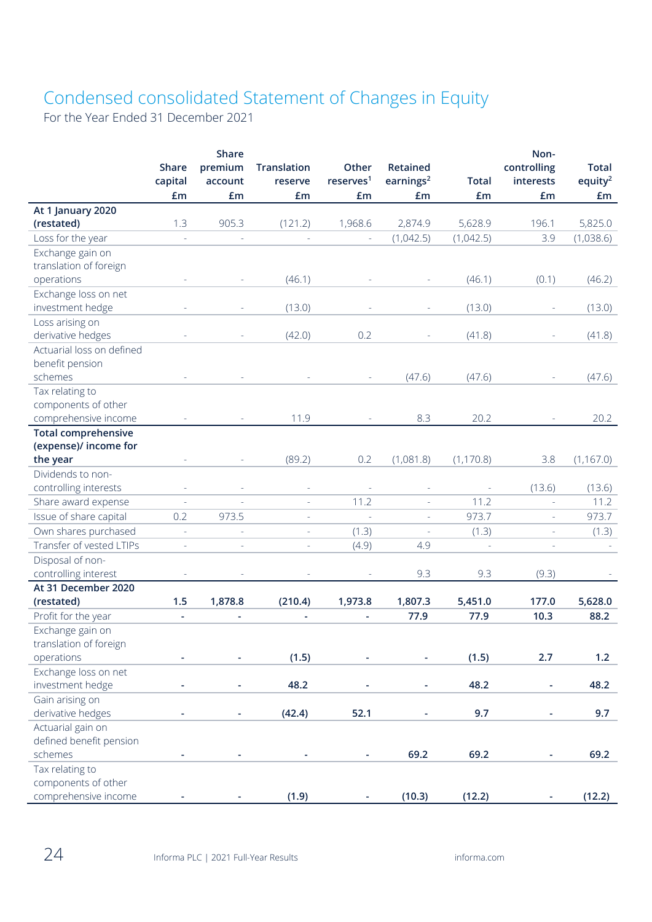# Condensed consolidated Statement of Changes in Equity

For the Year Ended 31 December 2021

| | Share capital £m | Share premium account £m | Translation reserve £m | Other reserves[1] £m | Retained earnings[2] £m | Total £m | Non-controlling interests £m | Total equity[2] £m |
|---|---|---|---|---|---|---|---|---|
| **At 1 January 2020 (restated)** | 1.3 | 905.3 | (121.2) | 1,968.6 | 2,874.9 | 5,628.9 | 196.1 | 5,825.0 |
| Loss for the year | - | - | - | - | (1,042.5) | (1,042.5) | 3.9 | (1,038.6) |
| Exchange gain on translation of foreign operations | - | - | (46.1) | - | - | (46.1) | (0.1) | (46.2) |
| Exchange loss on net investment hedge | - | - | (13.0) | - | - | (13.0) | - | (13.0) |
| Loss arising on derivative hedges | - | - | (42.0) | 0.2 | - | (41.8) | - | (41.8) |
| Actuarial loss on defined benefit pension schemes | - | - | - | - | (47.6) | (47.6) | - | (47.6) |
| Tax relating to components of other comprehensive income | - | - | 11.9 | - | 8.3 | 20.2 | - | 20.2 |
| **Total comprehensive (expense)/ income for the year** | - | - | (89.2) | 0.2 | (1,081.8) | (1,170.8) | 3.8 | (1,167.0) |
| Dividends to non-controlling interests | - | - | - | - | - | - | (13.6) | (13.6) |
| Share award expense | - | - | - | 11.2 | - | 11.2 | - | 11.2 |
| Issue of share capital | 0.2 | 973.5 | - | - | - | 973.7 | - | 973.7 |
| Own shares purchased | - | - | - | (1.3) | - | (1.3) | - | (1.3) |
| Transfer of vested LTIPs | - | - | - | (4.9) | 4.9 | - | - | - |
| Disposal of non-controlling interest | - | - | - | - | 9.3 | 9.3 | (9.3) | - |
| **At 31 December 2020 (restated)** | **1.5** | **1,878.8** | **(210.4)** | **1,973.8** | **1,807.3** | **5,451.0** | **177.0** | **5,628.0** |
| Profit for the year | **-** | **-** | **-** | **-** | **77.9** | **77.9** | **10.3** | **88.2** |
| Exchange gain on translation of foreign operations | **-** | **-** | **(1.5)** | **-** | **-** | **(1.5)** | **2.7** | **1.2** |
| Exchange loss on net investment hedge | **-** | **-** | **48.2** | **-** | **-** | **48.2** | **-** | **48.2** |
| Gain arising on derivative hedges | **-** | **-** | **(42.4)** | **52.1** | **-** | **9.7** | **-** | **9.7** |
| Actuarial gain on defined benefit pension schemes | **-** | **-** | **-** | **-** | **69.2** | **69.2** | **-** | **69.2** |
| Tax relating to components of other comprehensive income | **-** | **-** | **(1.9)** | **-** | **(10.3)** | **(12.2)** | **-** | **(12.2)** |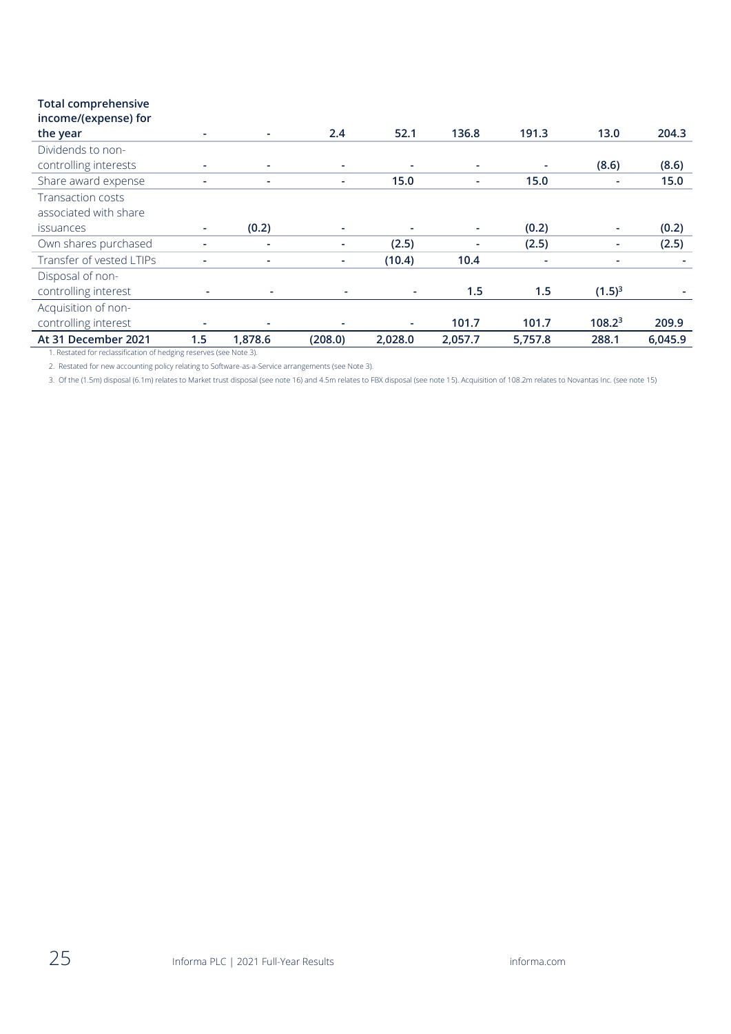| | | | | | | | | |
|---|---|---|---|---|---|---|---|---|
| **Total comprehensive income/(expense) for the year** | - | - | **2.4** | **52.1** | **136.8** | **191.3** | **13.0** | **204.3** |
| Dividends to non-controlling interests | - | - | - | - | - | - | **(8.6)** | **(8.6)** |
| Share award expense | - | - | - | **15.0** | - | **15.0** | - | **15.0** |
| Transaction costs associated with share issuances | - | **(0.2)** | - | - | - | **(0.2)** | - | **(0.2)** |
| Own shares purchased | - | - | - | **(2.5)** | - | **(2.5)** | - | **(2.5)** |
| Transfer of vested LTIPs | - | - | - | **(10.4)** | **10.4** | - | - | - |
| Disposal of non-controlling interest | - | - | - | - | **1.5** | **1.5** | **(1.5)**[3] | - |
| Acquisition of non-controlling interest | - | - | - | - | **101.7** | **101.7** | **108.2**[3] | **209.9** |
| **At 31 December 2021** | **1.5** | **1,878.6** | **(208.0)** | **2,028.0** | **2,057.7** | **5,757.8** | **288.1** | **6,045.9** |

1. Restated for reclassification of hedging reserves (see Note 3).

2. Restated for new accounting policy relating to Software-as-a-Service arrangements (see Note 3).

3. Of the (1.5m) disposal (6.1m) relates to Market trust disposal (see note 16) and 4.5m relates to FBX disposal (see note 15). Acquisition of 108.2m relates to Novantas Inc. (see note 15)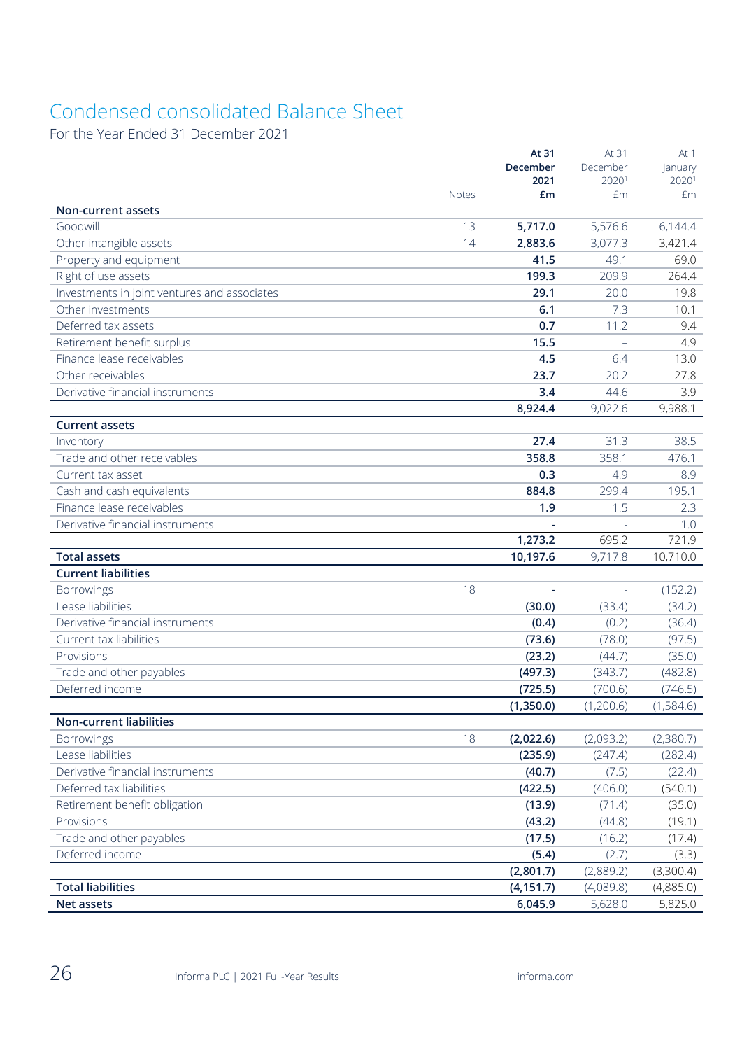# Condensed consolidated Balance Sheet

For the Year Ended 31 December 2021

| | Notes | At 31 December 2021 £m | At 31 December 2020[1] £m | At 1 January 2020[1] £m |
|---|---|---|---|---|
| **Non-current assets** | | | | |
| Goodwill | 13 | **5,717.0** | 5,576.6 | 6,144.4 |
| Other intangible assets | 14 | **2,883.6** | 3,077.3 | 3,421.4 |
| Property and equipment | | **41.5** | 49.1 | 69.0 |
| Right of use assets | | **199.3** | 209.9 | 264.4 |
| Investments in joint ventures and associates | | **29.1** | 20.0 | 19.8 |
| Other investments | | **6.1** | 7.3 | 10.1 |
| Deferred tax assets | | **0.7** | 11.2 | 9.4 |
| Retirement benefit surplus | | **15.5** | – | 4.9 |
| Finance lease receivables | | **4.5** | 6.4 | 13.0 |
| Other receivables | | **23.7** | 20.2 | 27.8 |
| Derivative financial instruments | | **3.4** | 44.6 | 3.9 |
| | | **8,924.4** | 9,022.6 | 9,988.1 |
| **Current assets** | | | | |
| Inventory | | **27.4** | 31.3 | 38.5 |
| Trade and other receivables | | **358.8** | 358.1 | 476.1 |
| Current tax asset | | **0.3** | 4.9 | 8.9 |
| Cash and cash equivalents | | **884.8** | 299.4 | 195.1 |
| Finance lease receivables | | **1.9** | 1.5 | 2.3 |
| Derivative financial instruments | | **-** | - | 1.0 |
| | | **1,273.2** | 695.2 | 721.9 |
| **Total assets** | | **10,197.6** | 9,717.8 | 10,710.0 |
| **Current liabilities** | | | | |
| Borrowings | 18 | **-** | - | (152.2) |
| Lease liabilities | | **(30.0)** | (33.4) | (34.2) |
| Derivative financial instruments | | **(0.4)** | (0.2) | (36.4) |
| Current tax liabilities | | **(73.6)** | (78.0) | (97.5) |
| Provisions | | **(23.2)** | (44.7) | (35.0) |
| Trade and other payables | | **(497.3)** | (343.7) | (482.8) |
| Deferred income | | **(725.5)** | (700.6) | (746.5) |
| | | **(1,350.0)** | (1,200.6) | (1,584.6) |
| **Non-current liabilities** | | | | |
| Borrowings | 18 | **(2,022.6)** | (2,093.2) | (2,380.7) |
| Lease liabilities | | **(235.9)** | (247.4) | (282.4) |
| Derivative financial instruments | | **(40.7)** | (7.5) | (22.4) |
| Deferred tax liabilities | | **(422.5)** | (406.0) | (540.1) |
| Retirement benefit obligation | | **(13.9)** | (71.4) | (35.0) |
| Provisions | | **(43.2)** | (44.8) | (19.1) |
| Trade and other payables | | **(17.5)** | (16.2) | (17.4) |
| Deferred income | | **(5.4)** | (2.7) | (3.3) |
| | | **(2,801.7)** | (2,889.2) | (3,300.4) |
| **Total liabilities** | | **(4,151.7)** | (4,089.8) | (4,885.0) |
| **Net assets** | | **6,045.9** | 5,628.0 | 5,825.0 |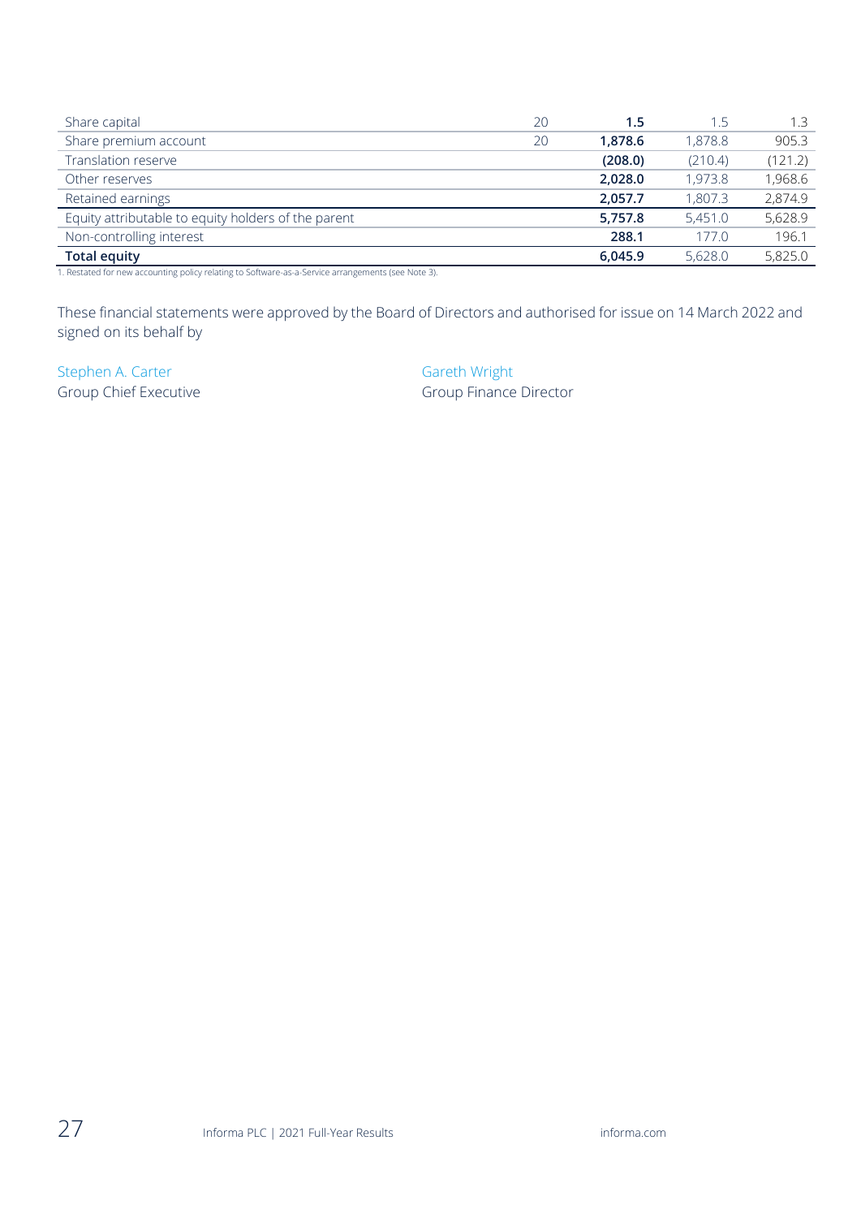| | | | | |
|---|---|---|---|---|
| Share capital | 20 | **1.5** | 1.5 | 1.3 |
| Share premium account | 20 | **1,878.6** | 1,878.8 | 905.3 |
| Translation reserve | | **(208.0)** | (210.4) | (121.2) |
| Other reserves | | **2,028.0** | 1,973.8 | 1,968.6 |
| Retained earnings | | **2,057.7** | 1,807.3 | 2,874.9 |
| Equity attributable to equity holders of the parent | | **5,757.8** | 5,451.0 | 5,628.9 |
| Non-controlling interest | | **288.1** | 177.0 | 196.1 |
| **Total equity** | | **6,045.9** | 5,628.0 | 5,825.0 |

1. Restated for new accounting policy relating to Software-as-a-Service arrangements (see Note 3).

These financial statements were approved by the Board of Directors and authorised for issue on 14 March 2022 and signed on its behalf by

Stephen A. Carter
Group Chief Executive

Gareth Wright
Group Finance Director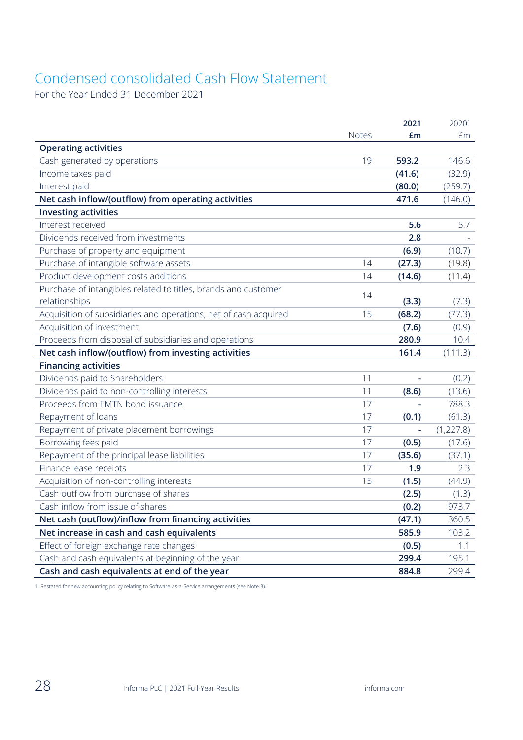# Condensed consolidated Cash Flow Statement

For the Year Ended 31 December 2021

| | Notes | 2021 £m | 2020[1] £m |
|---|---|---|---|
| **Operating activities** | | | |
| Cash generated by operations | 19 | **593.2** | 146.6 |
| Income taxes paid | | **(41.6)** | (32.9) |
| Interest paid | | **(80.0)** | (259.7) |
| **Net cash inflow/(outflow) from operating activities** | | **471.6** | (146.0) |
| **Investing activities** | | | |
| Interest received | | **5.6** | 5.7 |
| Dividends received from investments | | **2.8** | - |
| Purchase of property and equipment | | **(6.9)** | (10.7) |
| Purchase of intangible software assets | 14 | **(27.3)** | (19.8) |
| Product development costs additions | 14 | **(14.6)** | (11.4) |
| Purchase of intangibles related to titles, brands and customer relationships | 14 | **(3.3)** | (7.3) |
| Acquisition of subsidiaries and operations, net of cash acquired | 15 | **(68.2)** | (77.3) |
| Acquisition of investment | | **(7.6)** | (0.9) |
| Proceeds from disposal of subsidiaries and operations | | **280.9** | 10.4 |
| **Net cash inflow/(outflow) from investing activities** | | **161.4** | (111.3) |
| **Financing activities** | | | |
| Dividends paid to Shareholders | 11 | **-** | (0.2) |
| Dividends paid to non-controlling interests | 11 | **(8.6)** | (13.6) |
| Proceeds from EMTN bond issuance | 17 | **-** | 788.3 |
| Repayment of loans | 17 | **(0.1)** | (61.3) |
| Repayment of private placement borrowings | 17 | **-** | (1,227.8) |
| Borrowing fees paid | 17 | **(0.5)** | (17.6) |
| Repayment of the principal lease liabilities | 17 | **(35.6)** | (37.1) |
| Finance lease receipts | 17 | **1.9** | 2.3 |
| Acquisition of non-controlling interests | 15 | **(1.5)** | (44.9) |
| Cash outflow from purchase of shares | | **(2.5)** | (1.3) |
| Cash inflow from issue of shares | | **(0.2)** | 973.7 |
| **Net cash (outflow)/inflow from financing activities** | | **(47.1)** | 360.5 |
| **Net increase in cash and cash equivalents** | | **585.9** | 103.2 |
| Effect of foreign exchange rate changes | | **(0.5)** | 1.1 |
| Cash and cash equivalents at beginning of the year | | **299.4** | 195.1 |
| **Cash and cash equivalents at end of the year** | | **884.8** | 299.4 |

1. Restated for new accounting policy relating to Software-as-a-Service arrangements (see Note 3).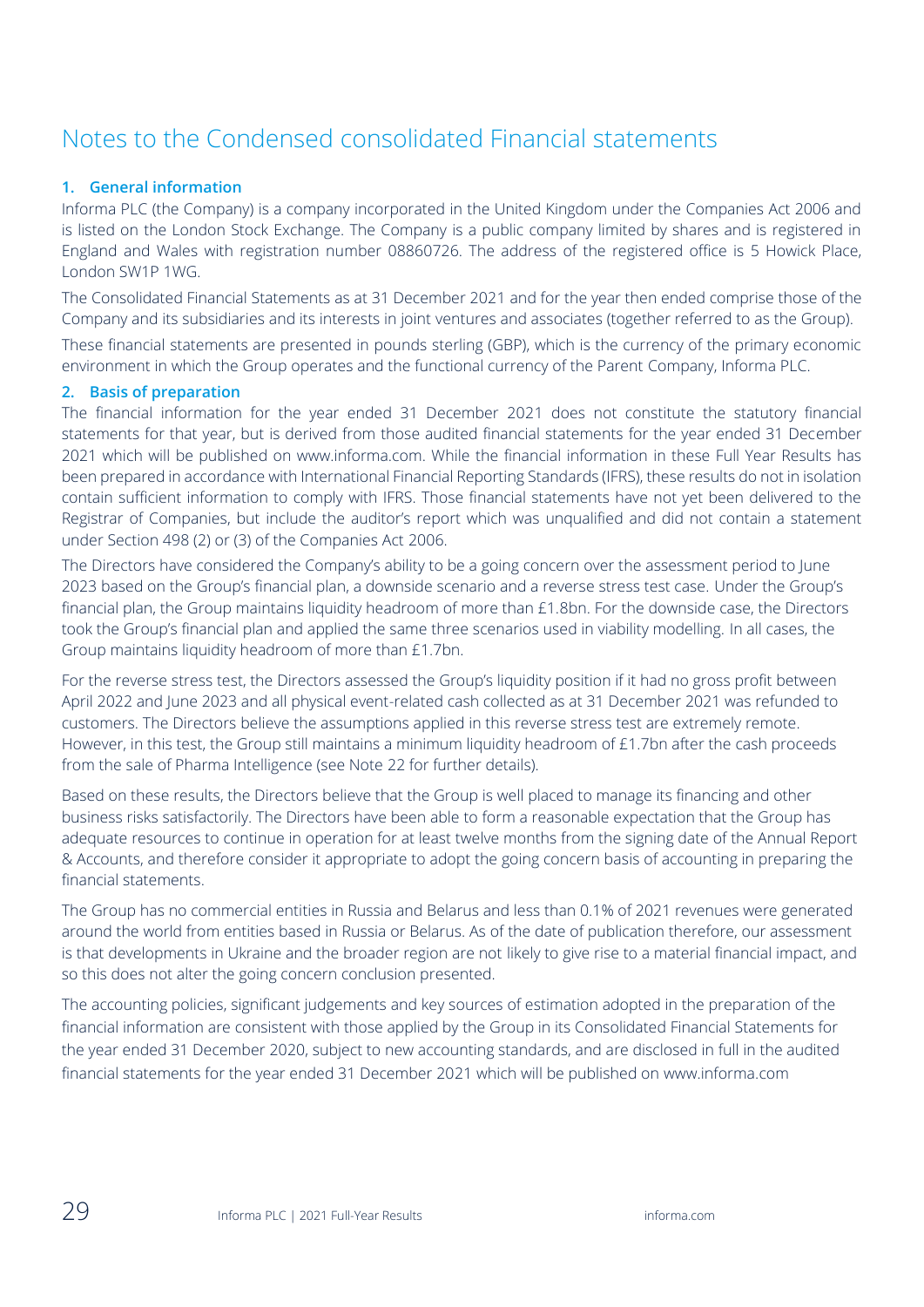# Notes to the Condensed consolidated Financial statements

## 1. General information

Informa PLC (the Company) is a company incorporated in the United Kingdom under the Companies Act 2006 and is listed on the London Stock Exchange. The Company is a public company limited by shares and is registered in England and Wales with registration number 08860726. The address of the registered office is 5 Howick Place, London SW1P 1WG.

The Consolidated Financial Statements as at 31 December 2021 and for the year then ended comprise those of the Company and its subsidiaries and its interests in joint ventures and associates (together referred to as the Group).

These financial statements are presented in pounds sterling (GBP), which is the currency of the primary economic environment in which the Group operates and the functional currency of the Parent Company, Informa PLC.

## 2. Basis of preparation

The financial information for the year ended 31 December 2021 does not constitute the statutory financial statements for that year, but is derived from those audited financial statements for the year ended 31 December 2021 which will be published on www.informa.com. While the financial information in these Full Year Results has been prepared in accordance with International Financial Reporting Standards (IFRS), these results do not in isolation contain sufficient information to comply with IFRS. Those financial statements have not yet been delivered to the Registrar of Companies, but include the auditor's report which was unqualified and did not contain a statement under Section 498 (2) or (3) of the Companies Act 2006.

The Directors have considered the Company's ability to be a going concern over the assessment period to June 2023 based on the Group's financial plan, a downside scenario and a reverse stress test case. Under the Group's financial plan, the Group maintains liquidity headroom of more than £1.8bn. For the downside case, the Directors took the Group's financial plan and applied the same three scenarios used in viability modelling. In all cases, the Group maintains liquidity headroom of more than £1.7bn.

For the reverse stress test, the Directors assessed the Group's liquidity position if it had no gross profit between April 2022 and June 2023 and all physical event-related cash collected as at 31 December 2021 was refunded to customers. The Directors believe the assumptions applied in this reverse stress test are extremely remote. However, in this test, the Group still maintains a minimum liquidity headroom of £1.7bn after the cash proceeds from the sale of Pharma Intelligence (see Note 22 for further details).

Based on these results, the Directors believe that the Group is well placed to manage its financing and other business risks satisfactorily. The Directors have been able to form a reasonable expectation that the Group has adequate resources to continue in operation for at least twelve months from the signing date of the Annual Report & Accounts, and therefore consider it appropriate to adopt the going concern basis of accounting in preparing the financial statements.

The Group has no commercial entities in Russia and Belarus and less than 0.1% of 2021 revenues were generated around the world from entities based in Russia or Belarus. As of the date of publication therefore, our assessment is that developments in Ukraine and the broader region are not likely to give rise to a material financial impact, and so this does not alter the going concern conclusion presented.

The accounting policies, significant judgements and key sources of estimation adopted in the preparation of the financial information are consistent with those applied by the Group in its Consolidated Financial Statements for the year ended 31 December 2020, subject to new accounting standards, and are disclosed in full in the audited financial statements for the year ended 31 December 2021 which will be published on www.informa.com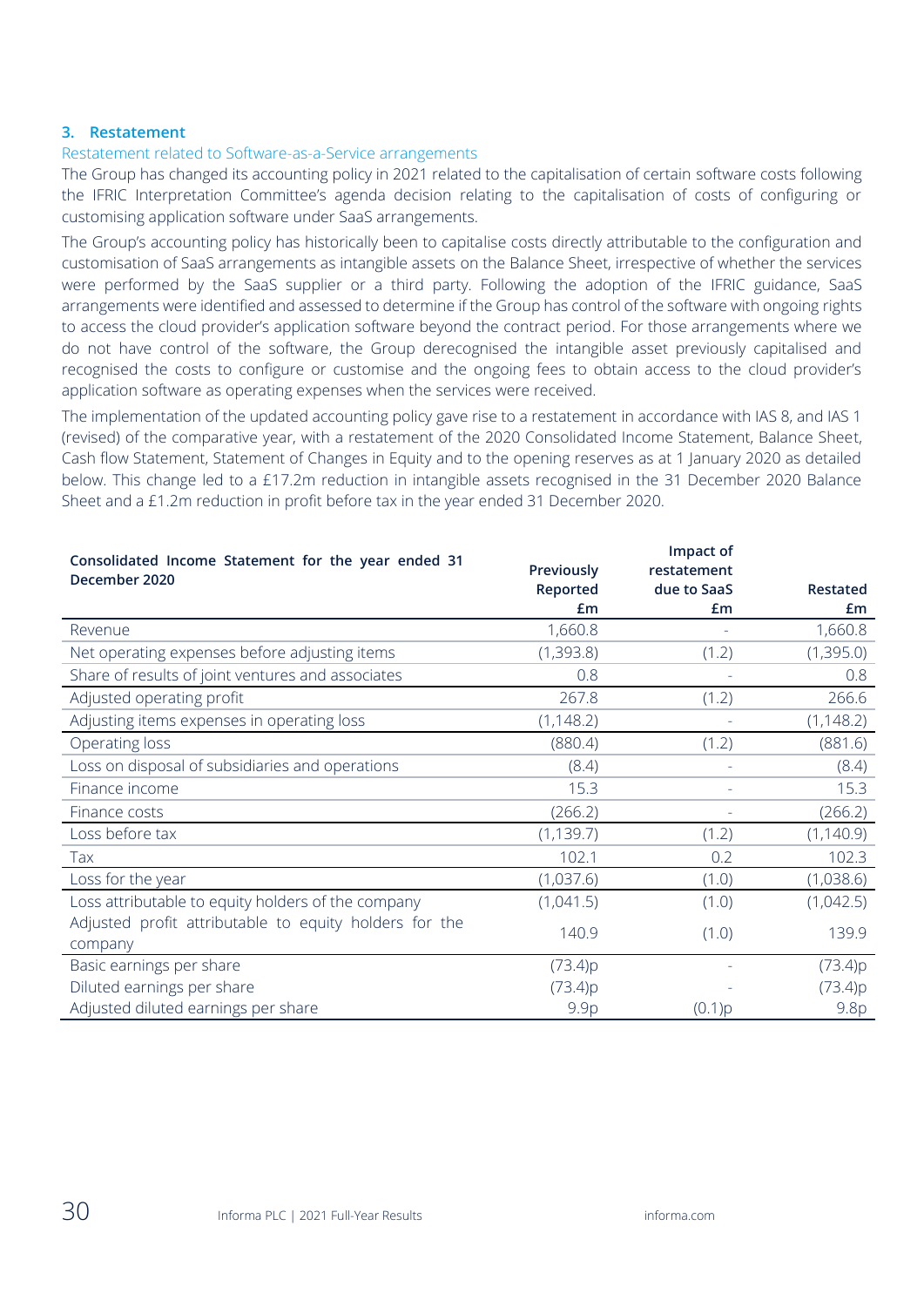### 3. Restatement

Restatement related to Software-as-a-Service arrangements

The Group has changed its accounting policy in 2021 related to the capitalisation of certain software costs following the IFRIC Interpretation Committee's agenda decision relating to the capitalisation of costs of configuring or customising application software under SaaS arrangements.

The Group's accounting policy has historically been to capitalise costs directly attributable to the configuration and customisation of SaaS arrangements as intangible assets on the Balance Sheet, irrespective of whether the services were performed by the SaaS supplier or a third party. Following the adoption of the IFRIC guidance, SaaS arrangements were identified and assessed to determine if the Group has control of the software with ongoing rights to access the cloud provider's application software beyond the contract period. For those arrangements where we do not have control of the software, the Group derecognised the intangible asset previously capitalised and recognised the costs to configure or customise and the ongoing fees to obtain access to the cloud provider's application software as operating expenses when the services were received.

The implementation of the updated accounting policy gave rise to a restatement in accordance with IAS 8, and IAS 1 (revised) of the comparative year, with a restatement of the 2020 Consolidated Income Statement, Balance Sheet, Cash flow Statement, Statement of Changes in Equity and to the opening reserves as at 1 January 2020 as detailed below. This change led to a £17.2m reduction in intangible assets recognised in the 31 December 2020 Balance Sheet and a £1.2m reduction in profit before tax in the year ended 31 December 2020.

| Consolidated Income Statement for the year ended 31 December 2020 | Previously Reported £m | Impact of restatement due to SaaS £m | Restated £m |
|---|---|---|---|
| Revenue | 1,660.8 | - | 1,660.8 |
| Net operating expenses before adjusting items | (1,393.8) | (1.2) | (1,395.0) |
| Share of results of joint ventures and associates | 0.8 | - | 0.8 |
| Adjusted operating profit | 267.8 | (1.2) | 266.6 |
| Adjusting items expenses in operating loss | (1,148.2) | - | (1,148.2) |
| Operating loss | (880.4) | (1.2) | (881.6) |
| Loss on disposal of subsidiaries and operations | (8.4) | - | (8.4) |
| Finance income | 15.3 | - | 15.3 |
| Finance costs | (266.2) | - | (266.2) |
| Loss before tax | (1,139.7) | (1.2) | (1,140.9) |
| Tax | 102.1 | 0.2 | 102.3 |
| Loss for the year | (1,037.6) | (1.0) | (1,038.6) |
| Loss attributable to equity holders of the company | (1,041.5) | (1.0) | (1,042.5) |
| Adjusted profit attributable to equity holders for the company | 140.9 | (1.0) | 139.9 |
| Basic earnings per share | (73.4)p | - | (73.4)p |
| Diluted earnings per share | (73.4)p | - | (73.4)p |
| Adjusted diluted earnings per share | 9.9p | (0.1)p | 9.8p |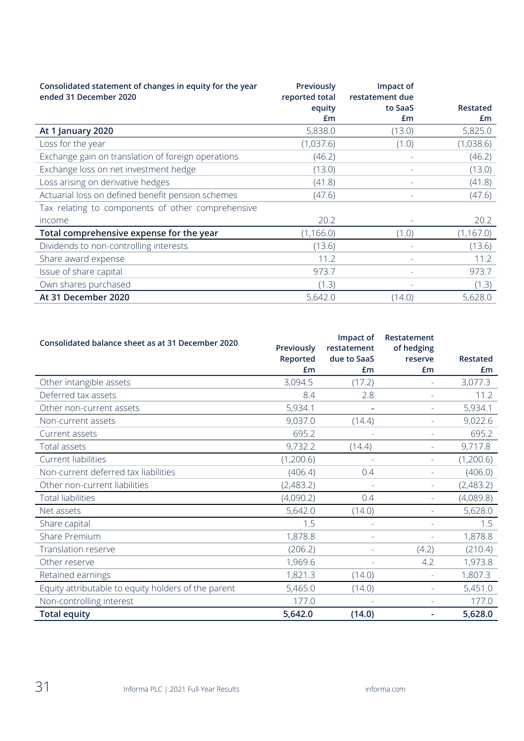| Consolidated statement of changes in equity for the year ended 31 December 2020 | Previously reported total equity £m | Impact of restatement due to SaaS £m | Restated £m |
|---|---|---|---|
| **At 1 January 2020** | 5,838.0 | (13.0) | 5,825.0 |
| Loss for the year | (1,037.6) | (1.0) | (1,038.6) |
| Exchange gain on translation of foreign operations | (46.2) | - | (46.2) |
| Exchange loss on net investment hedge | (13.0) | - | (13.0) |
| Loss arising on derivative hedges | (41.8) | - | (41.8) |
| Actuarial loss on defined benefit pension schemes | (47.6) | - | (47.6) |
| Tax relating to components of other comprehensive income | 20.2 | - | 20.2 |
| **Total comprehensive expense for the year** | (1,166.0) | (1.0) | (1,167.0) |
| Dividends to non-controlling interests | (13.6) | - | (13.6) |
| Share award expense | 11.2 | - | 11.2 |
| Issue of share capital | 973.7 | - | 973.7 |
| Own shares purchased | (1.3) | - | (1.3) |
| **At 31 December 2020** | 5,642.0 | (14.0) | 5,628.0 |

| Consolidated balance sheet as at 31 December 2020 | Previously Reported £m | Impact of restatement due to SaaS £m | Restatement of hedging reserve £m | Restated £m |
|---|---|---|---|---|
| Other intangible assets | 3,094.5 | (17.2) | - | 3,077.3 |
| Deferred tax assets | 8.4 | 2.8 | - | 11.2 |
| Other non-current assets | 5,934.1 | - | - | 5,934.1 |
| Non-current assets | 9,037.0 | (14.4) | - | 9,022.6 |
| Current assets | 695.2 | - | - | 695.2 |
| Total assets | 9,732.2 | (14.4) | - | 9,717.8 |
| Current liabilities | (1,200.6) | - | - | (1,200.6) |
| Non-current deferred tax liabilities | (406.4) | 0.4 | - | (406.0) |
| Other non-current liabilities | (2,483.2) | - | - | (2,483.2) |
| Total liabilities | (4,090.2) | 0.4 | - | (4,089.8) |
| Net assets | 5,642.0 | (14.0) | - | 5,628.0 |
| Share capital | 1.5 | - | - | 1.5 |
| Share Premium | 1,878.8 | - | - | 1,878.8 |
| Translation reserve | (206.2) | - | (4.2) | (210.4) |
| Other reserve | 1,969.6 | - | 4.2 | 1,973.8 |
| Retained earnings | 1,821.3 | (14.0) | - | 1,807.3 |
| Equity attributable to equity holders of the parent | 5,465.0 | (14.0) | - | 5,451.0 |
| Non-controlling interest | 177.0 | - | - | 177.0 |
| **Total equity** | **5,642.0** | **(14.0)** | **-** | **5,628.0** |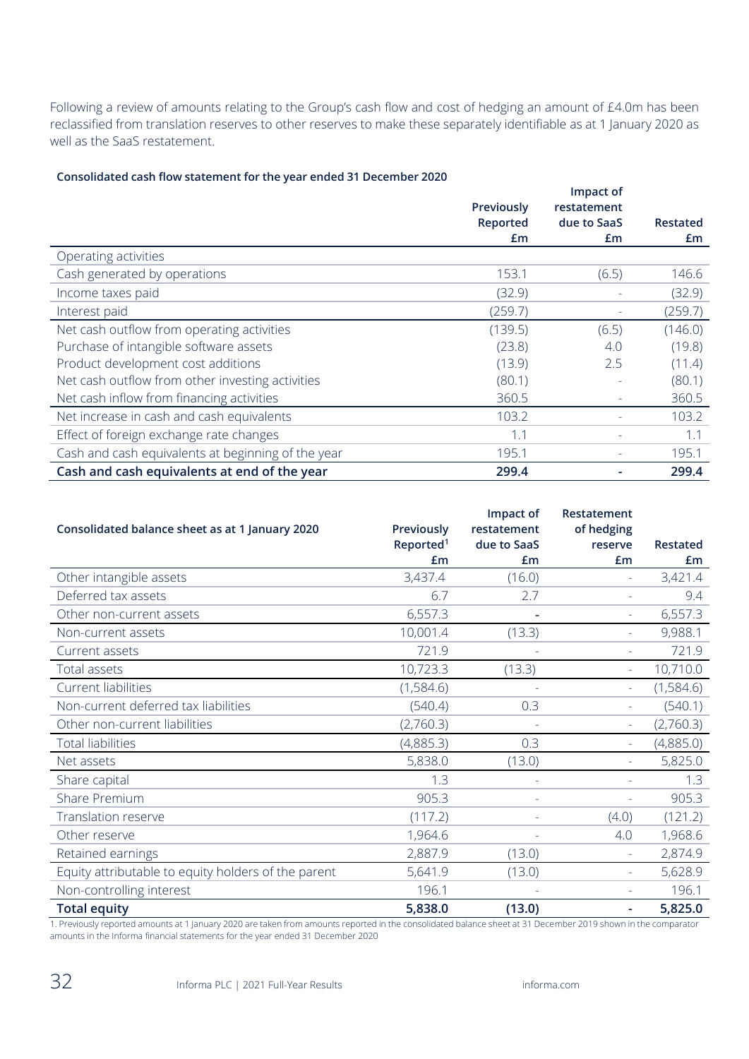Following a review of amounts relating to the Group's cash flow and cost of hedging an amount of £4.0m has been reclassified from translation reserves to other reserves to make these separately identifiable as at 1 January 2020 as well as the SaaS restatement.

**Consolidated cash flow statement for the year ended 31 December 2020**

| | Previously Reported £m | Impact of restatement due to SaaS £m | Restated £m |
|---|---|---|---|
| Operating activities | | | |
| Cash generated by operations | 153.1 | (6.5) | 146.6 |
| Income taxes paid | (32.9) | - | (32.9) |
| Interest paid | (259.7) | - | (259.7) |
| Net cash outflow from operating activities | (139.5) | (6.5) | (146.0) |
| Purchase of intangible software assets | (23.8) | 4.0 | (19.8) |
| Product development cost additions | (13.9) | 2.5 | (11.4) |
| Net cash outflow from other investing activities | (80.1) | - | (80.1) |
| Net cash inflow from financing activities | 360.5 | - | 360.5 |
| Net increase in cash and cash equivalents | 103.2 | - | 103.2 |
| Effect of foreign exchange rate changes | 1.1 | - | 1.1 |
| Cash and cash equivalents at beginning of the year | 195.1 | - | 195.1 |
| **Cash and cash equivalents at end of the year** | **299.4** | **-** | **299.4** |

| Consolidated balance sheet as at 1 January 2020 | Previously Reported[1] £m | Impact of restatement due to SaaS £m | Restatement of hedging reserve £m | Restated £m |
|---|---|---|---|---|
| Other intangible assets | 3,437.4 | (16.0) | - | 3,421.4 |
| Deferred tax assets | 6.7 | 2.7 | - | 9.4 |
| Other non-current assets | 6,557.3 | - | - | 6,557.3 |
| Non-current assets | 10,001.4 | (13.3) | - | 9,988.1 |
| Current assets | 721.9 | - | - | 721.9 |
| Total assets | 10,723.3 | (13.3) | - | 10,710.0 |
| Current liabilities | (1,584.6) | - | - | (1,584.6) |
| Non-current deferred tax liabilities | (540.4) | 0.3 | - | (540.1) |
| Other non-current liabilities | (2,760.3) | - | - | (2,760.3) |
| Total liabilities | (4,885.3) | 0.3 | - | (4,885.0) |
| Net assets | 5,838.0 | (13.0) | - | 5,825.0 |
| Share capital | 1.3 | - | - | 1.3 |
| Share Premium | 905.3 | - | - | 905.3 |
| Translation reserve | (117.2) | - | (4.0) | (121.2) |
| Other reserve | 1,964.6 | - | 4.0 | 1,968.6 |
| Retained earnings | 2,887.9 | (13.0) | - | 2,874.9 |
| Equity attributable to equity holders of the parent | 5,641.9 | (13.0) | - | 5,628.9 |
| Non-controlling interest | 196.1 | - | - | 196.1 |
| **Total equity** | **5,838.0** | **(13.0)** | **-** | **5,825.0** |

1. Previously reported amounts at 1 January 2020 are taken from amounts reported in the consolidated balance sheet at 31 December 2019 shown in the comparator amounts in the Informa financial statements for the year ended 31 December 2020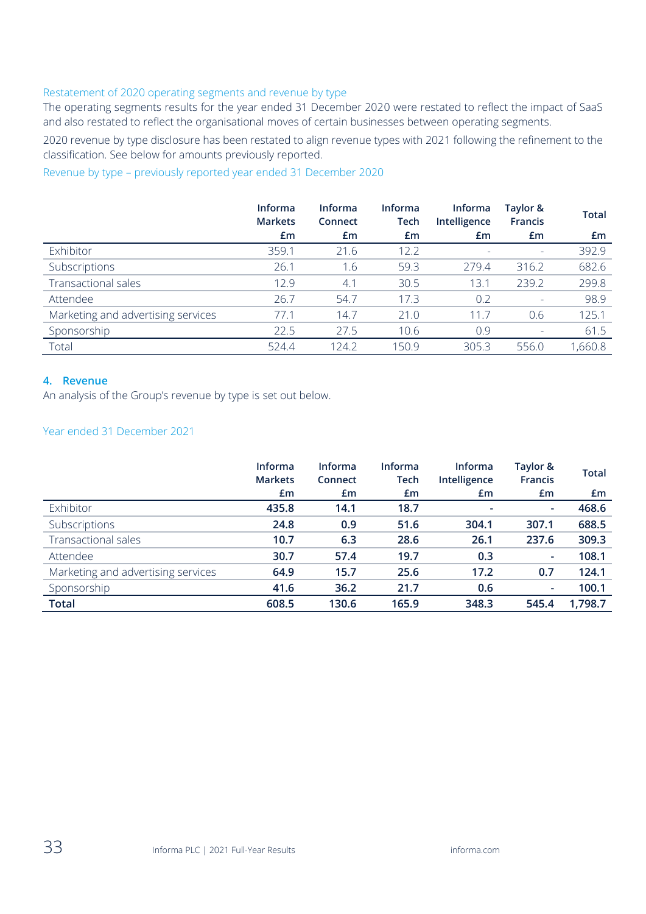### Restatement of 2020 operating segments and revenue by type

The operating segments results for the year ended 31 December 2020 were restated to reflect the impact of SaaS and also restated to reflect the organisational moves of certain businesses between operating segments.

2020 revenue by type disclosure has been restated to align revenue types with 2021 following the refinement to the classification. See below for amounts previously reported.

### Revenue by type – previously reported year ended 31 December 2020

| | Informa Markets £m | Informa Connect £m | Informa Tech £m | Informa Intelligence £m | Taylor & Francis £m | Total £m |
|---|---|---|---|---|---|---|
| Exhibitor | 359.1 | 21.6 | 12.2 | - | - | 392.9 |
| Subscriptions | 26.1 | 1.6 | 59.3 | 279.4 | 316.2 | 682.6 |
| Transactional sales | 12.9 | 4.1 | 30.5 | 13.1 | 239.2 | 299.8 |
| Attendee | 26.7 | 54.7 | 17.3 | 0.2 | - | 98.9 |
| Marketing and advertising services | 77.1 | 14.7 | 21.0 | 11.7 | 0.6 | 125.1 |
| Sponsorship | 22.5 | 27.5 | 10.6 | 0.9 | - | 61.5 |
| Total | 524.4 | 124.2 | 150.9 | 305.3 | 556.0 | 1,660.8 |

## 4. Revenue

An analysis of the Group's revenue by type is set out below.

### Year ended 31 December 2021

| | Informa Markets £m | Informa Connect £m | Informa Tech £m | Informa Intelligence £m | Taylor & Francis £m | Total £m |
|---|---|---|---|---|---|---|
| Exhibitor | **435.8** | **14.1** | **18.7** | **-** | **-** | **468.6** |
| Subscriptions | **24.8** | **0.9** | **51.6** | **304.1** | **307.1** | **688.5** |
| Transactional sales | **10.7** | **6.3** | **28.6** | **26.1** | **237.6** | **309.3** |
| Attendee | **30.7** | **57.4** | **19.7** | **0.3** | **-** | **108.1** |
| Marketing and advertising services | **64.9** | **15.7** | **25.6** | **17.2** | **0.7** | **124.1** |
| Sponsorship | **41.6** | **36.2** | **21.7** | **0.6** | **-** | **100.1** |
| **Total** | **608.5** | **130.6** | **165.9** | **348.3** | **545.4** | **1,798.7** |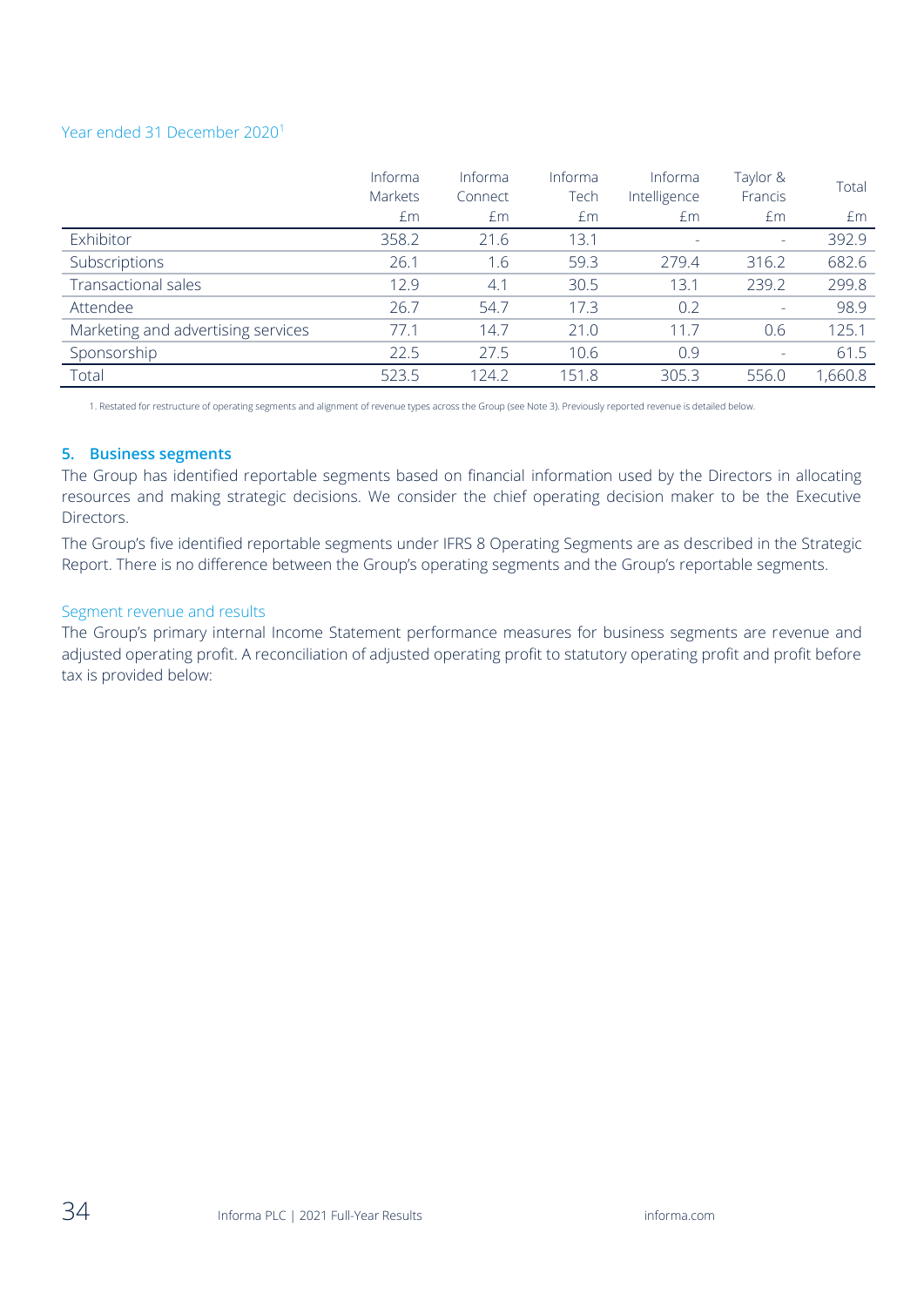Year ended 31 December 2020[1]

| | Informa Markets £m | Informa Connect £m | Informa Tech £m | Informa Intelligence £m | Taylor & Francis £m | Total £m |
|---|---|---|---|---|---|---|
| Exhibitor | 358.2 | 21.6 | 13.1 | - | - | 392.9 |
| Subscriptions | 26.1 | 1.6 | 59.3 | 279.4 | 316.2 | 682.6 |
| Transactional sales | 12.9 | 4.1 | 30.5 | 13.1 | 239.2 | 299.8 |
| Attendee | 26.7 | 54.7 | 17.3 | 0.2 | - | 98.9 |
| Marketing and advertising services | 77.1 | 14.7 | 21.0 | 11.7 | 0.6 | 125.1 |
| Sponsorship | 22.5 | 27.5 | 10.6 | 0.9 | - | 61.5 |
| Total | 523.5 | 124.2 | 151.8 | 305.3 | 556.0 | 1,660.8 |

1. Restated for restructure of operating segments and alignment of revenue types across the Group (see Note 3). Previously reported revenue is detailed below.

## 5. Business segments

The Group has identified reportable segments based on financial information used by the Directors in allocating resources and making strategic decisions. We consider the chief operating decision maker to be the Executive Directors.

The Group's five identified reportable segments under IFRS 8 Operating Segments are as described in the Strategic Report. There is no difference between the Group's operating segments and the Group's reportable segments.

### Segment revenue and results

The Group's primary internal Income Statement performance measures for business segments are revenue and adjusted operating profit. A reconciliation of adjusted operating profit to statutory operating profit and profit before tax is provided below: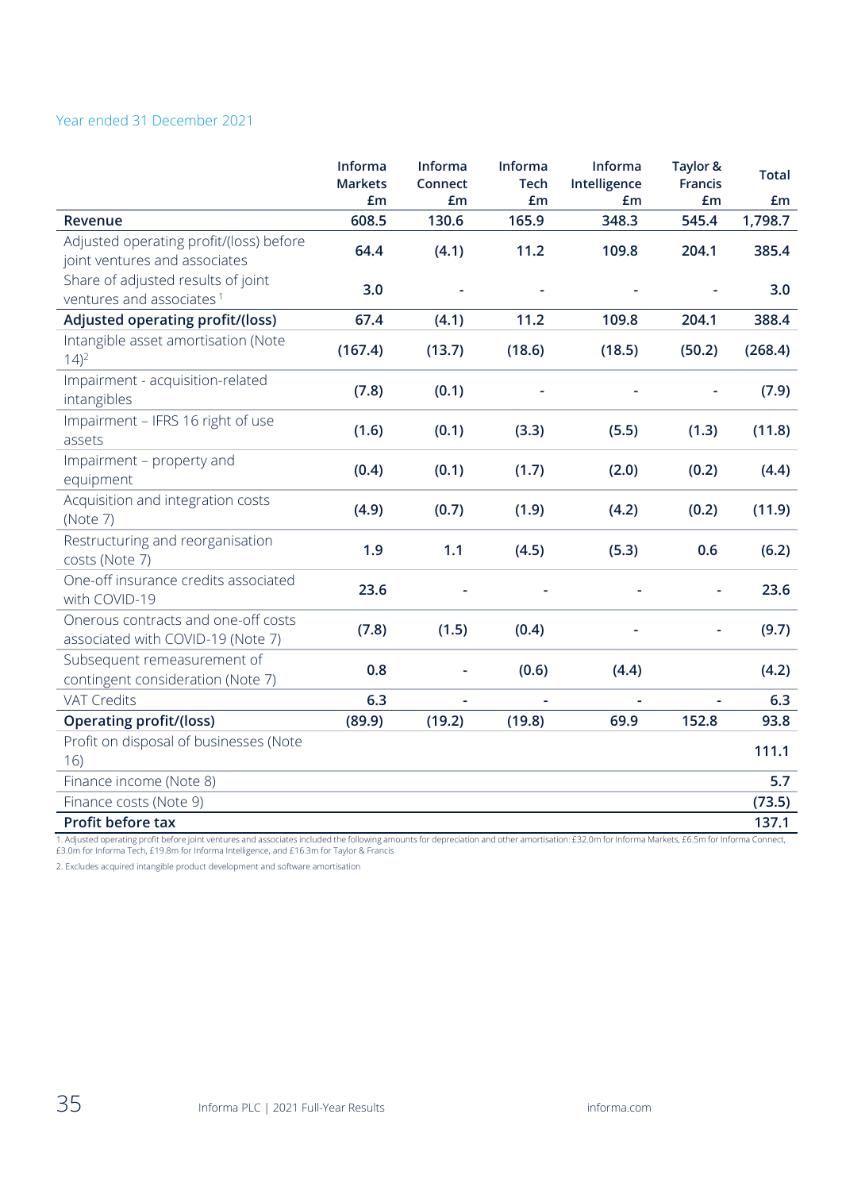Year ended 31 December 2021

| | Informa Markets £m | Informa Connect £m | Informa Tech £m | Informa Intelligence £m | Taylor & Francis £m | Total £m |
|---|---|---|---|---|---|---|
| **Revenue** | **608.5** | **130.6** | **165.9** | **348.3** | **545.4** | **1,798.7** |
| Adjusted operating profit/(loss) before joint ventures and associates | 64.4 | (4.1) | 11.2 | 109.8 | 204.1 | 385.4 |
| Share of adjusted results of joint ventures and associates [1] | 3.0 | - | - | - | - | 3.0 |
| **Adjusted operating profit/(loss)** | **67.4** | **(4.1)** | **11.2** | **109.8** | **204.1** | **388.4** |
| Intangible asset amortisation (Note 14)[2] | (167.4) | (13.7) | (18.6) | (18.5) | (50.2) | (268.4) |
| Impairment - acquisition-related intangibles | (7.8) | (0.1) | - | - | - | (7.9) |
| Impairment – IFRS 16 right of use assets | (1.6) | (0.1) | (3.3) | (5.5) | (1.3) | (11.8) |
| Impairment – property and equipment | (0.4) | (0.1) | (1.7) | (2.0) | (0.2) | (4.4) |
| Acquisition and integration costs (Note 7) | (4.9) | (0.7) | (1.9) | (4.2) | (0.2) | (11.9) |
| Restructuring and reorganisation costs (Note 7) | 1.9 | 1.1 | (4.5) | (5.3) | 0.6 | (6.2) |
| One-off insurance credits associated with COVID-19 | 23.6 | - | - | - | - | 23.6 |
| Onerous contracts and one-off costs associated with COVID-19 (Note 7) | (7.8) | (1.5) | (0.4) | - | - | (9.7) |
| Subsequent remeasurement of contingent consideration (Note 7) | 0.8 | - | (0.6) | (4.4) | | (4.2) |
| VAT Credits | 6.3 | - | - | - | - | 6.3 |
| **Operating profit/(loss)** | **(89.9)** | **(19.2)** | **(19.8)** | **69.9** | **152.8** | **93.8** |
| Profit on disposal of businesses (Note 16) | | | | | | 111.1 |
| Finance income (Note 8) | | | | | | 5.7 |
| Finance costs (Note 9) | | | | | | (73.5) |
| **Profit before tax** | | | | | | **137.1** |

1. Adjusted operating profit before joint ventures and associates included the following amounts for depreciation and other amortisation: £32.0m for Informa Markets, £6.5m for Informa Connect, £3.0m for Informa Tech, £19.8m for Informa Intelligence, and £16.3m for Taylor & Francis

2. Excludes acquired intangible product development and software amortisation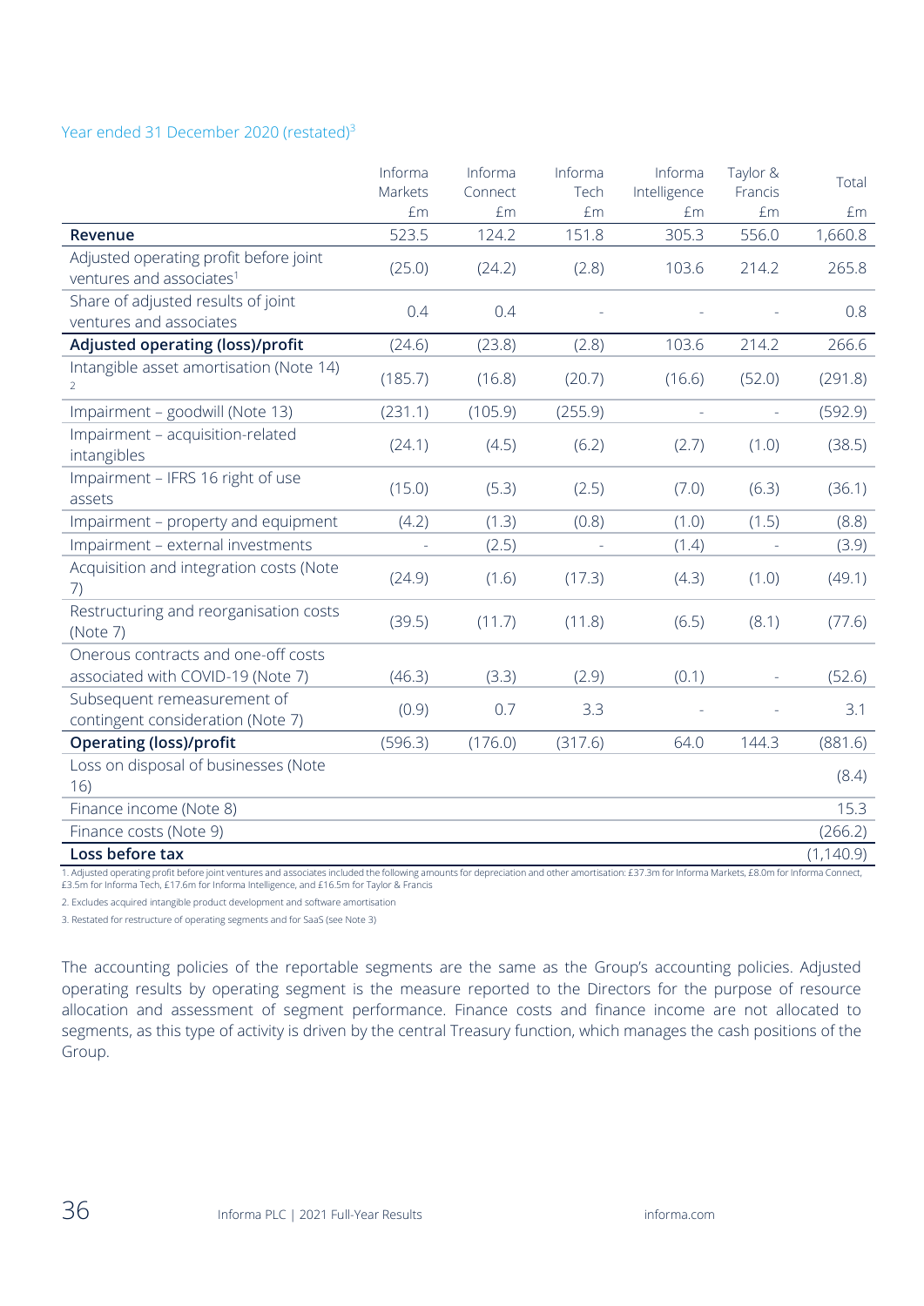Year ended 31 December 2020 (restated)[3]

| | Informa Markets £m | Informa Connect £m | Informa Tech £m | Informa Intelligence £m | Taylor & Francis £m | Total £m |
|---|---|---|---|---|---|---|
| **Revenue** | 523.5 | 124.2 | 151.8 | 305.3 | 556.0 | 1,660.8 |
| Adjusted operating profit before joint ventures and associates[1] | (25.0) | (24.2) | (2.8) | 103.6 | 214.2 | 265.8 |
| Share of adjusted results of joint ventures and associates | 0.4 | 0.4 | - | - | - | 0.8 |
| **Adjusted operating (loss)/profit** | (24.6) | (23.8) | (2.8) | 103.6 | 214.2 | 266.6 |
| Intangible asset amortisation (Note 14) [2] | (185.7) | (16.8) | (20.7) | (16.6) | (52.0) | (291.8) |
| Impairment – goodwill (Note 13) | (231.1) | (105.9) | (255.9) | - | - | (592.9) |
| Impairment – acquisition-related intangibles | (24.1) | (4.5) | (6.2) | (2.7) | (1.0) | (38.5) |
| Impairment – IFRS 16 right of use assets | (15.0) | (5.3) | (2.5) | (7.0) | (6.3) | (36.1) |
| Impairment – property and equipment | (4.2) | (1.3) | (0.8) | (1.0) | (1.5) | (8.8) |
| Impairment – external investments | - | (2.5) | - | (1.4) | - | (3.9) |
| Acquisition and integration costs (Note 7) | (24.9) | (1.6) | (17.3) | (4.3) | (1.0) | (49.1) |
| Restructuring and reorganisation costs (Note 7) | (39.5) | (11.7) | (11.8) | (6.5) | (8.1) | (77.6) |
| Onerous contracts and one-off costs associated with COVID-19 (Note 7) | (46.3) | (3.3) | (2.9) | (0.1) | - | (52.6) |
| Subsequent remeasurement of contingent consideration (Note 7) | (0.9) | 0.7 | 3.3 | - | - | 3.1 |
| **Operating (loss)/profit** | (596.3) | (176.0) | (317.6) | 64.0 | 144.3 | (881.6) |
| Loss on disposal of businesses (Note 16) | | | | | | (8.4) |
| Finance income (Note 8) | | | | | | 15.3 |
| Finance costs (Note 9) | | | | | | (266.2) |
| **Loss before tax** | | | | | | (1,140.9) |

1. Adjusted operating profit before joint ventures and associates included the following amounts for depreciation and other amortisation: £37.3m for Informa Markets, £8.0m for Informa Connect, £3.5m for Informa Tech, £17.6m for Informa Intelligence, and £16.5m for Taylor & Francis

2. Excludes acquired intangible product development and software amortisation

3. Restated for restructure of operating segments and for SaaS (see Note 3)

The accounting policies of the reportable segments are the same as the Group's accounting policies. Adjusted operating results by operating segment is the measure reported to the Directors for the purpose of resource allocation and assessment of segment performance. Finance costs and finance income are not allocated to segments, as this type of activity is driven by the central Treasury function, which manages the cash positions of the Group.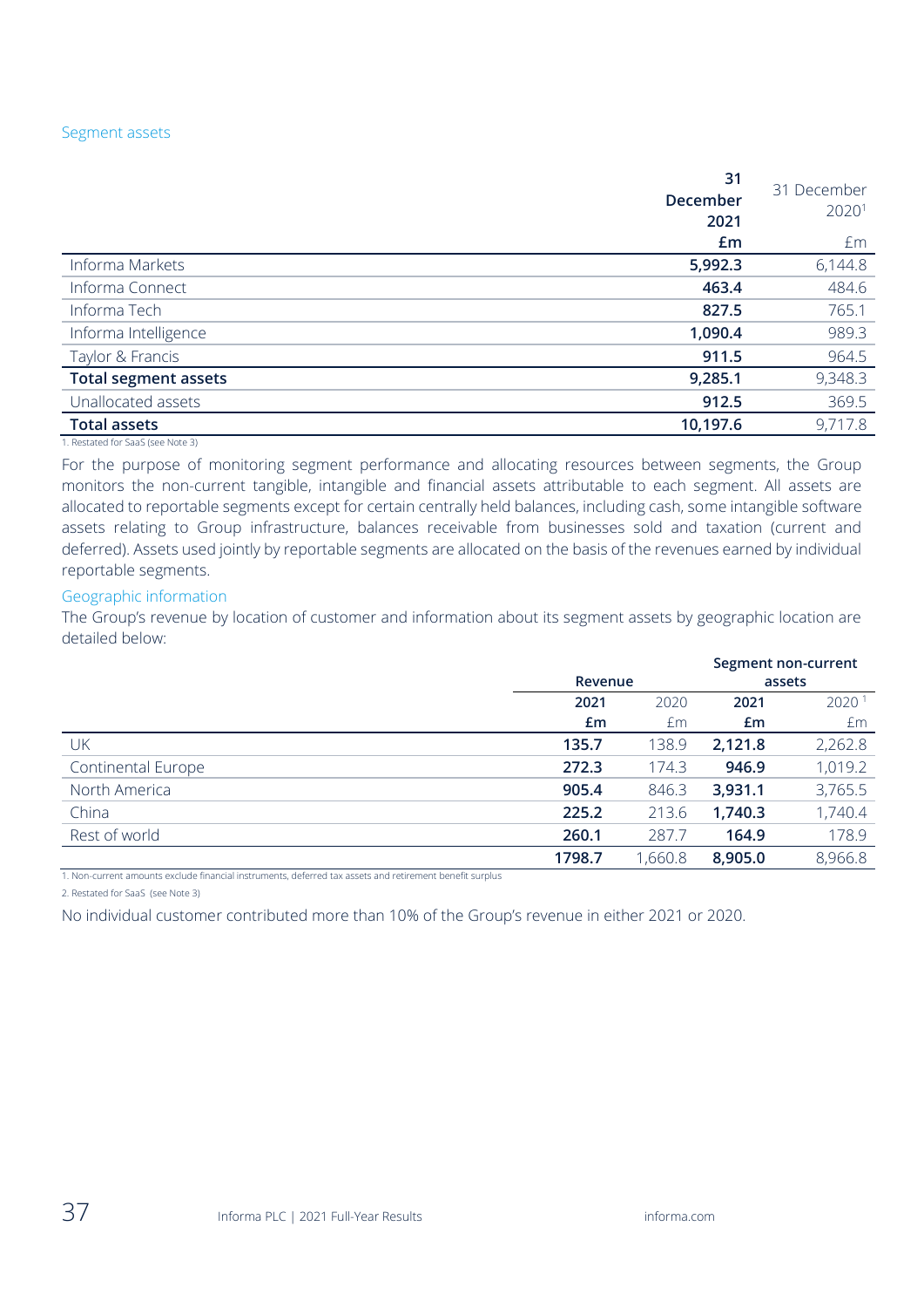### Segment assets

| | 31 December 2021 £m | 31 December 2020[1] £m |
|---|---|---|
| Informa Markets | **5,992.3** | 6,144.8 |
| Informa Connect | **463.4** | 484.6 |
| Informa Tech | **827.5** | 765.1 |
| Informa Intelligence | **1,090.4** | 989.3 |
| Taylor & Francis | **911.5** | 964.5 |
| **Total segment assets** | **9,285.1** | 9,348.3 |
| Unallocated assets | **912.5** | 369.5 |
| **Total assets** | **10,197.6** | 9,717.8 |

1. Restated for SaaS (see Note 3)

For the purpose of monitoring segment performance and allocating resources between segments, the Group monitors the non-current tangible, intangible and financial assets attributable to each segment. All assets are allocated to reportable segments except for certain centrally held balances, including cash, some intangible software assets relating to Group infrastructure, balances receivable from businesses sold and taxation (current and deferred). Assets used jointly by reportable segments are allocated on the basis of the revenues earned by individual reportable segments.

### Geographic information

The Group's revenue by location of customer and information about its segment assets by geographic location are detailed below:

| | Revenue | | Segment non-current assets | |
|---|---|---|---|---|
| | 2021 £m | 2020 £m | 2021 £m | 2020[1] £m |
| UK | **135.7** | 138.9 | **2,121.8** | 2,262.8 |
| Continental Europe | **272.3** | 174.3 | **946.9** | 1,019.2 |
| North America | **905.4** | 846.3 | **3,931.1** | 3,765.5 |
| China | **225.2** | 213.6 | **1,740.3** | 1,740.4 |
| Rest of world | **260.1** | 287.7 | **164.9** | 178.9 |
| | **1798.7** | 1,660.8 | **8,905.0** | 8,966.8 |

1. Non-current amounts exclude financial instruments, deferred tax assets and retirement benefit surplus

2. Restated for SaaS (see Note 3)

No individual customer contributed more than 10% of the Group's revenue in either 2021 or 2020.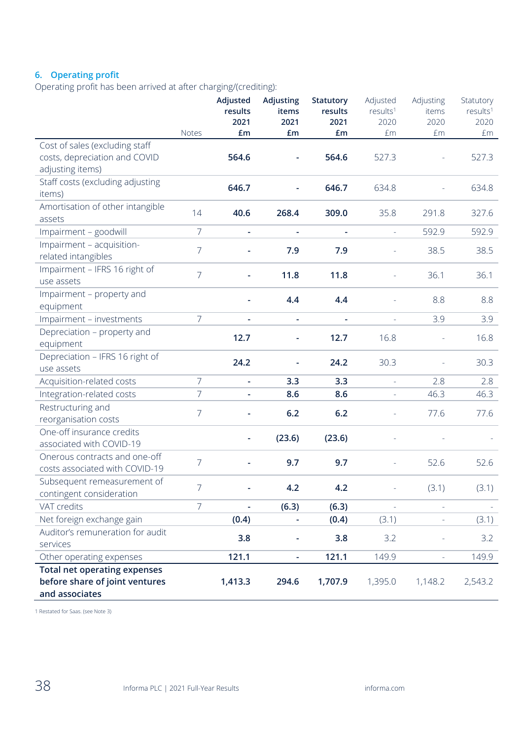## 6. Operating profit

Operating profit has been arrived at after charging/(crediting):

| | Notes | Adjusted results 2021 £m | Adjusting items 2021 £m | Statutory results 2021 £m | Adjusted results[1] 2020 £m | Adjusting items 2020 £m | Statutory results[1] 2020 £m |
|---|---|---|---|---|---|---|---|
| Cost of sales (excluding staff costs, depreciation and COVID adjusting items) | | 564.6 | - | 564.6 | 527.3 | - | 527.3 |
| Staff costs (excluding adjusting items) | | 646.7 | - | 646.7 | 634.8 | - | 634.8 |
| Amortisation of other intangible assets | 14 | 40.6 | 268.4 | 309.0 | 35.8 | 291.8 | 327.6 |
| Impairment – goodwill | 7 | - | - | - | - | 592.9 | 592.9 |
| Impairment – acquisition-related intangibles | 7 | - | 7.9 | 7.9 | - | 38.5 | 38.5 |
| Impairment – IFRS 16 right of use assets | 7 | - | 11.8 | 11.8 | - | 36.1 | 36.1 |
| Impairment – property and equipment | | - | 4.4 | 4.4 | - | 8.8 | 8.8 |
| Impairment – investments | 7 | - | - | - | - | 3.9 | 3.9 |
| Depreciation – property and equipment | | 12.7 | - | 12.7 | 16.8 | - | 16.8 |
| Depreciation – IFRS 16 right of use assets | | 24.2 | - | 24.2 | 30.3 | - | 30.3 |
| Acquisition-related costs | 7 | - | 3.3 | 3.3 | - | 2.8 | 2.8 |
| Integration-related costs | 7 | - | 8.6 | 8.6 | - | 46.3 | 46.3 |
| Restructuring and reorganisation costs | 7 | - | 6.2 | 6.2 | - | 77.6 | 77.6 |
| One-off insurance credits associated with COVID-19 | | - | (23.6) | (23.6) | - | - | - |
| Onerous contracts and one-off costs associated with COVID-19 | 7 | - | 9.7 | 9.7 | - | 52.6 | 52.6 |
| Subsequent remeasurement of contingent consideration | 7 | - | 4.2 | 4.2 | - | (3.1) | (3.1) |
| VAT credits | 7 | - | (6.3) | (6.3) | - | - | - |
| Net foreign exchange gain | | (0.4) | - | (0.4) | (3.1) | - | (3.1) |
| Auditor's remuneration for audit services | | 3.8 | - | 3.8 | 3.2 | - | 3.2 |
| Other operating expenses | | 121.1 | - | 121.1 | 149.9 | - | 149.9 |
| **Total net operating expenses before share of joint ventures and associates** | | **1,413.3** | **294.6** | **1,707.9** | 1,395.0 | 1,148.2 | 2,543.2 |

1 Restated for Saas. (see Note 3)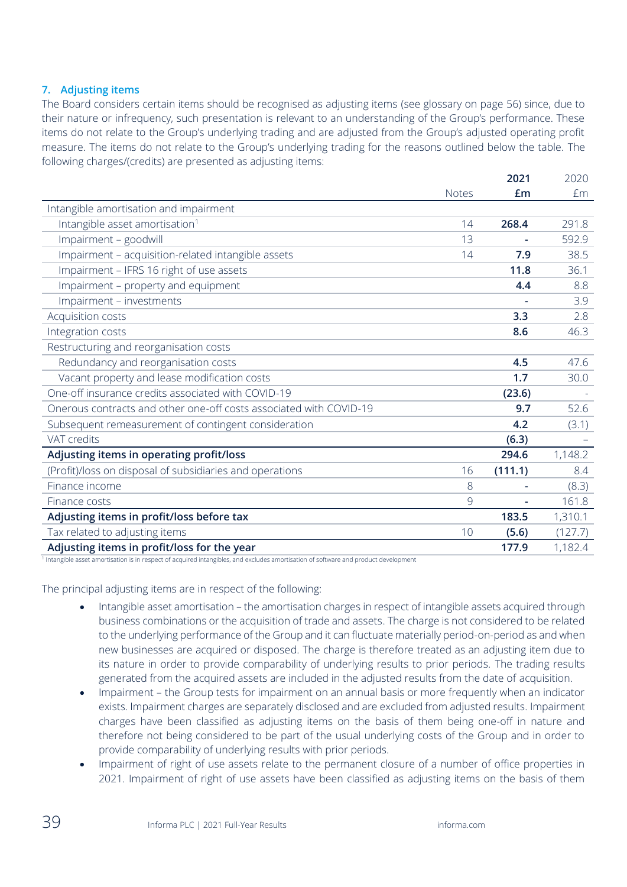## 7. Adjusting items

The Board considers certain items should be recognised as adjusting items (see glossary on page 56) since, due to their nature or infrequency, such presentation is relevant to an understanding of the Group's performance. These items do not relate to the Group's underlying trading and are adjusted from the Group's adjusted operating profit measure. The items do not relate to the Group's underlying trading for the reasons outlined below the table. The following charges/(credits) are presented as adjusting items:

| | Notes | 2021 £m | 2020 £m |
|---|---|---|---|
| Intangible amortisation and impairment | | | |
| Intangible asset amortisation[1] | 14 | **268.4** | 291.8 |
| Impairment – goodwill | 13 | **-** | 592.9 |
| Impairment – acquisition-related intangible assets | 14 | **7.9** | 38.5 |
| Impairment – IFRS 16 right of use assets | | **11.8** | 36.1 |
| Impairment – property and equipment | | **4.4** | 8.8 |
| Impairment – investments | | **-** | 3.9 |
| Acquisition costs | | **3.3** | 2.8 |
| Integration costs | | **8.6** | 46.3 |
| Restructuring and reorganisation costs | | | |
| Redundancy and reorganisation costs | | **4.5** | 47.6 |
| Vacant property and lease modification costs | | **1.7** | 30.0 |
| One-off insurance credits associated with COVID-19 | | **(23.6)** | - |
| Onerous contracts and other one-off costs associated with COVID-19 | | **9.7** | 52.6 |
| Subsequent remeasurement of contingent consideration | | **4.2** | (3.1) |
| VAT credits | | **(6.3)** | – |
| **Adjusting items in operating profit/loss** | | **294.6** | 1,148.2 |
| (Profit)/loss on disposal of subsidiaries and operations | 16 | **(111.1)** | 8.4 |
| Finance income | 8 | **-** | (8.3) |
| Finance costs | 9 | **-** | 161.8 |
| **Adjusting items in profit/loss before tax** | | **183.5** | 1,310.1 |
| Tax related to adjusting items | 10 | **(5.6)** | (127.7) |
| **Adjusting items in profit/loss for the year** | | **177.9** | 1,182.4 |

[1] Intangible asset amortisation is in respect of acquired intangibles, and excludes amortisation of software and product development

The principal adjusting items are in respect of the following:

- Intangible asset amortisation – the amortisation charges in respect of intangible assets acquired through business combinations or the acquisition of trade and assets. The charge is not considered to be related to the underlying performance of the Group and it can fluctuate materially period-on-period as and when new businesses are acquired or disposed. The charge is therefore treated as an adjusting item due to its nature in order to provide comparability of underlying results to prior periods. The trading results generated from the acquired assets are included in the adjusted results from the date of acquisition.
- Impairment – the Group tests for impairment on an annual basis or more frequently when an indicator exists. Impairment charges are separately disclosed and are excluded from adjusted results. Impairment charges have been classified as adjusting items on the basis of them being one-off in nature and therefore not being considered to be part of the usual underlying costs of the Group and in order to provide comparability of underlying results with prior periods.
- Impairment of right of use assets relate to the permanent closure of a number of office properties in 2021. Impairment of right of use assets have been classified as adjusting items on the basis of them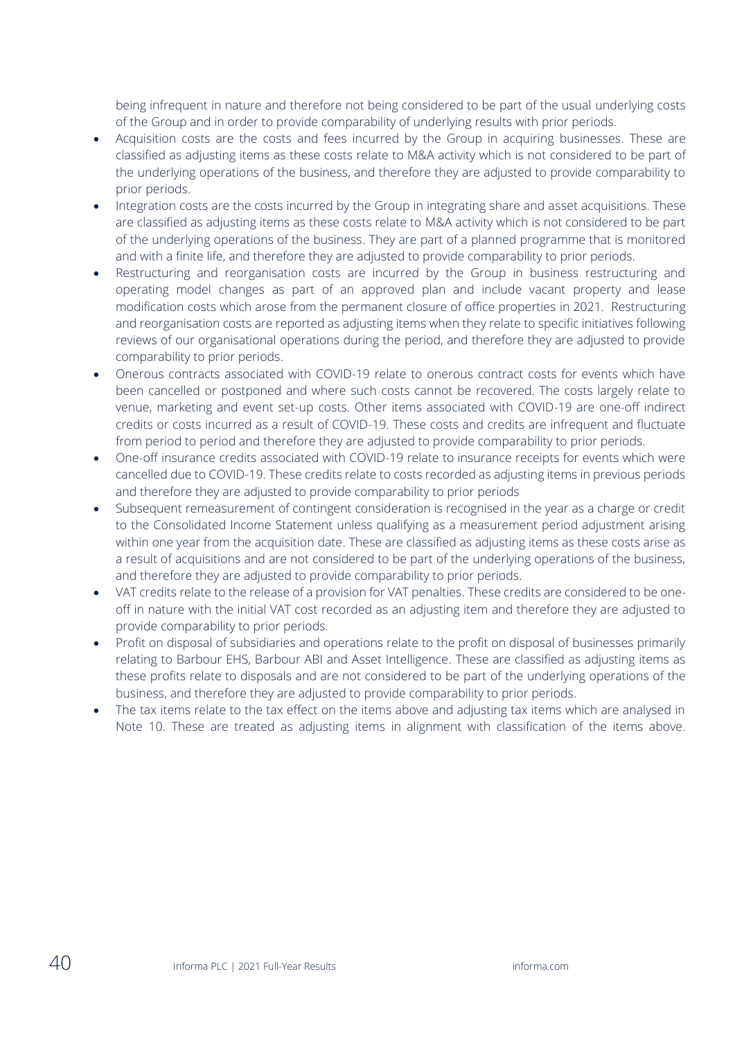being infrequent in nature and therefore not being considered to be part of the usual underlying costs of the Group and in order to provide comparability of underlying results with prior periods.

- Acquisition costs are the costs and fees incurred by the Group in acquiring businesses. These are classified as adjusting items as these costs relate to M&A activity which is not considered to be part of the underlying operations of the business, and therefore they are adjusted to provide comparability to prior periods.
- Integration costs are the costs incurred by the Group in integrating share and asset acquisitions. These are classified as adjusting items as these costs relate to M&A activity which is not considered to be part of the underlying operations of the business. They are part of a planned programme that is monitored and with a finite life, and therefore they are adjusted to provide comparability to prior periods.
- Restructuring and reorganisation costs are incurred by the Group in business restructuring and operating model changes as part of an approved plan and include vacant property and lease modification costs which arose from the permanent closure of office properties in 2021. Restructuring and reorganisation costs are reported as adjusting items when they relate to specific initiatives following reviews of our organisational operations during the period, and therefore they are adjusted to provide comparability to prior periods.
- Onerous contracts associated with COVID-19 relate to onerous contract costs for events which have been cancelled or postponed and where such costs cannot be recovered. The costs largely relate to venue, marketing and event set-up costs. Other items associated with COVID-19 are one-off indirect credits or costs incurred as a result of COVID-19. These costs and credits are infrequent and fluctuate from period to period and therefore they are adjusted to provide comparability to prior periods.
- One-off insurance credits associated with COVID-19 relate to insurance receipts for events which were cancelled due to COVID-19. These credits relate to costs recorded as adjusting items in previous periods and therefore they are adjusted to provide comparability to prior periods
- Subsequent remeasurement of contingent consideration is recognised in the year as a charge or credit to the Consolidated Income Statement unless qualifying as a measurement period adjustment arising within one year from the acquisition date. These are classified as adjusting items as these costs arise as a result of acquisitions and are not considered to be part of the underlying operations of the business, and therefore they are adjusted to provide comparability to prior periods.
- VAT credits relate to the release of a provision for VAT penalties. These credits are considered to be one-off in nature with the initial VAT cost recorded as an adjusting item and therefore they are adjusted to provide comparability to prior periods.
- Profit on disposal of subsidiaries and operations relate to the profit on disposal of businesses primarily relating to Barbour EHS, Barbour ABI and Asset Intelligence. These are classified as adjusting items as these profits relate to disposals and are not considered to be part of the underlying operations of the business, and therefore they are adjusted to provide comparability to prior periods.
- The tax items relate to the tax effect on the items above and adjusting tax items which are analysed in Note 10. These are treated as adjusting items in alignment with classification of the items above.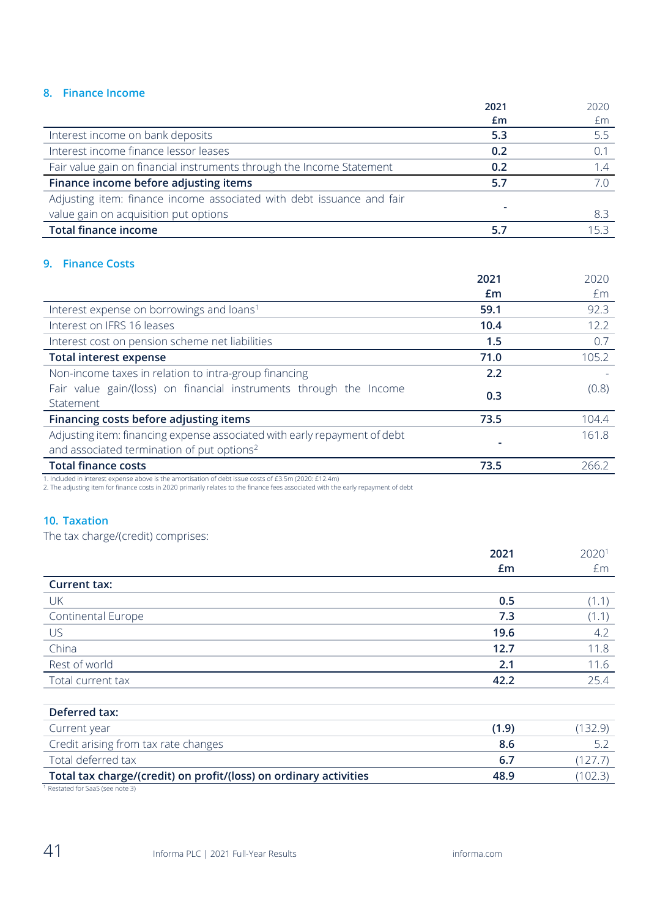## 8. Finance Income

| | 2021 £m | 2020 £m |
|---|---|---|
| Interest income on bank deposits | **5.3** | 5.5 |
| Interest income finance lessor leases | **0.2** | 0.1 |
| Fair value gain on financial instruments through the Income Statement | **0.2** | 1.4 |
| **Finance income before adjusting items** | **5.7** | 7.0 |
| Adjusting item: finance income associated with debt issuance and fair value gain on acquisition put options | **-** | 8.3 |
| **Total finance income** | **5.7** | 15.3 |

## 9. Finance Costs

| | 2021 £m | 2020 £m |
|---|---|---|
| Interest expense on borrowings and loans[1] | **59.1** | 92.3 |
| Interest on IFRS 16 leases | **10.4** | 12.2 |
| Interest cost on pension scheme net liabilities | **1.5** | 0.7 |
| **Total interest expense** | **71.0** | 105.2 |
| Non-income taxes in relation to intra-group financing | **2.2** | - |
| Fair value gain/(loss) on financial instruments through the Income Statement | **0.3** | (0.8) |
| **Financing costs before adjusting items** | **73.5** | 104.4 |
| Adjusting item: financing expense associated with early repayment of debt and associated termination of put options[2] | **-** | 161.8 |
| **Total finance costs** | **73.5** | 266.2 |

1. Included in interest expense above is the amortisation of debt issue costs of £3.5m (2020: £12.4m)
2. The adjusting item for finance costs in 2020 primarily relates to the finance fees associated with the early repayment of debt

## 10. Taxation

The tax charge/(credit) comprises:

| | 2021 £m | 2020[1] £m |
|---|---|---|
| **Current tax:** | | |
| UK | **0.5** | (1.1) |
| Continental Europe | **7.3** | (1.1) |
| US | **19.6** | 4.2 |
| China | **12.7** | 11.8 |
| Rest of world | **2.1** | 11.6 |
| Total current tax | **42.2** | 25.4 |
| | | |
| **Deferred tax:** | | |
| Current year | **(1.9)** | (132.9) |
| Credit arising from tax rate changes | **8.6** | 5.2 |
| Total deferred tax | **6.7** | (127.7) |
| **Total tax charge/(credit) on profit/(loss) on ordinary activities** | **48.9** | (102.3) |

1 Restated for SaaS (see note 3)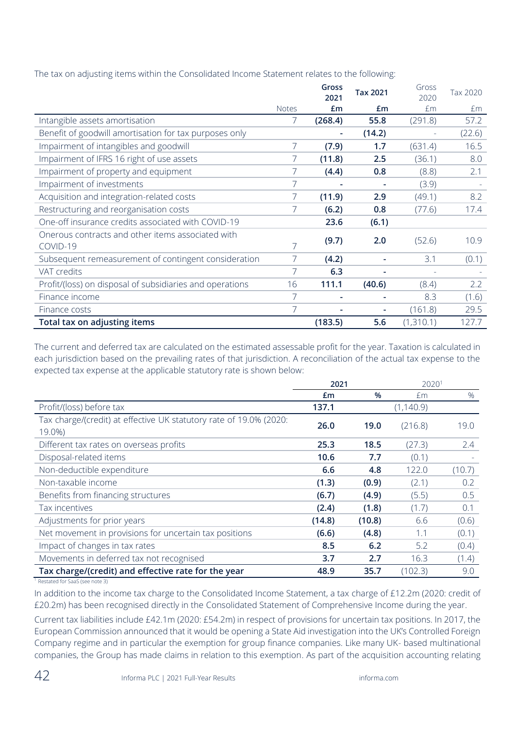The tax on adjusting items within the Consolidated Income Statement relates to the following:

| | Notes | Gross 2021 £m | Tax 2021 £m | Gross 2020 £m | Tax 2020 £m |
|---|---|---|---|---|---|
| Intangible assets amortisation | 7 | **(268.4)** | **55.8** | (291.8) | 57.2 |
| Benefit of goodwill amortisation for tax purposes only | | **-** | **(14.2)** | - | (22.6) |
| Impairment of intangibles and goodwill | 7 | **(7.9)** | **1.7** | (631.4) | 16.5 |
| Impairment of IFRS 16 right of use assets | 7 | **(11.8)** | **2.5** | (36.1) | 8.0 |
| Impairment of property and equipment | 7 | **(4.4)** | **0.8** | (8.8) | 2.1 |
| Impairment of investments | 7 | **-** | **-** | (3.9) | - |
| Acquisition and integration-related costs | 7 | **(11.9)** | **2.9** | (49.1) | 8.2 |
| Restructuring and reorganisation costs | 7 | **(6.2)** | **0.8** | (77.6) | 17.4 |
| One-off insurance credits associated with COVID-19 | | **23.6** | **(6.1)** | | |
| Onerous contracts and other items associated with COVID-19 | 7 | **(9.7)** | **2.0** | (52.6) | 10.9 |
| Subsequent remeasurement of contingent consideration | 7 | **(4.2)** | **-** | 3.1 | (0.1) |
| VAT credits | 7 | **6.3** | **-** | - | - |
| Profit/(loss) on disposal of subsidiaries and operations | 16 | **111.1** | **(40.6)** | (8.4) | 2.2 |
| Finance income | 7 | **-** | **-** | 8.3 | (1.6) |
| Finance costs | 7 | **-** | **-** | (161.8) | 29.5 |
| **Total tax on adjusting items** | | **(183.5)** | **5.6** | (1,310.1) | 127.7 |

The current and deferred tax are calculated on the estimated assessable profit for the year. Taxation is calculated in each jurisdiction based on the prevailing rates of that jurisdiction. A reconciliation of the actual tax expense to the expected tax expense at the applicable statutory rate is shown below:

| | 2021 £m | 2021 % | 2020[1] £m | 2020[1] % |
|---|---|---|---|---|
| Profit/(loss) before tax | **137.1** | | (1,140.9) | |
| Tax charge/(credit) at effective UK statutory rate of 19.0% (2020: 19.0%) | **26.0** | **19.0** | (216.8) | 19.0 |
| Different tax rates on overseas profits | **25.3** | **18.5** | (27.3) | 2.4 |
| Disposal-related items | **10.6** | **7.7** | (0.1) | - |
| Non-deductible expenditure | **6.6** | **4.8** | 122.0 | (10.7) |
| Non-taxable income | **(1.3)** | **(0.9)** | (2.1) | 0.2 |
| Benefits from financing structures | **(6.7)** | **(4.9)** | (5.5) | 0.5 |
| Tax incentives | **(2.4)** | **(1.8)** | (1.7) | 0.1 |
| Adjustments for prior years | **(14.8)** | **(10.8)** | 6.6 | (0.6) |
| Net movement in provisions for uncertain tax positions | **(6.6)** | **(4.8)** | 1.1 | (0.1) |
| Impact of changes in tax rates | **8.5** | **6.2** | 5.2 | (0.4) |
| Movements in deferred tax not recognised | **3.7** | **2.7** | 16.3 | (1.4) |
| **Tax charge/(credit) and effective rate for the year** | **48.9** | **35.7** | (102.3) | 9.0 |

[1] Restated for SaaS (see note 3)

In addition to the income tax charge to the Consolidated Income Statement, a tax charge of £12.2m (2020: credit of £20.2m) has been recognised directly in the Consolidated Statement of Comprehensive Income during the year.

Current tax liabilities include £42.1m (2020: £54.2m) in respect of provisions for uncertain tax positions. In 2017, the European Commission announced that it would be opening a State Aid investigation into the UK's Controlled Foreign Company regime and in particular the exemption for group finance companies. Like many UK- based multinational companies, the Group has made claims in relation to this exemption. As part of the acquisition accounting relating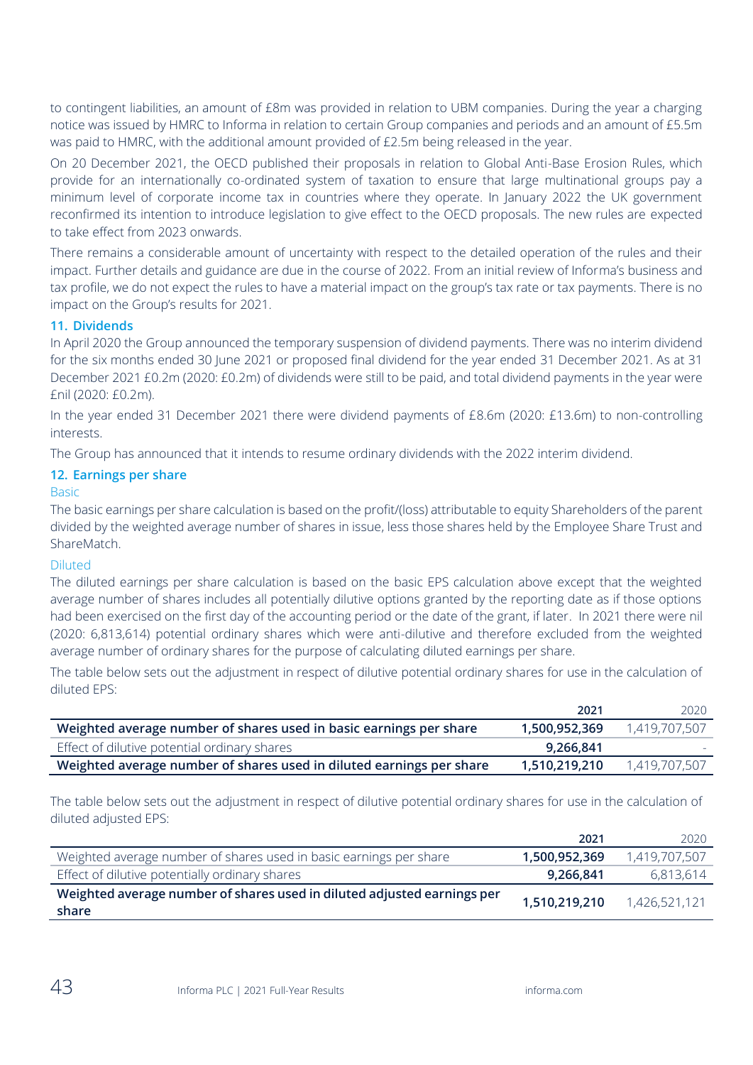to contingent liabilities, an amount of £8m was provided in relation to UBM companies. During the year a charging notice was issued by HMRC to Informa in relation to certain Group companies and periods and an amount of £5.5m was paid to HMRC, with the additional amount provided of £2.5m being released in the year.

On 20 December 2021, the OECD published their proposals in relation to Global Anti-Base Erosion Rules, which provide for an internationally co-ordinated system of taxation to ensure that large multinational groups pay a minimum level of corporate income tax in countries where they operate. In January 2022 the UK government reconfirmed its intention to introduce legislation to give effect to the OECD proposals. The new rules are expected to take effect from 2023 onwards.

There remains a considerable amount of uncertainty with respect to the detailed operation of the rules and their impact. Further details and guidance are due in the course of 2022. From an initial review of Informa's business and tax profile, we do not expect the rules to have a material impact on the group's tax rate or tax payments. There is no impact on the Group's results for 2021.

## 11. Dividends

In April 2020 the Group announced the temporary suspension of dividend payments. There was no interim dividend for the six months ended 30 June 2021 or proposed final dividend for the year ended 31 December 2021. As at 31 December 2021 £0.2m (2020: £0.2m) of dividends were still to be paid, and total dividend payments in the year were £nil (2020: £0.2m).

In the year ended 31 December 2021 there were dividend payments of £8.6m (2020: £13.6m) to non-controlling interests.

The Group has announced that it intends to resume ordinary dividends with the 2022 interim dividend.

## 12. Earnings per share

### Basic

The basic earnings per share calculation is based on the profit/(loss) attributable to equity Shareholders of the parent divided by the weighted average number of shares in issue, less those shares held by the Employee Share Trust and ShareMatch.

### Diluted

The diluted earnings per share calculation is based on the basic EPS calculation above except that the weighted average number of shares includes all potentially dilutive options granted by the reporting date as if those options had been exercised on the first day of the accounting period or the date of the grant, if later. In 2021 there were nil (2020: 6,813,614) potential ordinary shares which were anti-dilutive and therefore excluded from the weighted average number of ordinary shares for the purpose of calculating diluted earnings per share.

The table below sets out the adjustment in respect of dilutive potential ordinary shares for use in the calculation of diluted EPS:

| | 2021 | 2020 |
|---|---|---|
| **Weighted average number of shares used in basic earnings per share** | **1,500,952,369** | 1,419,707,507 |
| Effect of dilutive potential ordinary shares | **9,266,841** | - |
| **Weighted average number of shares used in diluted earnings per share** | **1,510,219,210** | 1,419,707,507 |

The table below sets out the adjustment in respect of dilutive potential ordinary shares for use in the calculation of diluted adjusted EPS:

| | 2021 | 2020 |
|---|---|---|
| Weighted average number of shares used in basic earnings per share | **1,500,952,369** | 1,419,707,507 |
| Effect of dilutive potentially ordinary shares | **9,266,841** | 6,813,614 |
| **Weighted average number of shares used in diluted adjusted earnings per share** | **1,510,219,210** | 1,426,521,121 |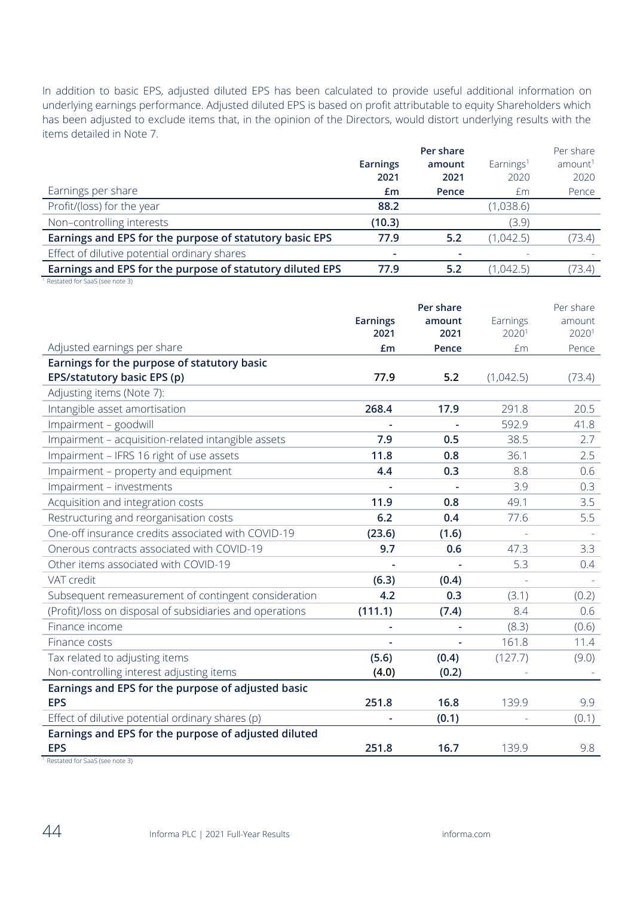In addition to basic EPS, adjusted diluted EPS has been calculated to provide useful additional information on underlying earnings performance. Adjusted diluted EPS is based on profit attributable to equity Shareholders which has been adjusted to exclude items that, in the opinion of the Directors, would distort underlying results with the items detailed in Note 7.

| Earnings per share | Earnings 2021 £m | Per share amount 2021 Pence | Earnings[1] 2020 £m | Per share amount[1] 2020 Pence |
|---|---|---|---|---|
| Profit/(loss) for the year | 88.2 | | (1,038.6) | |
| Non–controlling interests | (10.3) | | (3.9) | |
| **Earnings and EPS for the purpose of statutory basic EPS** | **77.9** | **5.2** | (1,042.5) | (73.4) |
| Effect of dilutive potential ordinary shares | - | - | - | - |
| **Earnings and EPS for the purpose of statutory diluted EPS** | **77.9** | **5.2** | (1,042.5) | (73.4) |

[1] Restated for SaaS (see note 3)

| Adjusted earnings per share | Earnings 2021 £m | Per share amount 2021 Pence | Earnings 2020[1] £m | Per share amount 2020[1] Pence |
|---|---|---|---|---|
| **Earnings for the purpose of statutory basic EPS/statutory basic EPS (p)** | **77.9** | **5.2** | (1,042.5) | (73.4) |
| Adjusting items (Note 7): | | | | |
| Intangible asset amortisation | 268.4 | 17.9 | 291.8 | 20.5 |
| Impairment – goodwill | - | - | 592.9 | 41.8 |
| Impairment – acquisition-related intangible assets | 7.9 | 0.5 | 38.5 | 2.7 |
| Impairment – IFRS 16 right of use assets | 11.8 | 0.8 | 36.1 | 2.5 |
| Impairment – property and equipment | 4.4 | 0.3 | 8.8 | 0.6 |
| Impairment – investments | - | - | 3.9 | 0.3 |
| Acquisition and integration costs | 11.9 | 0.8 | 49.1 | 3.5 |
| Restructuring and reorganisation costs | 6.2 | 0.4 | 77.6 | 5.5 |
| One-off insurance credits associated with COVID-19 | (23.6) | (1.6) | - | - |
| Onerous contracts associated with COVID-19 | 9.7 | 0.6 | 47.3 | 3.3 |
| Other items associated with COVID-19 | - | - | 5.3 | 0.4 |
| VAT credit | (6.3) | (0.4) | - | - |
| Subsequent remeasurement of contingent consideration | 4.2 | 0.3 | (3.1) | (0.2) |
| (Profit)/loss on disposal of subsidiaries and operations | (111.1) | (7.4) | 8.4 | 0.6 |
| Finance income | - | - | (8.3) | (0.6) |
| Finance costs | - | - | 161.8 | 11.4 |
| Tax related to adjusting items | (5.6) | (0.4) | (127.7) | (9.0) |
| Non-controlling interest adjusting items | (4.0) | (0.2) | - | - |
| **Earnings and EPS for the purpose of adjusted basic EPS** | **251.8** | **16.8** | 139.9 | 9.9 |
| Effect of dilutive potential ordinary shares (p) | - | (0.1) | - | (0.1) |
| **Earnings and EPS for the purpose of adjusted diluted EPS** | **251.8** | **16.7** | 139.9 | 9.8 |

[1] Restated for SaaS (see note 3)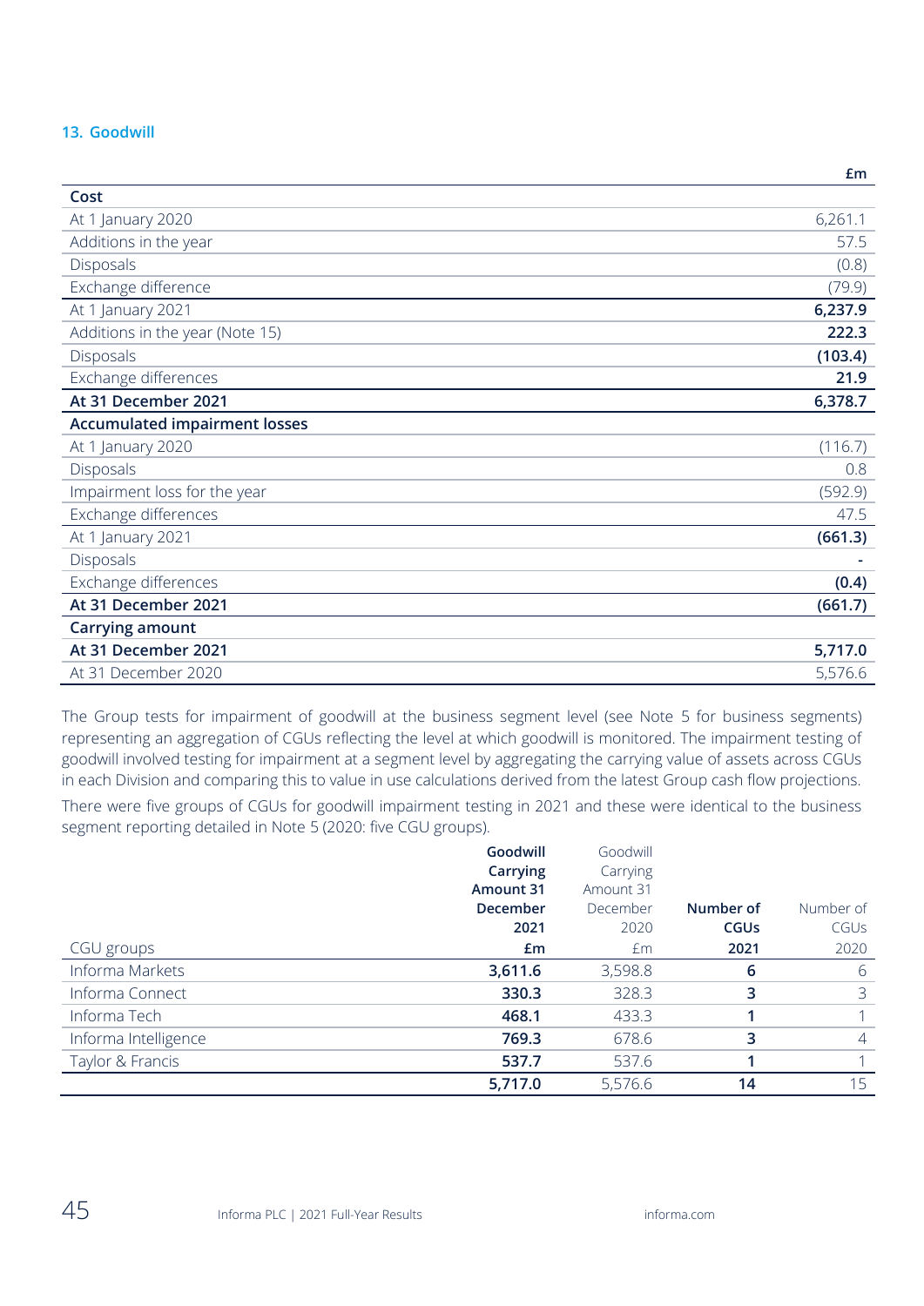### 13. Goodwill

| | £m |
|---|---|
| **Cost** | |
| At 1 January 2020 | 6,261.1 |
| Additions in the year | 57.5 |
| Disposals | (0.8) |
| Exchange difference | (79.9) |
| At 1 January 2021 | **6,237.9** |
| Additions in the year (Note 15) | **222.3** |
| Disposals | **(103.4)** |
| Exchange differences | **21.9** |
| **At 31 December 2021** | **6,378.7** |
| **Accumulated impairment losses** | |
| At 1 January 2020 | (116.7) |
| Disposals | 0.8 |
| Impairment loss for the year | (592.9) |
| Exchange differences | 47.5 |
| At 1 January 2021 | **(661.3)** |
| Disposals | **-** |
| Exchange differences | **(0.4)** |
| **At 31 December 2021** | **(661.7)** |
| **Carrying amount** | |
| **At 31 December 2021** | **5,717.0** |
| At 31 December 2020 | 5,576.6 |

The Group tests for impairment of goodwill at the business segment level (see Note 5 for business segments) representing an aggregation of CGUs reflecting the level at which goodwill is monitored. The impairment testing of goodwill involved testing for impairment at a segment level by aggregating the carrying value of assets across CGUs in each Division and comparing this to value in use calculations derived from the latest Group cash flow projections.

There were five groups of CGUs for goodwill impairment testing in 2021 and these were identical to the business segment reporting detailed in Note 5 (2020: five CGU groups).

| CGU groups | **Goodwill Carrying Amount 31 December 2021 £m** | Goodwill Carrying Amount 31 December 2020 £m | **Number of CGUs 2021** | Number of CGUs 2020 |
|---|---|---|---|---|
| Informa Markets | **3,611.6** | 3,598.8 | **6** | 6 |
| Informa Connect | **330.3** | 328.3 | **3** | 3 |
| Informa Tech | **468.1** | 433.3 | **1** | 1 |
| Informa Intelligence | **769.3** | 678.6 | **3** | 4 |
| Taylor & Francis | **537.7** | 537.6 | **1** | 1 |
| | **5,717.0** | 5,576.6 | **14** | 15 |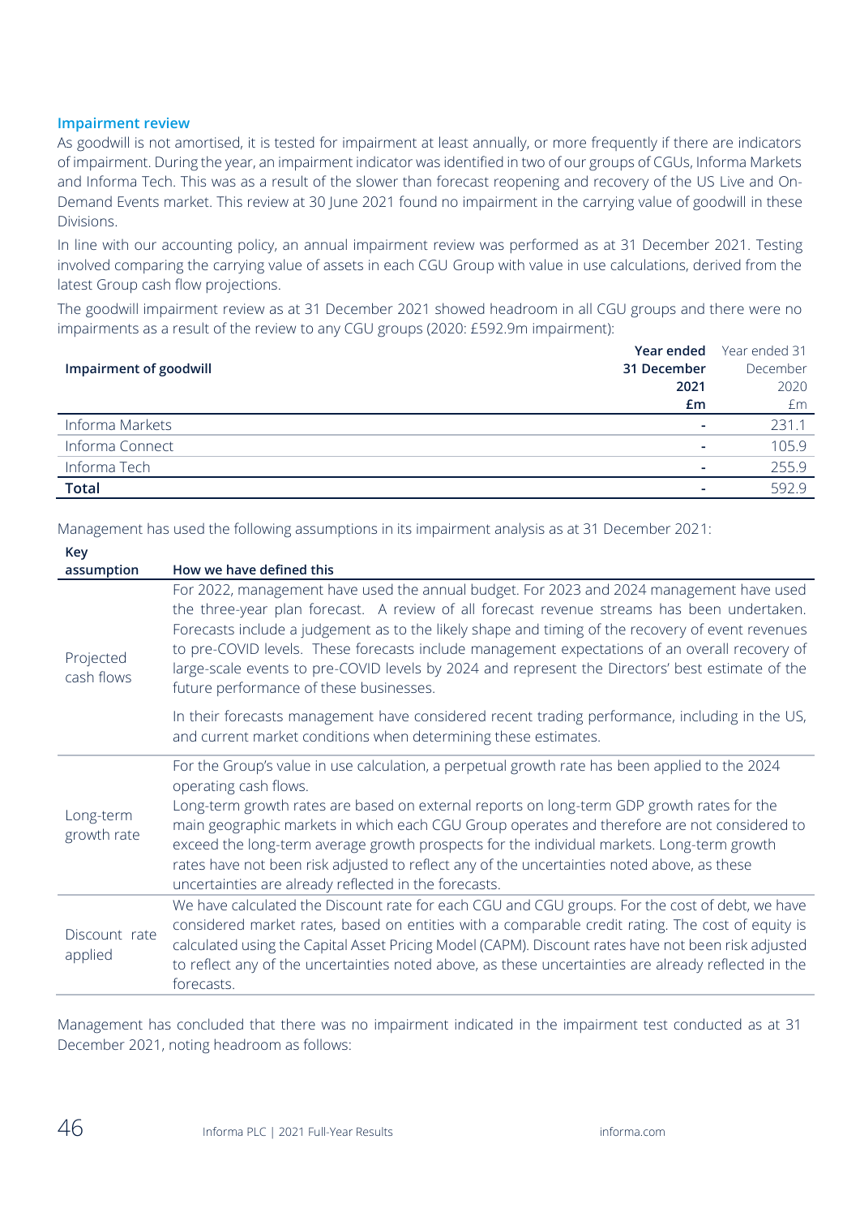### Impairment review

As goodwill is not amortised, it is tested for impairment at least annually, or more frequently if there are indicators of impairment. During the year, an impairment indicator was identified in two of our groups of CGUs, Informa Markets and Informa Tech. This was as a result of the slower than forecast reopening and recovery of the US Live and On-Demand Events market. This review at 30 June 2021 found no impairment in the carrying value of goodwill in these Divisions.

In line with our accounting policy, an annual impairment review was performed as at 31 December 2021. Testing involved comparing the carrying value of assets in each CGU Group with value in use calculations, derived from the latest Group cash flow projections.

The goodwill impairment review as at 31 December 2021 showed headroom in all CGU groups and there were no impairments as a result of the review to any CGU groups (2020: £592.9m impairment):

| Impairment of goodwill | Year ended 31 December 2021 £m | Year ended 31 December 2020 £m |
|---|---|---|
| Informa Markets | - | 231.1 |
| Informa Connect | - | 105.9 |
| Informa Tech | - | 255.9 |
| **Total** | - | 592.9 |

Management has used the following assumptions in its impairment analysis as at 31 December 2021:

| Key assumption | How we have defined this |
|---|---|
| Projected cash flows | For 2022, management have used the annual budget. For 2023 and 2024 management have used the three-year plan forecast. A review of all forecast revenue streams has been undertaken. Forecasts include a judgement as to the likely shape and timing of the recovery of event revenues to pre-COVID levels. These forecasts include management expectations of an overall recovery of large-scale events to pre-COVID levels by 2024 and represent the Directors' best estimate of the future performance of these businesses.<br><br>In their forecasts management have considered recent trading performance, including in the US, and current market conditions when determining these estimates. |
| Long-term growth rate | For the Group's value in use calculation, a perpetual growth rate has been applied to the 2024 operating cash flows.<br>Long-term growth rates are based on external reports on long-term GDP growth rates for the main geographic markets in which each CGU Group operates and therefore are not considered to exceed the long-term average growth prospects for the individual markets. Long-term growth rates have not been risk adjusted to reflect any of the uncertainties noted above, as these uncertainties are already reflected in the forecasts. |
| Discount rate applied | We have calculated the Discount rate for each CGU and CGU groups. For the cost of debt, we have considered market rates, based on entities with a comparable credit rating. The cost of equity is calculated using the Capital Asset Pricing Model (CAPM). Discount rates have not been risk adjusted to reflect any of the uncertainties noted above, as these uncertainties are already reflected in the forecasts. |

Management has concluded that there was no impairment indicated in the impairment test conducted as at 31 December 2021, noting headroom as follows: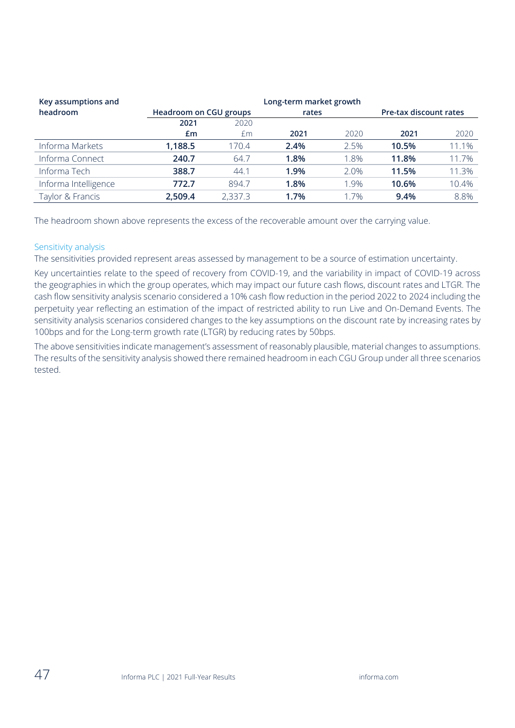| Key assumptions and headroom | Headroom on CGU groups | | Long-term market growth rates | | Pre-tax discount rates | |
|---|---|---|---|---|---|---|
| | 2021 £m | 2020 £m | 2021 | 2020 | 2021 | 2020 |
| Informa Markets | **1,188.5** | 170.4 | **2.4%** | 2.5% | **10.5%** | 11.1% |
| Informa Connect | **240.7** | 64.7 | **1.8%** | 1.8% | **11.8%** | 11.7% |
| Informa Tech | **388.7** | 44.1 | **1.9%** | 2.0% | **11.5%** | 11.3% |
| Informa Intelligence | **772.7** | 894.7 | **1.8%** | 1.9% | **10.6%** | 10.4% |
| Taylor & Francis | **2,509.4** | 2,337.3 | **1.7%** | 1.7% | **9.4%** | 8.8% |

The headroom shown above represents the excess of the recoverable amount over the carrying value.

### Sensitivity analysis

The sensitivities provided represent areas assessed by management to be a source of estimation uncertainty.

Key uncertainties relate to the speed of recovery from COVID-19, and the variability in impact of COVID-19 across the geographies in which the group operates, which may impact our future cash flows, discount rates and LTGR. The cash flow sensitivity analysis scenario considered a 10% cash flow reduction in the period 2022 to 2024 including the perpetuity year reflecting an estimation of the impact of restricted ability to run Live and On-Demand Events. The sensitivity analysis scenarios considered changes to the key assumptions on the discount rate by increasing rates by 100bps and for the Long-term growth rate (LTGR) by reducing rates by 50bps.

The above sensitivities indicate management's assessment of reasonably plausible, material changes to assumptions. The results of the sensitivity analysis showed there remained headroom in each CGU Group under all three scenarios tested.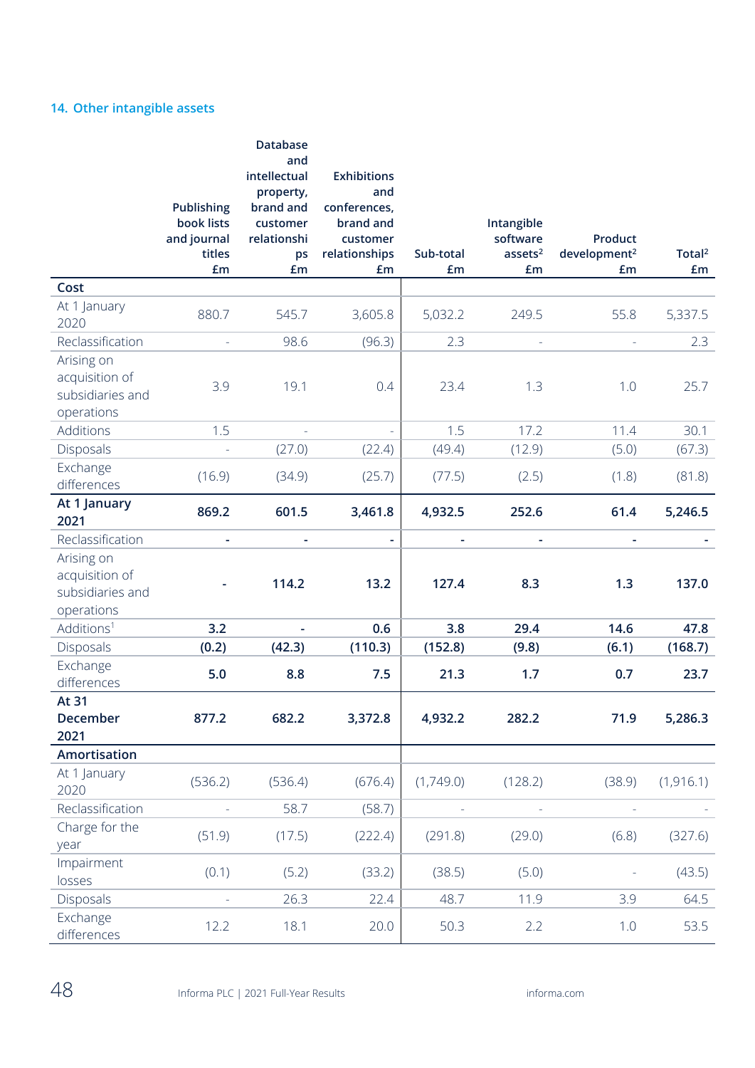## 14. Other intangible assets

| | Publishing book lists and journal titles £m | Database and intellectual property, brand and customer relationships £m | Exhibitions and conferences, brand and customer relationships £m | Sub-total £m | Intangible software assets[2] £m | Product development[2] £m | Total[2] £m |
|---|---|---|---|---|---|---|---|
| **Cost** | | | | | | | |
| At 1 January 2020 | 880.7 | 545.7 | 3,605.8 | 5,032.2 | 249.5 | 55.8 | 5,337.5 |
| Reclassification | - | 98.6 | (96.3) | 2.3 | - | - | 2.3 |
| Arising on acquisition of subsidiaries and operations | 3.9 | 19.1 | 0.4 | 23.4 | 1.3 | 1.0 | 25.7 |
| Additions | 1.5 | - | - | 1.5 | 17.2 | 11.4 | 30.1 |
| Disposals | - | (27.0) | (22.4) | (49.4) | (12.9) | (5.0) | (67.3) |
| Exchange differences | (16.9) | (34.9) | (25.7) | (77.5) | (2.5) | (1.8) | (81.8) |
| **At 1 January 2021** | **869.2** | **601.5** | **3,461.8** | **4,932.5** | **252.6** | **61.4** | **5,246.5** |
| Reclassification | **-** | **-** | **-** | **-** | **-** | **-** | **-** |
| Arising on acquisition of subsidiaries and operations | **-** | **114.2** | **13.2** | **127.4** | **8.3** | **1.3** | **137.0** |
| Additions[1] | **3.2** | **-** | **0.6** | **3.8** | **29.4** | **14.6** | **47.8** |
| Disposals | **(0.2)** | **(42.3)** | **(110.3)** | **(152.8)** | **(9.8)** | **(6.1)** | **(168.7)** |
| Exchange differences | **5.0** | **8.8** | **7.5** | **21.3** | **1.7** | **0.7** | **23.7** |
| **At 31 December 2021** | **877.2** | **682.2** | **3,372.8** | **4,932.2** | **282.2** | **71.9** | **5,286.3** |
| **Amortisation** | | | | | | | |
| At 1 January 2020 | (536.2) | (536.4) | (676.4) | (1,749.0) | (128.2) | (38.9) | (1,916.1) |
| Reclassification | - | 58.7 | (58.7) | - | - | - | - |
| Charge for the year | (51.9) | (17.5) | (222.4) | (291.8) | (29.0) | (6.8) | (327.6) |
| Impairment losses | (0.1) | (5.2) | (33.2) | (38.5) | (5.0) | - | (43.5) |
| Disposals | - | 26.3 | 22.4 | 48.7 | 11.9 | 3.9 | 64.5 |
| Exchange differences | 12.2 | 18.1 | 20.0 | 50.3 | 2.2 | 1.0 | 53.5 |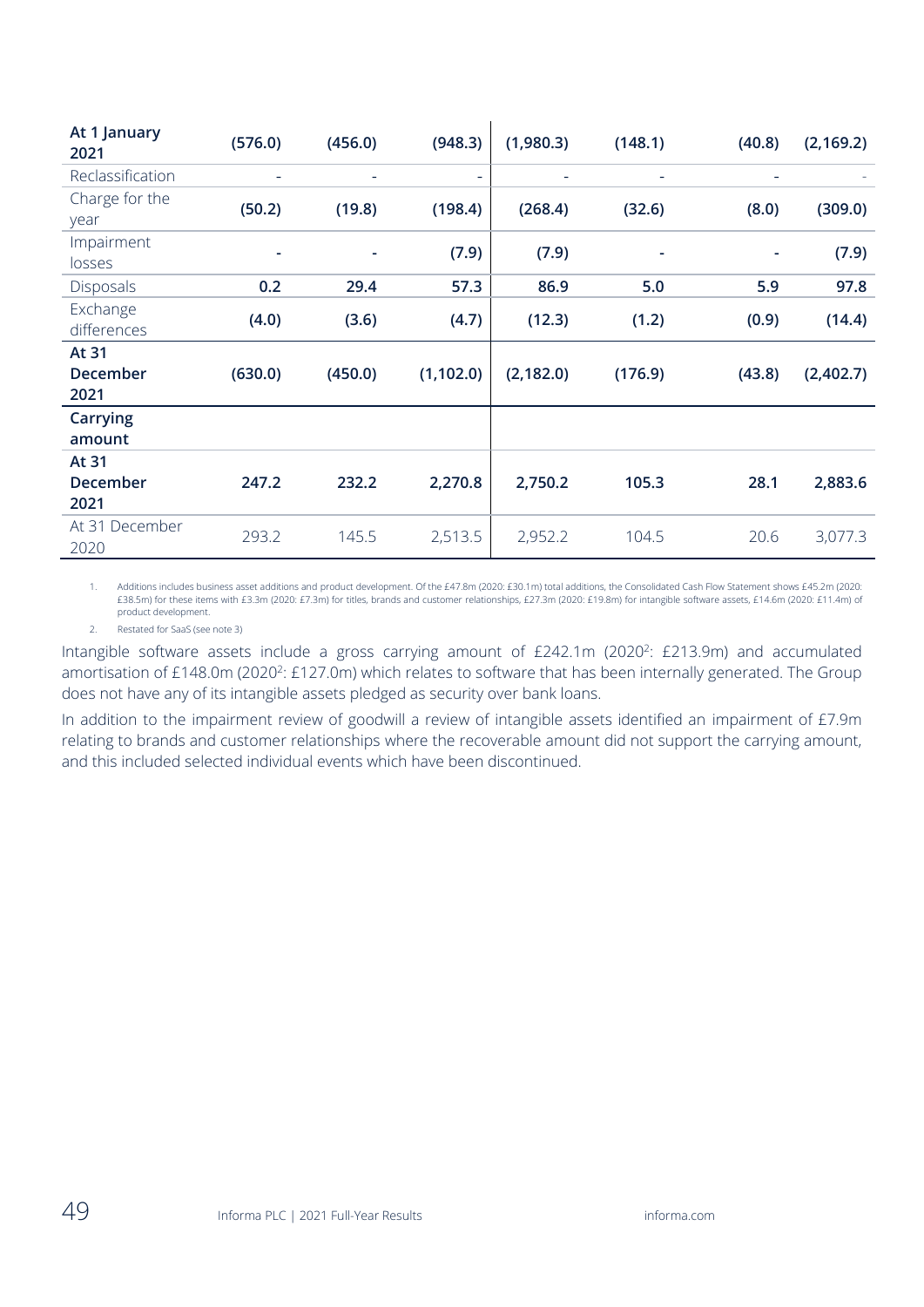| | | | | | | | |
|---|---|---|---|---|---|---|---|
| **At 1 January 2021** | **(576.0)** | **(456.0)** | **(948.3)** | **(1,980.3)** | **(148.1)** | **(40.8)** | **(2,169.2)** |
| Reclassification | - | - | - | - | - | - | - |
| Charge for the year | **(50.2)** | **(19.8)** | **(198.4)** | **(268.4)** | **(32.6)** | **(8.0)** | **(309.0)** |
| Impairment losses | - | - | **(7.9)** | **(7.9)** | - | - | **(7.9)** |
| Disposals | **0.2** | **29.4** | **57.3** | **86.9** | **5.0** | **5.9** | **97.8** |
| Exchange differences | **(4.0)** | **(3.6)** | **(4.7)** | **(12.3)** | **(1.2)** | **(0.9)** | **(14.4)** |
| **At 31 December 2021** | **(630.0)** | **(450.0)** | **(1,102.0)** | **(2,182.0)** | **(176.9)** | **(43.8)** | **(2,402.7)** |
| **Carrying amount** | | | | | | | |
| **At 31 December 2021** | **247.2** | **232.2** | **2,270.8** | **2,750.2** | **105.3** | **28.1** | **2,883.6** |
| At 31 December 2020 | 293.2 | 145.5 | 2,513.5 | 2,952.2 | 104.5 | 20.6 | 3,077.3 |

1. Additions includes business asset additions and product development. Of the £47.8m (2020: £30.1m) total additions, the Consolidated Cash Flow Statement shows £45.2m (2020: £38.5m) for these items with £3.3m (2020: £7.3m) for titles, brands and customer relationships, £27.3m (2020: £19.8m) for intangible software assets, £14.6m (2020: £11.4m) of product development.
2. Restated for SaaS (see note 3)

Intangible software assets include a gross carrying amount of £242.1m (2020[2]: £213.9m) and accumulated amortisation of £148.0m (2020[2]: £127.0m) which relates to software that has been internally generated. The Group does not have any of its intangible assets pledged as security over bank loans.

In addition to the impairment review of goodwill a review of intangible assets identified an impairment of £7.9m relating to brands and customer relationships where the recoverable amount did not support the carrying amount, and this included selected individual events which have been discontinued.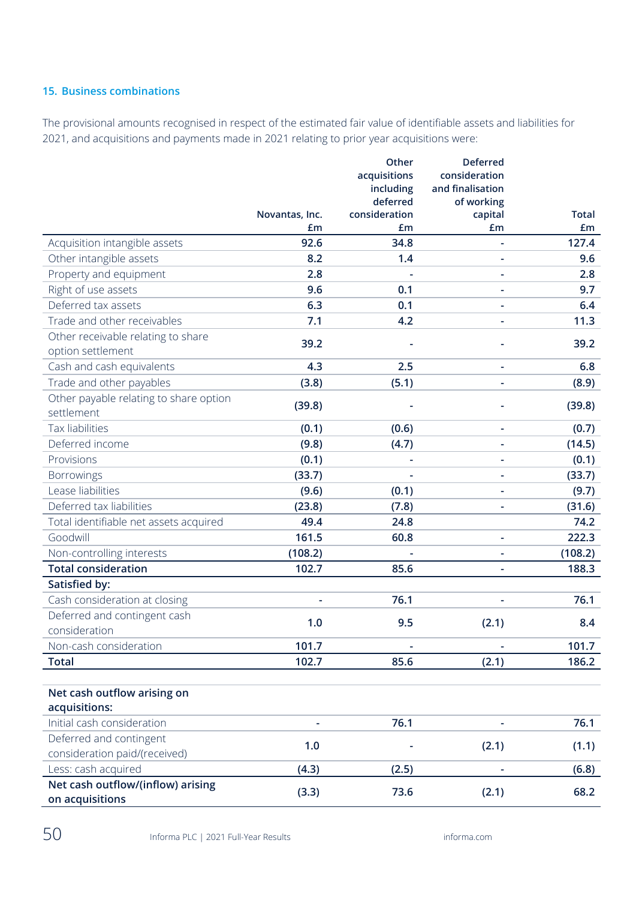### 15. Business combinations

The provisional amounts recognised in respect of the estimated fair value of identifiable assets and liabilities for 2021, and acquisitions and payments made in 2021 relating to prior year acquisitions were:

| | Novantas, Inc. £m | Other acquisitions including deferred consideration £m | Deferred consideration and finalisation of working capital £m | Total £m |
|---|---|---|---|---|
| Acquisition intangible assets | 92.6 | 34.8 | - | 127.4 |
| Other intangible assets | 8.2 | 1.4 | - | 9.6 |
| Property and equipment | 2.8 | - | - | 2.8 |
| Right of use assets | 9.6 | 0.1 | - | 9.7 |
| Deferred tax assets | 6.3 | 0.1 | - | 6.4 |
| Trade and other receivables | 7.1 | 4.2 | - | 11.3 |
| Other receivable relating to share option settlement | 39.2 | - | - | 39.2 |
| Cash and cash equivalents | 4.3 | 2.5 | - | 6.8 |
| Trade and other payables | (3.8) | (5.1) | - | (8.9) |
| Other payable relating to share option settlement | (39.8) | - | - | (39.8) |
| Tax liabilities | (0.1) | (0.6) | - | (0.7) |
| Deferred income | (9.8) | (4.7) | - | (14.5) |
| Provisions | (0.1) | - | - | (0.1) |
| Borrowings | (33.7) | - | - | (33.7) |
| Lease liabilities | (9.6) | (0.1) | - | (9.7) |
| Deferred tax liabilities | (23.8) | (7.8) | - | (31.6) |
| Total identifiable net assets acquired | 49.4 | 24.8 | | 74.2 |
| Goodwill | 161.5 | 60.8 | - | 222.3 |
| Non-controlling interests | (108.2) | - | - | (108.2) |
| **Total consideration** | 102.7 | 85.6 | - | 188.3 |
| **Satisfied by:** | | | | |
| Cash consideration at closing | - | 76.1 | - | 76.1 |
| Deferred and contingent cash consideration | 1.0 | 9.5 | (2.1) | 8.4 |
| Non-cash consideration | 101.7 | - | - | 101.7 |
| **Total** | 102.7 | 85.6 | (2.1) | 186.2 |

| | Novantas, Inc. £m | Other acquisitions including deferred consideration £m | Deferred consideration and finalisation of working capital £m | Total £m |
|---|---|---|---|---|
| **Net cash outflow arising on acquisitions:** | | | | |
| Initial cash consideration | - | 76.1 | - | 76.1 |
| Deferred and contingent consideration paid/(received) | 1.0 | - | (2.1) | (1.1) |
| Less: cash acquired | (4.3) | (2.5) | - | (6.8) |
| **Net cash outflow/(inflow) arising on acquisitions** | (3.3) | 73.6 | (2.1) | 68.2 |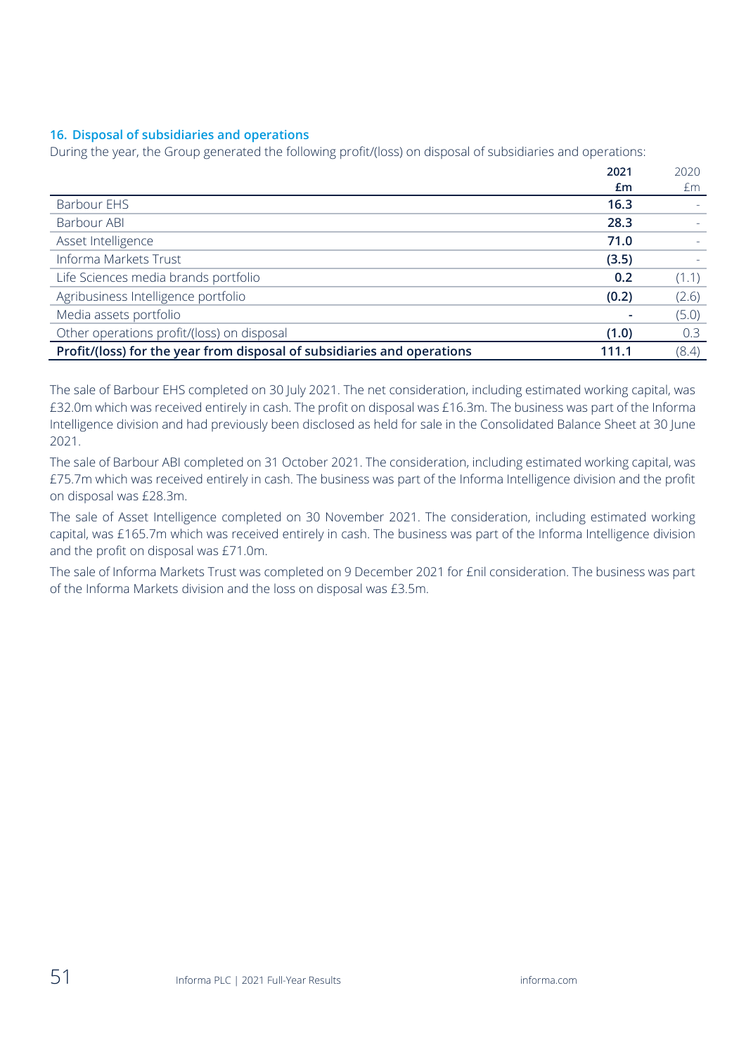## 16. Disposal of subsidiaries and operations

During the year, the Group generated the following profit/(loss) on disposal of subsidiaries and operations:

| | 2021<br>£m | 2020<br>£m |
|---|---|---|
| Barbour EHS | **16.3** | - |
| Barbour ABI | **28.3** | - |
| Asset Intelligence | **71.0** | - |
| Informa Markets Trust | **(3.5)** | - |
| Life Sciences media brands portfolio | **0.2** | (1.1) |
| Agribusiness Intelligence portfolio | **(0.2)** | (2.6) |
| Media assets portfolio | **-** | (5.0) |
| Other operations profit/(loss) on disposal | **(1.0)** | 0.3 |
| **Profit/(loss) for the year from disposal of subsidiaries and operations** | **111.1** | (8.4) |

The sale of Barbour EHS completed on 30 July 2021. The net consideration, including estimated working capital, was £32.0m which was received entirely in cash. The profit on disposal was £16.3m. The business was part of the Informa Intelligence division and had previously been disclosed as held for sale in the Consolidated Balance Sheet at 30 June 2021.

The sale of Barbour ABI completed on 31 October 2021. The consideration, including estimated working capital, was £75.7m which was received entirely in cash. The business was part of the Informa Intelligence division and the profit on disposal was £28.3m.

The sale of Asset Intelligence completed on 30 November 2021. The consideration, including estimated working capital, was £165.7m which was received entirely in cash. The business was part of the Informa Intelligence division and the profit on disposal was £71.0m.

The sale of Informa Markets Trust was completed on 9 December 2021 for £nil consideration. The business was part of the Informa Markets division and the loss on disposal was £3.5m.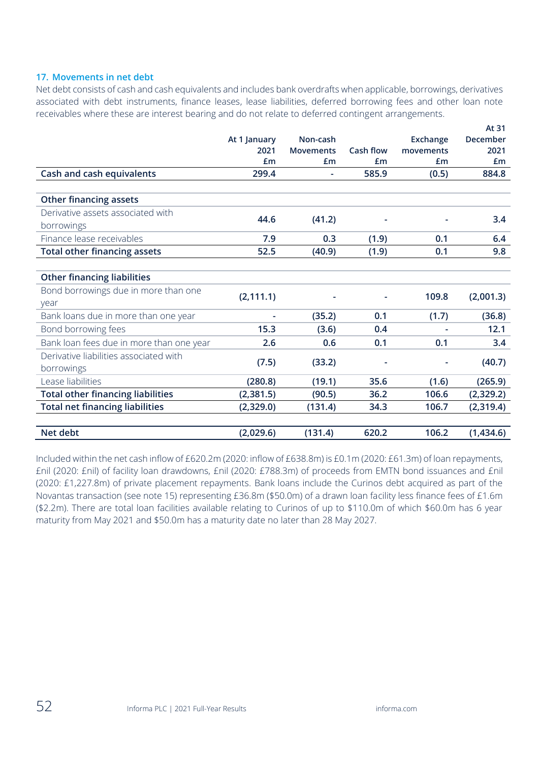## 17. Movements in net debt

Net debt consists of cash and cash equivalents and includes bank overdrafts when applicable, borrowings, derivatives associated with debt instruments, finance leases, lease liabilities, deferred borrowing fees and other loan note receivables where these are interest bearing and do not relate to deferred contingent arrangements.

| | At 1 January 2021 £m | Non-cash Movements £m | Cash flow £m | Exchange movements £m | At 31 December 2021 £m |
|---|---|---|---|---|---|
| **Cash and cash equivalents** | **299.4** | **-** | **585.9** | **(0.5)** | **884.8** |
| | | | | | |
| **Other financing assets** | | | | | |
| Derivative assets associated with borrowings | 44.6 | (41.2) | - | - | 3.4 |
| Finance lease receivables | 7.9 | 0.3 | (1.9) | 0.1 | 6.4 |
| **Total other financing assets** | **52.5** | **(40.9)** | **(1.9)** | **0.1** | **9.8** |
| | | | | | |
| **Other financing liabilities** | | | | | |
| Bond borrowings due in more than one year | (2,111.1) | - | - | 109.8 | (2,001.3) |
| Bank loans due in more than one year | - | (35.2) | 0.1 | (1.7) | (36.8) |
| Bond borrowing fees | 15.3 | (3.6) | 0.4 | - | 12.1 |
| Bank loan fees due in more than one year | 2.6 | 0.6 | 0.1 | 0.1 | 3.4 |
| Derivative liabilities associated with borrowings | (7.5) | (33.2) | - | - | (40.7) |
| Lease liabilities | (280.8) | (19.1) | 35.6 | (1.6) | (265.9) |
| **Total other financing liabilities** | **(2,381.5)** | **(90.5)** | **36.2** | **106.6** | **(2,329.2)** |
| **Total net financing liabilities** | **(2,329.0)** | **(131.4)** | **34.3** | **106.7** | **(2,319.4)** |
| | | | | | |
| **Net debt** | **(2,029.6)** | **(131.4)** | **620.2** | **106.2** | **(1,434.6)** |

Included within the net cash inflow of £620.2m (2020: inflow of £638.8m) is £0.1m (2020: £61.3m) of loan repayments, £nil (2020: £nil) of facility loan drawdowns, £nil (2020: £788.3m) of proceeds from EMTN bond issuances and £nil (2020: £1,227.8m) of private placement repayments. Bank loans include the Curinos debt acquired as part of the Novantas transaction (see note 15) representing £36.8m ($50.0m) of a drawn loan facility less finance fees of £1.6m ($2.2m). There are total loan facilities available relating to Curinos of up to $110.0m of which $60.0m has 6 year maturity from May 2021 and $50.0m has a maturity date no later than 28 May 2027.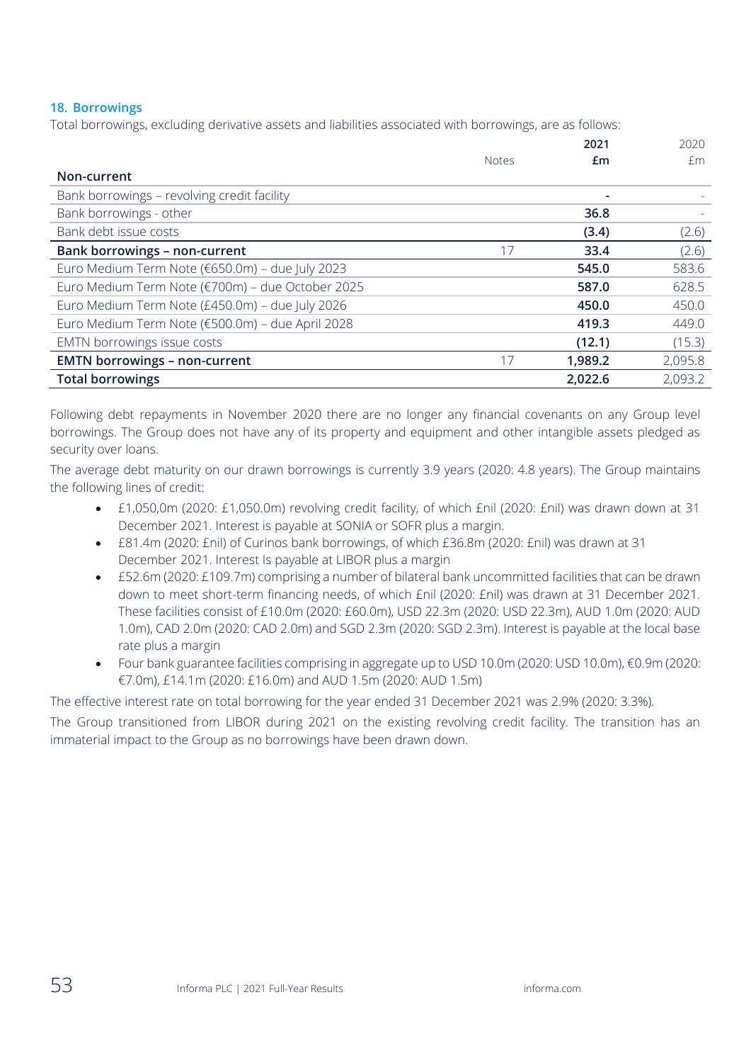### 18. Borrowings

Total borrowings, excluding derivative assets and liabilities associated with borrowings, are as follows:

| | Notes | 2021 £m | 2020 £m |
|---|---|---|---|
| **Non-current** | | | |
| Bank borrowings – revolving credit facility | | - | - |
| Bank borrowings - other | | **36.8** | - |
| Bank debt issue costs | | **(3.4)** | (2.6) |
| **Bank borrowings – non-current** | 17 | **33.4** | (2.6) |
| Euro Medium Term Note (€650.0m) – due July 2023 | | **545.0** | 583.6 |
| Euro Medium Term Note (€700m) – due October 2025 | | **587.0** | 628.5 |
| Euro Medium Term Note (£450.0m) – due July 2026 | | **450.0** | 450.0 |
| Euro Medium Term Note (€500.0m) – due April 2028 | | **419.3** | 449.0 |
| EMTN borrowings issue costs | | **(12.1)** | (15.3) |
| **EMTN borrowings – non-current** | 17 | **1,989.2** | 2,095.8 |
| **Total borrowings** | | **2,022.6** | 2,093.2 |

Following debt repayments in November 2020 there are no longer any financial covenants on any Group level borrowings. The Group does not have any of its property and equipment and other intangible assets pledged as security over loans.

The average debt maturity on our drawn borrowings is currently 3.9 years (2020: 4.8 years). The Group maintains the following lines of credit:

- £1,050,0m (2020: £1,050.0m) revolving credit facility, of which £nil (2020: £nil) was drawn down at 31 December 2021. Interest is payable at SONIA or SOFR plus a margin.
- £81.4m (2020: £nil) of Curinos bank borrowings, of which £36.8m (2020: £nil) was drawn at 31 December 2021. Interest Is payable at LIBOR plus a margin
- £52.6m (2020: £109.7m) comprising a number of bilateral bank uncommitted facilities that can be drawn down to meet short-term financing needs, of which £nil (2020: £nil) was drawn at 31 December 2021. These facilities consist of £10.0m (2020: £60.0m), USD 22.3m (2020: USD 22.3m), AUD 1.0m (2020: AUD 1.0m), CAD 2.0m (2020: CAD 2.0m) and SGD 2.3m (2020: SGD 2.3m). Interest is payable at the local base rate plus a margin
- Four bank guarantee facilities comprising in aggregate up to USD 10.0m (2020: USD 10.0m), €0.9m (2020: €7.0m), £14.1m (2020: £16.0m) and AUD 1.5m (2020: AUD 1.5m)

The effective interest rate on total borrowing for the year ended 31 December 2021 was 2.9% (2020: 3.3%).

The Group transitioned from LIBOR during 2021 on the existing revolving credit facility. The transition has an immaterial impact to the Group as no borrowings have been drawn down.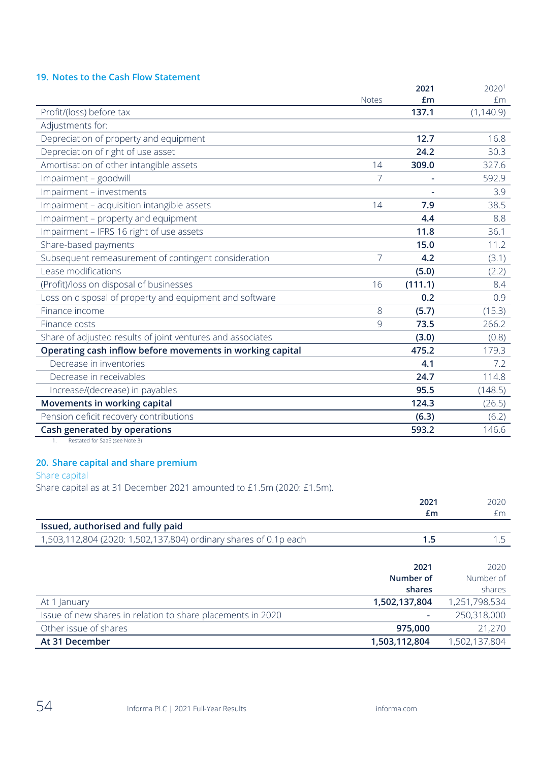## 19. Notes to the Cash Flow Statement

| | Notes | 2021 £m | 2020[1] £m |
|---|---|---|---|
| Profit/(loss) before tax | | **137.1** | (1,140.9) |
| Adjustments for: | | | |
| Depreciation of property and equipment | | **12.7** | 16.8 |
| Depreciation of right of use asset | | **24.2** | 30.3 |
| Amortisation of other intangible assets | 14 | **309.0** | 327.6 |
| Impairment – goodwill | 7 | **-** | 592.9 |
| Impairment – investments | | **-** | 3.9 |
| Impairment – acquisition intangible assets | 14 | **7.9** | 38.5 |
| Impairment – property and equipment | | **4.4** | 8.8 |
| Impairment – IFRS 16 right of use assets | | **11.8** | 36.1 |
| Share-based payments | | **15.0** | 11.2 |
| Subsequent remeasurement of contingent consideration | 7 | **4.2** | (3.1) |
| Lease modifications | | **(5.0)** | (2.2) |
| (Profit)/loss on disposal of businesses | 16 | **(111.1)** | 8.4 |
| Loss on disposal of property and equipment and software | | **0.2** | 0.9 |
| Finance income | 8 | **(5.7)** | (15.3) |
| Finance costs | 9 | **73.5** | 266.2 |
| Share of adjusted results of joint ventures and associates | | **(3.0)** | (0.8) |
| **Operating cash inflow before movements in working capital** | | **475.2** | 179.3 |
| Decrease in inventories | | **4.1** | 7.2 |
| Decrease in receivables | | **24.7** | 114.8 |
| Increase/(decrease) in payables | | **95.5** | (148.5) |
| **Movements in working capital** | | **124.3** | (26.5) |
| Pension deficit recovery contributions | | **(6.3)** | (6.2) |
| **Cash generated by operations** | | **593.2** | 146.6 |

1. Restated for SaaS (see Note 3)

## 20. Share capital and share premium

### Share capital

Share capital as at 31 December 2021 amounted to £1.5m (2020: £1.5m).

| | 2021 £m | 2020 £m |
|---|---|---|
| **Issued, authorised and fully paid** | | |
| 1,503,112,804 (2020: 1,502,137,804) ordinary shares of 0.1p each | **1.5** | 1.5 |

| | 2021 Number of shares | 2020 Number of shares |
|---|---|---|
| At 1 January | **1,502,137,804** | 1,251,798,534 |
| Issue of new shares in relation to share placements in 2020 | **-** | 250,318,000 |
| Other issue of shares | **975,000** | 21,270 |
| **At 31 December** | **1,503,112,804** | 1,502,137,804 |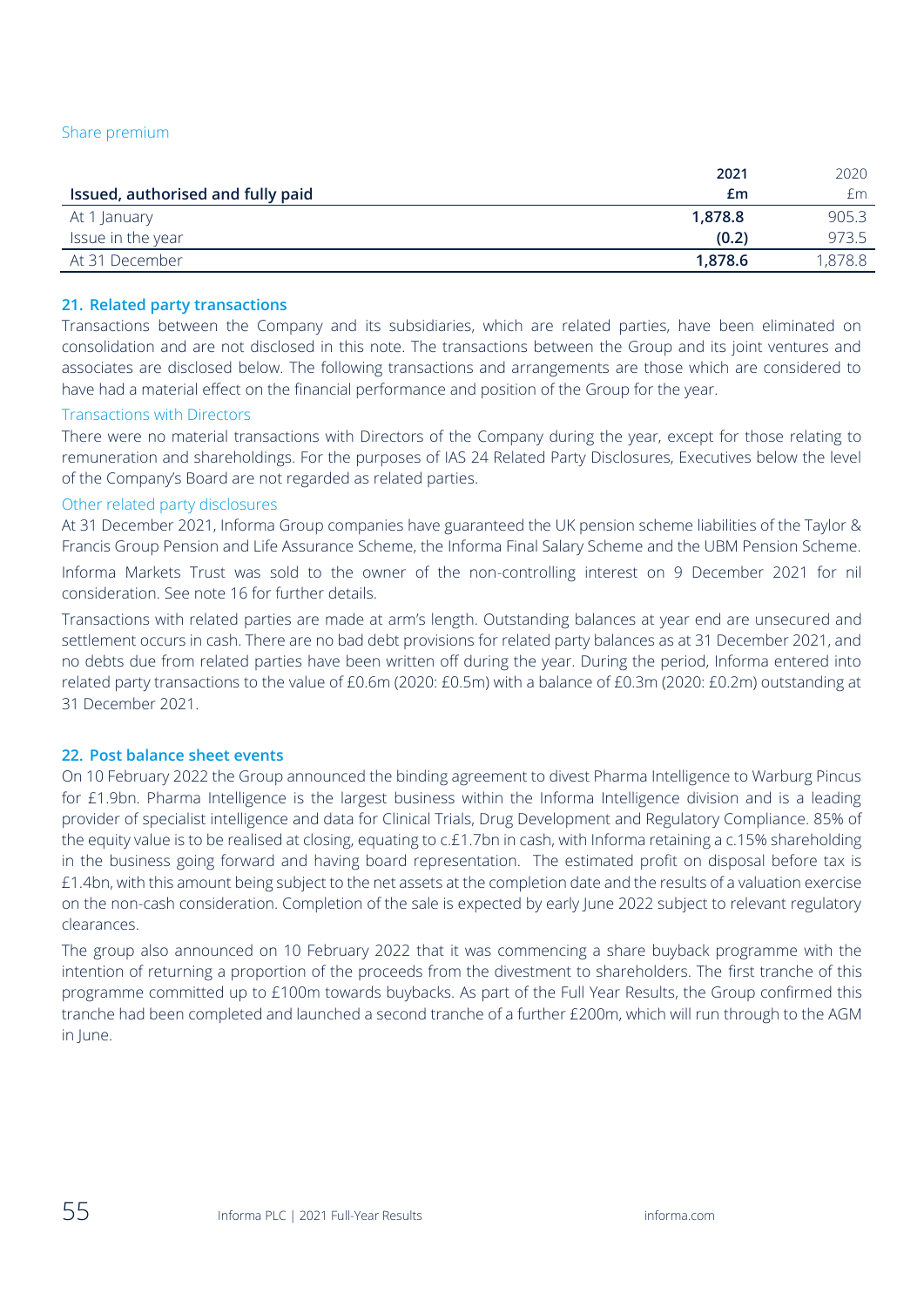### Share premium

| Issued, authorised and fully paid | 2021<br>£m | 2020<br>£m |
|---|---|---|
| At 1 January | **1,878.8** | 905.3 |
| Issue in the year | **(0.2)** | 973.5 |
| At 31 December | **1,878.6** | 1,878.8 |

## 21. Related party transactions

Transactions between the Company and its subsidiaries, which are related parties, have been eliminated on consolidation and are not disclosed in this note. The transactions between the Group and its joint ventures and associates are disclosed below. The following transactions and arrangements are those which are considered to have had a material effect on the financial performance and position of the Group for the year.

### Transactions with Directors

There were no material transactions with Directors of the Company during the year, except for those relating to remuneration and shareholdings. For the purposes of IAS 24 Related Party Disclosures, Executives below the level of the Company's Board are not regarded as related parties.

### Other related party disclosures

At 31 December 2021, Informa Group companies have guaranteed the UK pension scheme liabilities of the Taylor & Francis Group Pension and Life Assurance Scheme, the Informa Final Salary Scheme and the UBM Pension Scheme.

Informa Markets Trust was sold to the owner of the non-controlling interest on 9 December 2021 for nil consideration. See note 16 for further details.

Transactions with related parties are made at arm's length. Outstanding balances at year end are unsecured and settlement occurs in cash. There are no bad debt provisions for related party balances as at 31 December 2021, and no debts due from related parties have been written off during the year. During the period, Informa entered into related party transactions to the value of £0.6m (2020: £0.5m) with a balance of £0.3m (2020: £0.2m) outstanding at 31 December 2021.

## 22. Post balance sheet events

On 10 February 2022 the Group announced the binding agreement to divest Pharma Intelligence to Warburg Pincus for £1.9bn. Pharma Intelligence is the largest business within the Informa Intelligence division and is a leading provider of specialist intelligence and data for Clinical Trials, Drug Development and Regulatory Compliance. 85% of the equity value is to be realised at closing, equating to c.£1.7bn in cash, with Informa retaining a c.15% shareholding in the business going forward and having board representation. The estimated profit on disposal before tax is £1.4bn, with this amount being subject to the net assets at the completion date and the results of a valuation exercise on the non-cash consideration. Completion of the sale is expected by early June 2022 subject to relevant regulatory clearances.

The group also announced on 10 February 2022 that it was commencing a share buyback programme with the intention of returning a proportion of the proceeds from the divestment to shareholders. The first tranche of this programme committed up to £100m towards buybacks. As part of the Full Year Results, the Group confirmed this tranche had been completed and launched a second tranche of a further £200m, which will run through to the AGM in June.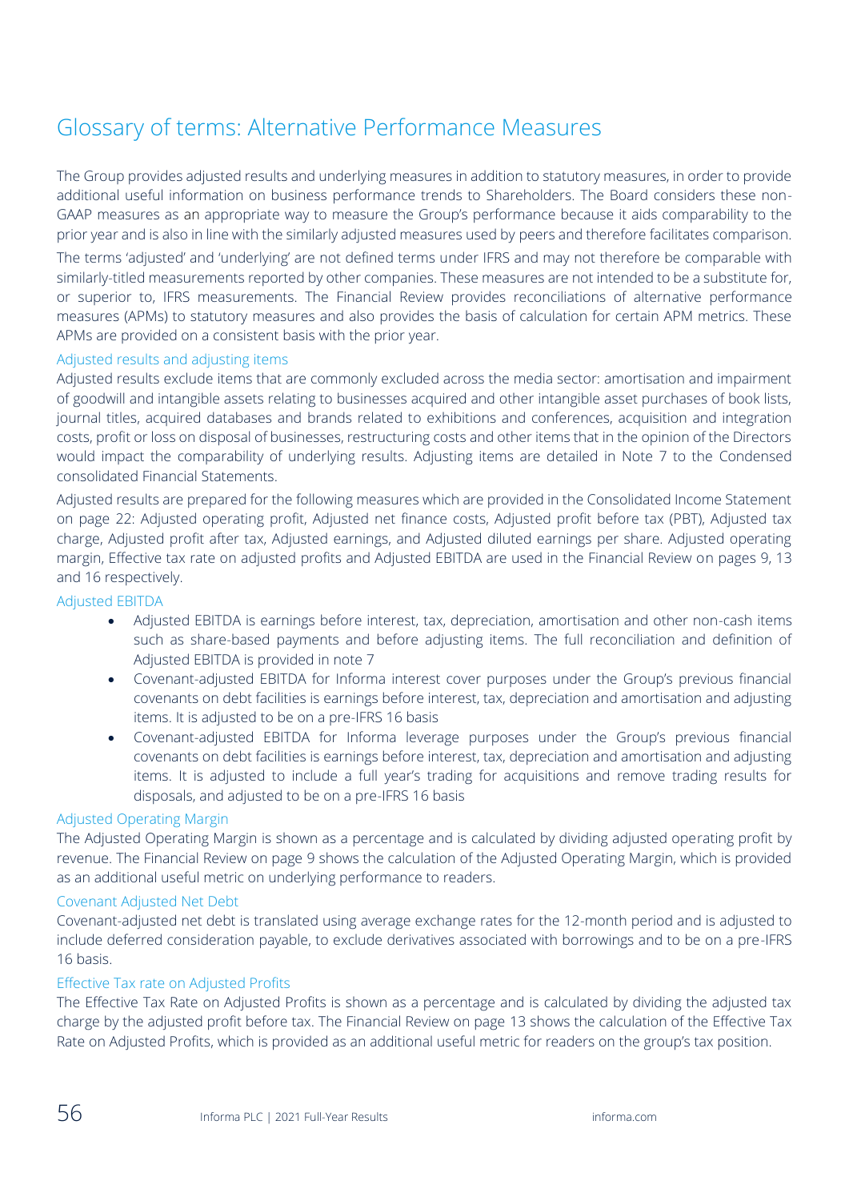# Glossary of terms: Alternative Performance Measures

The Group provides adjusted results and underlying measures in addition to statutory measures, in order to provide additional useful information on business performance trends to Shareholders. The Board considers these non-GAAP measures as an appropriate way to measure the Group's performance because it aids comparability to the prior year and is also in line with the similarly adjusted measures used by peers and therefore facilitates comparison.

The terms 'adjusted' and 'underlying' are not defined terms under IFRS and may not therefore be comparable with similarly-titled measurements reported by other companies. These measures are not intended to be a substitute for, or superior to, IFRS measurements. The Financial Review provides reconciliations of alternative performance measures (APMs) to statutory measures and also provides the basis of calculation for certain APM metrics. These APMs are provided on a consistent basis with the prior year.

## Adjusted results and adjusting items

Adjusted results exclude items that are commonly excluded across the media sector: amortisation and impairment of goodwill and intangible assets relating to businesses acquired and other intangible asset purchases of book lists, journal titles, acquired databases and brands related to exhibitions and conferences, acquisition and integration costs, profit or loss on disposal of businesses, restructuring costs and other items that in the opinion of the Directors would impact the comparability of underlying results. Adjusting items are detailed in Note 7 to the Condensed consolidated Financial Statements.

Adjusted results are prepared for the following measures which are provided in the Consolidated Income Statement on page 22: Adjusted operating profit, Adjusted net finance costs, Adjusted profit before tax (PBT), Adjusted tax charge, Adjusted profit after tax, Adjusted earnings, and Adjusted diluted earnings per share. Adjusted operating margin, Effective tax rate on adjusted profits and Adjusted EBITDA are used in the Financial Review on pages 9, 13 and 16 respectively.

## Adjusted EBITDA

- Adjusted EBITDA is earnings before interest, tax, depreciation, amortisation and other non-cash items such as share-based payments and before adjusting items. The full reconciliation and definition of Adjusted EBITDA is provided in note 7
- Covenant-adjusted EBITDA for Informa interest cover purposes under the Group's previous financial covenants on debt facilities is earnings before interest, tax, depreciation and amortisation and adjusting items. It is adjusted to be on a pre-IFRS 16 basis
- Covenant-adjusted EBITDA for Informa leverage purposes under the Group's previous financial covenants on debt facilities is earnings before interest, tax, depreciation and amortisation and adjusting items. It is adjusted to include a full year's trading for acquisitions and remove trading results for disposals, and adjusted to be on a pre-IFRS 16 basis

## Adjusted Operating Margin

The Adjusted Operating Margin is shown as a percentage and is calculated by dividing adjusted operating profit by revenue. The Financial Review on page 9 shows the calculation of the Adjusted Operating Margin, which is provided as an additional useful metric on underlying performance to readers.

## Covenant Adjusted Net Debt

Covenant-adjusted net debt is translated using average exchange rates for the 12-month period and is adjusted to include deferred consideration payable, to exclude derivatives associated with borrowings and to be on a pre-IFRS 16 basis.

## Effective Tax rate on Adjusted Profits

The Effective Tax Rate on Adjusted Profits is shown as a percentage and is calculated by dividing the adjusted tax charge by the adjusted profit before tax. The Financial Review on page 13 shows the calculation of the Effective Tax Rate on Adjusted Profits, which is provided as an additional useful metric for readers on the group's tax position.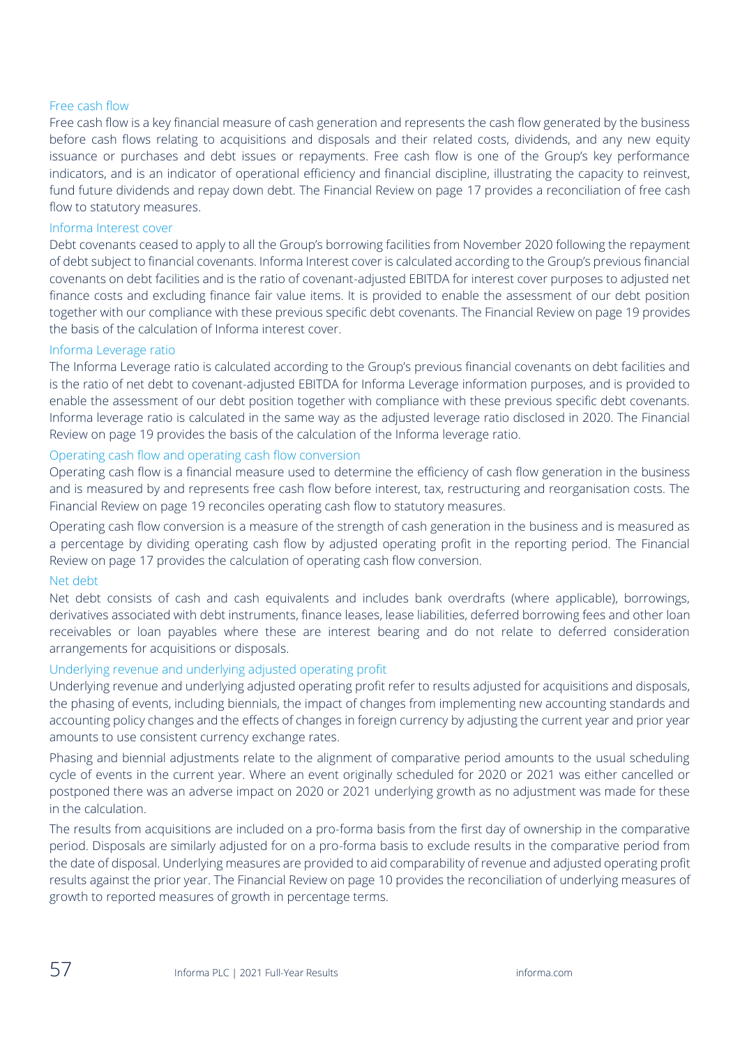### Free cash flow

Free cash flow is a key financial measure of cash generation and represents the cash flow generated by the business before cash flows relating to acquisitions and disposals and their related costs, dividends, and any new equity issuance or purchases and debt issues or repayments. Free cash flow is one of the Group's key performance indicators, and is an indicator of operational efficiency and financial discipline, illustrating the capacity to reinvest, fund future dividends and repay down debt. The Financial Review on page 17 provides a reconciliation of free cash flow to statutory measures.

### Informa Interest cover

Debt covenants ceased to apply to all the Group's borrowing facilities from November 2020 following the repayment of debt subject to financial covenants. Informa Interest cover is calculated according to the Group's previous financial covenants on debt facilities and is the ratio of covenant-adjusted EBITDA for interest cover purposes to adjusted net finance costs and excluding finance fair value items. It is provided to enable the assessment of our debt position together with our compliance with these previous specific debt covenants. The Financial Review on page 19 provides the basis of the calculation of Informa interest cover.

### Informa Leverage ratio

The Informa Leverage ratio is calculated according to the Group's previous financial covenants on debt facilities and is the ratio of net debt to covenant-adjusted EBITDA for Informa Leverage information purposes, and is provided to enable the assessment of our debt position together with compliance with these previous specific debt covenants. Informa leverage ratio is calculated in the same way as the adjusted leverage ratio disclosed in 2020. The Financial Review on page 19 provides the basis of the calculation of the Informa leverage ratio.

### Operating cash flow and operating cash flow conversion

Operating cash flow is a financial measure used to determine the efficiency of cash flow generation in the business and is measured by and represents free cash flow before interest, tax, restructuring and reorganisation costs. The Financial Review on page 19 reconciles operating cash flow to statutory measures.

Operating cash flow conversion is a measure of the strength of cash generation in the business and is measured as a percentage by dividing operating cash flow by adjusted operating profit in the reporting period. The Financial Review on page 17 provides the calculation of operating cash flow conversion.

### Net debt

Net debt consists of cash and cash equivalents and includes bank overdrafts (where applicable), borrowings, derivatives associated with debt instruments, finance leases, lease liabilities, deferred borrowing fees and other loan receivables or loan payables where these are interest bearing and do not relate to deferred consideration arrangements for acquisitions or disposals.

### Underlying revenue and underlying adjusted operating profit

Underlying revenue and underlying adjusted operating profit refer to results adjusted for acquisitions and disposals, the phasing of events, including biennials, the impact of changes from implementing new accounting standards and accounting policy changes and the effects of changes in foreign currency by adjusting the current year and prior year amounts to use consistent currency exchange rates.

Phasing and biennial adjustments relate to the alignment of comparative period amounts to the usual scheduling cycle of events in the current year. Where an event originally scheduled for 2020 or 2021 was either cancelled or postponed there was an adverse impact on 2020 or 2021 underlying growth as no adjustment was made for these in the calculation.

The results from acquisitions are included on a pro-forma basis from the first day of ownership in the comparative period. Disposals are similarly adjusted for on a pro-forma basis to exclude results in the comparative period from the date of disposal. Underlying measures are provided to aid comparability of revenue and adjusted operating profit results against the prior year. The Financial Review on page 10 provides the reconciliation of underlying measures of growth to reported measures of growth in percentage terms.